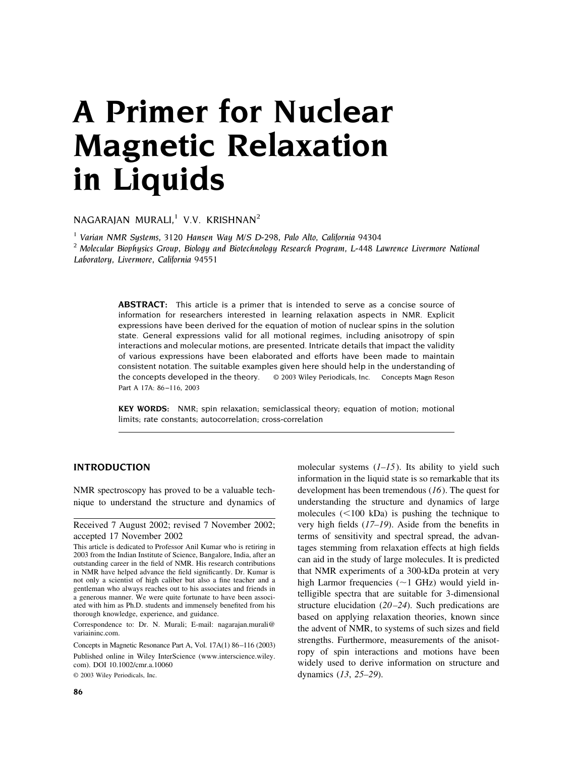# A Primer for Nuclear Magnetic Relaxation in Liquids

NAGARAJAN MURALI,[1] V.V. KRISHNAN[2]

[1] *Varian NMR Systems, 3120 Hansen Way M/S D-298, Palo Alto, California 94304*
[2] *Molecular Biophysics Group, Biology and Biotechnology Research Program, L-448 Lawrence Livermore National Laboratory, Livermore, California 94551*

**ABSTRACT:** This article is a primer that is intended to serve as a concise source of information for researchers interested in learning relaxation aspects in NMR. Explicit expressions have been derived for the equation of motion of nuclear spins in the solution state. General expressions valid for all motional regimes, including anisotropy of spin interactions and molecular motions, are presented. Intricate details that impact the validity of various expressions have been elaborated and efforts have been made to maintain consistent notation. The suitable examples given here should help in the understanding of the concepts developed in the theory. © 2003 Wiley Periodicals, Inc. Concepts Magn Reson Part A 17A: 86–116, 2003

**KEY WORDS:** NMR; spin relaxation; semiclassical theory; equation of motion; motional limits; rate constants; autocorrelation; cross-correlation

## INTRODUCTION

NMR spectroscopy has proved to be a valuable technique to understand the structure and dynamics of molecular systems (*1–15*). Its ability to yield such information in the liquid state is so remarkable that its development has been tremendous (*16*). The quest for understanding the structure and dynamics of large molecules (<100 kDa) is pushing the technique to very high fields (*17–19*). Aside from the benefits in terms of sensitivity and spectral spread, the advantages stemming from relaxation effects at high fields can aid in the study of large molecules. It is predicted that NMR experiments of a 300-kDa protein at very high Larmor frequencies (~1 GHz) would yield intelligible spectra that are suitable for 3-dimensional structure elucidation (*20–24*). Such predications are based on applying relaxation theories, known since the advent of NMR, to systems of such sizes and field strengths. Furthermore, measurements of the anisotropy of spin interactions and motions have been widely used to derive information on structure and dynamics (*13*, *25–29*).

Received 7 August 2002; revised 7 November 2002; accepted 17 November 2002

This article is dedicated to Professor Anil Kumar who is retiring in 2003 from the Indian Institute of Science, Bangalore, India, after an outstanding career in the field of NMR. His research contributions in NMR have helped advance the field significantly. Dr. Kumar is not only a scientist of high caliber but also a fine teacher and a gentleman who always reaches out to his associates and friends in a generous manner. We were quite fortunate to have been associated with him as Ph.D. students and immensely benefited from his thorough knowledge, experience, and guidance.

Correspondence to: Dr. N. Murali; E-mail: nagarajan.murali@variaininc.com.

Concepts in Magnetic Resonance Part A, Vol. 17A(1) 86–116 (2003)

Published online in Wiley InterScience (www.interscience.wiley.com). DOI 10.1002/cmr.a.10060

© 2003 Wiley Periodicals, Inc.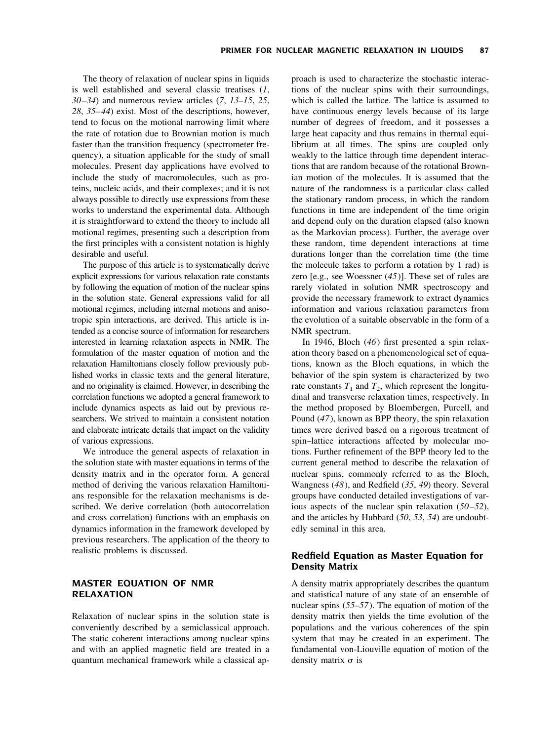The theory of relaxation of nuclear spins in liquids is well established and several classic treatises (*1*, *30–34*) and numerous review articles (*7*, *13–15*, *25*, *28*, *35–44*) exist. Most of the descriptions, however, tend to focus on the motional narrowing limit where the rate of rotation due to Brownian motion is much faster than the transition frequency (spectrometer frequency), a situation applicable for the study of small molecules. Present day applications have evolved to include the study of macromolecules, such as proteins, nucleic acids, and their complexes; and it is not always possible to directly use expressions from these works to understand the experimental data. Although it is straightforward to extend the theory to include all motional regimes, presenting such a description from the first principles with a consistent notation is highly desirable and useful.

The purpose of this article is to systematically derive explicit expressions for various relaxation rate constants by following the equation of motion of the nuclear spins in the solution state. General expressions valid for all motional regimes, including internal motions and anisotropic spin interactions, are derived. This article is intended as a concise source of information for researchers interested in learning relaxation aspects in NMR. The formulation of the master equation of motion and the relaxation Hamiltonians closely follow previously published works in classic texts and the general literature, and no originality is claimed. However, in describing the correlation functions we adopted a general framework to include dynamics aspects as laid out by previous researchers. We strived to maintain a consistent notation and elaborate intricate details that impact on the validity of various expressions.

We introduce the general aspects of relaxation in the solution state with master equations in terms of the density matrix and in the operator form. A general method of deriving the various relaxation Hamiltonians responsible for the relaxation mechanisms is described. We derive correlation (both autocorrelation and cross correlation) functions with an emphasis on dynamics information in the framework developed by previous researchers. The application of the theory to realistic problems is discussed.

## MASTER EQUATION OF NMR RELAXATION

Relaxation of nuclear spins in the solution state is conveniently described by a semiclassical approach. The static coherent interactions among nuclear spins and with an applied magnetic field are treated in a quantum mechanical framework while a classical approach is used to characterize the stochastic interactions of the nuclear spins with their surroundings, which is called the lattice. The lattice is assumed to have continuous energy levels because of its large number of degrees of freedom, and it possesses a large heat capacity and thus remains in thermal equilibrium at all times. The spins are coupled only weakly to the lattice through time dependent interactions that are random because of the rotational Brownian motion of the molecules. It is assumed that the nature of the randomness is a particular class called the stationary random process, in which the random functions in time are independent of the time origin and depend only on the duration elapsed (also known as the Markovian process). Further, the average over these random, time dependent interactions at time durations longer than the correlation time (the time the molecule takes to perform a rotation by 1 rad) is zero [e.g., see Woessner (*45*)]. These set of rules are rarely violated in solution NMR spectroscopy and provide the necessary framework to extract dynamics information and various relaxation parameters from the evolution of a suitable observable in the form of a NMR spectrum.

In 1946, Bloch (*46*) first presented a spin relaxation theory based on a phenomenological set of equations, known as the Bloch equations, in which the behavior of the spin system is characterized by two rate constants $T_1$ and $T_2$, which represent the longitudinal and transverse relaxation times, respectively. In the method proposed by Bloembergen, Purcell, and Pound (*47*), known as BPP theory, the spin relaxation times were derived based on a rigorous treatment of spin–lattice interactions affected by molecular motions. Further refinement of the BPP theory led to the current general method to describe the relaxation of nuclear spins, commonly referred to as the Bloch, Wangness (*48*), and Redfield (*35*, *49*) theory. Several groups have conducted detailed investigations of various aspects of the nuclear spin relaxation (*50–52*), and the articles by Hubbard (*50*, *53*, *54*) are undoubtedly seminal in this area.

### Redfield Equation as Master Equation for Density Matrix

A density matrix appropriately describes the quantum and statistical nature of any state of an ensemble of nuclear spins (*55–57*). The equation of motion of the density matrix then yields the time evolution of the populations and the various coherences of the spin system that may be created in an experiment. The fundamental von-Liouville equation of motion of the density matrix $\sigma$ is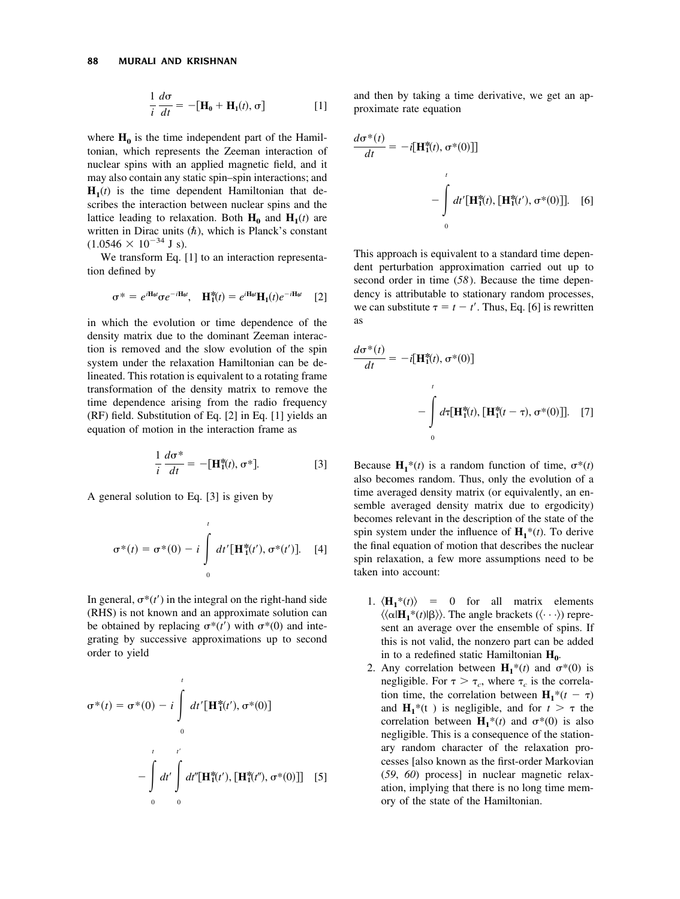$$\frac{1}{i}\frac{d\sigma}{dt} = -[\mathbf{H_0} + \mathbf{H_1}(t), \sigma] \quad [1]$$

where $\mathbf{H_0}$ is the time independent part of the Hamiltonian, which represents the Zeeman interaction of nuclear spins with an applied magnetic field, and it may also contain any static spin–spin interactions; and $\mathbf{H_1}(t)$ is the time dependent Hamiltonian that describes the interaction between nuclear spins and the lattice leading to relaxation. Both $\mathbf{H_0}$ and $\mathbf{H_1}(t)$ are written in Dirac units ($\hbar$), which is Planck's constant ($1.0546 \times 10^{-34}$ J s).

We transform Eq. [1] to an interaction representation defined by

$$\sigma^* = e^{i\mathbf{H_0}t}\sigma e^{-i\mathbf{H_0}t}, \quad \mathbf{H_1^*}(t) = e^{i\mathbf{H_0}t}\mathbf{H_1}(t)e^{-i\mathbf{H_0}t} \quad [2]$$

in which the evolution or time dependence of the density matrix due to the dominant Zeeman interaction is removed and the slow evolution of the spin system under the relaxation Hamiltonian can be delineated. This rotation is equivalent to a rotating frame transformation of the density matrix to remove the time dependence arising from the radio frequency (RF) field. Substitution of Eq. [2] in Eq. [1] yields an equation of motion in the interaction frame as

$$\frac{1}{i}\frac{d\sigma^*}{dt} = -[\mathbf{H_1^*}(t), \sigma^*]. \quad [3]$$

A general solution to Eq. [3] is given by

$$\sigma^*(t) = \sigma^*(0) - i\int_0^t dt'[\mathbf{H_1^*}(t'), \sigma^*(t')]. \quad [4]$$

In general, $\sigma^*(t')$ in the integral on the right-hand side (RHS) is not known and an approximate solution can be obtained by replacing $\sigma^*(t')$ with $\sigma^*(0)$ and integrating by successive approximations up to second order to yield

$$\sigma^*(t) = \sigma^*(0) - i\int_0^t dt'[\mathbf{H_1^*}(t'), \sigma^*(0)] - \int_0^t dt'\int_0^{t'} dt''[\mathbf{H_1^*}(t'), [\mathbf{H_1^*}(t''), \sigma^*(0)]] \quad [5]$$

and then by taking a time derivative, we get an approximate rate equation

$$\frac{d\sigma^*(t)}{dt} = -i[\mathbf{H_1^*}(t), \sigma^*(0)]] - \int_0^t dt'[\mathbf{H_1^*}(t), [\mathbf{H_1^*}(t'), \sigma^*(0)]]. \quad [6]$$

This approach is equivalent to a standard time dependent perturbation approximation carried out up to second order in time (*58*). Because the time dependency is attributable to stationary random processes, we can substitute $\tau = t - t'$. Thus, Eq. [6] is rewritten as

$$\frac{d\sigma^*(t)}{dt} = -i[\mathbf{H_1^*}(t), \sigma^*(0)] - \int_0^t d\tau[\mathbf{H_1^*}(t), [\mathbf{H_1^*}(t-\tau), \sigma^*(0)]]. \quad [7]$$

Because $\mathbf{H_1}^*(t)$ is a random function of time, $\sigma^*(t)$ also becomes random. Thus, only the evolution of a time averaged density matrix (or equivalently, an ensemble averaged density matrix due to ergodicity) becomes relevant in the description of the state of the spin system under the influence of $\mathbf{H_1}^*(t)$. To derive the final equation of motion that describes the nuclear spin relaxation, a few more assumptions need to be taken into account:

1. $\langle \mathbf{H_1}^*(t) \rangle = 0$ for all matrix elements $\langle\langle \alpha | \mathbf{H_1}^*(t) | \beta \rangle\rangle$. The angle brackets ($\langle \cdots \rangle$) represent an average over the ensemble of spins. If this is not valid, the nonzero part can be added in to a redefined static Hamiltonian $\mathbf{H_0}$.
2. Any correlation between $\mathbf{H_1}^*(t)$ and $\sigma^*(0)$ is negligible. For $\tau > \tau_c$, where $\tau_c$ is the correlation time, the correlation between $\mathbf{H_1}^*(t - \tau)$ and $\mathbf{H_1}^*(t\ )$ is negligible, and for $t > \tau$ the correlation between $\mathbf{H_1}^*(t)$ and $\sigma^*(0)$ is also negligible. This is a consequence of the stationary random character of the relaxation processes [also known as the first-order Markovian (*59*, *60*) process] in nuclear magnetic relaxation, implying that there is no long time memory of the state of the Hamiltonian.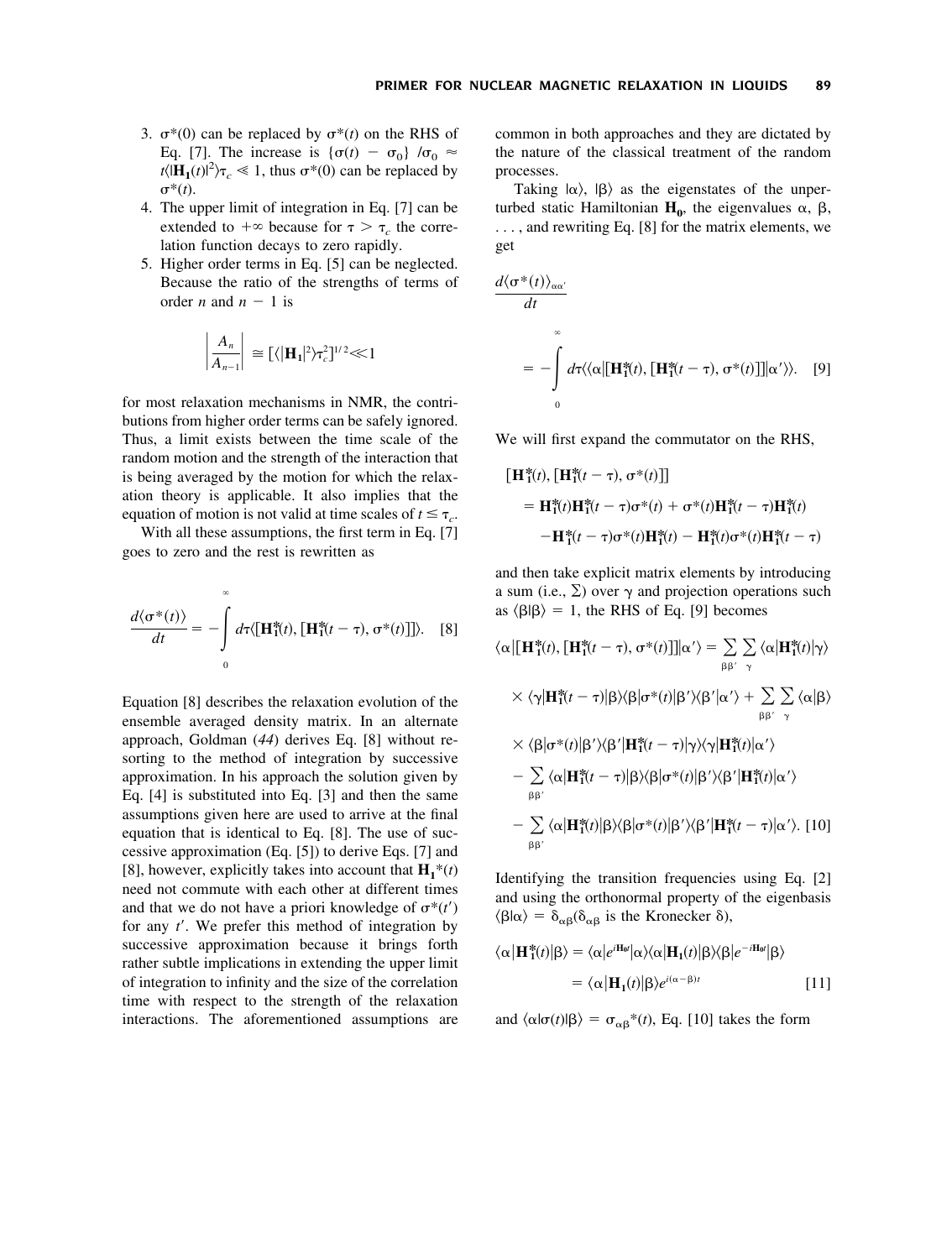3. $\sigma^*(0)$ can be replaced by $\sigma^*(t)$ on the RHS of Eq. [7]. The increase is $\{\sigma(t) - \sigma_0\}/\sigma_0 \approx t\langle|\mathbf{H_1}(t)|^2\rangle\tau_c \ll 1$, thus $\sigma^*(0)$ can be replaced by $\sigma^*(t)$.
4. The upper limit of integration in Eq. [7] can be extended to $+\infty$ because for $\tau > \tau_c$ the correlation function decays to zero rapidly.
5. Higher order terms in Eq. [5] can be neglected. Because the ratio of the strengths of terms of order $n$ and $n - 1$ is

$$\left|\frac{A_n}{A_{n-1}}\right| \cong [\langle|\mathbf{H_1}|^2\rangle\tau_c^2]^{1/2} \ll 1$$

for most relaxation mechanisms in NMR, the contributions from higher order terms can be safely ignored. Thus, a limit exists between the time scale of the random motion and the strength of the interaction that is being averaged by the motion for which the relaxation theory is applicable. It also implies that the equation of motion is not valid at time scales of $t \leq \tau_c$.

With all these assumptions, the first term in Eq. [7] goes to zero and the rest is rewritten as

$$\frac{d\langle\sigma^*(t)\rangle}{dt} = -\int_0^\infty d\tau\langle[\mathbf{H_1^*}(t), [\mathbf{H_1^*}(t-\tau), \sigma^*(t)]]\rangle. \quad [8]$$

Equation [8] describes the relaxation evolution of the ensemble averaged density matrix. In an alternate approach, Goldman (*44*) derives Eq. [8] without resorting to the method of integration by successive approximation. In his approach the solution given by Eq. [4] is substituted into Eq. [3] and then the same assumptions given here are used to arrive at the final equation that is identical to Eq. [8]. The use of successive approximation (Eq. [5]) to derive Eqs. [7] and [8], however, explicitly takes into account that $\mathbf{H_1}^*(t)$ need not commute with each other at different times and that we do not have a priori knowledge of $\sigma^*(t')$ for any $t'$. We prefer this method of integration by successive approximation because it brings forth rather subtle implications in extending the upper limit of integration to infinity and the size of the correlation time with respect to the strength of the relaxation interactions. The aforementioned assumptions are common in both approaches and they are dictated by the nature of the classical treatment of the random processes.

Taking $|\alpha\rangle$, $|\beta\rangle$ as the eigenstates of the unperturbed static Hamiltonian $\mathbf{H_0}$, the eigenvalues $\alpha$, $\beta$, . . . , and rewriting Eq. [8] for the matrix elements, we get

$$\frac{d\langle\sigma^*(t)\rangle_{\alpha\alpha'}}{dt} = -\int_0^\infty d\tau\langle\langle\alpha|[\mathbf{H_1^*}(t), [\mathbf{H_1^*}(t-\tau), \sigma^*(t)]]|\alpha'\rangle\rangle. \quad [9]$$

We will first expand the commutator on the RHS,

$$\begin{aligned}
&[\mathbf{H_1^*}(t), [\mathbf{H_1^*}(t-\tau), \sigma^*(t)]] \\
&\quad = \mathbf{H_1^*}(t)\mathbf{H_1^*}(t-\tau)\sigma^*(t) + \sigma^*(t)\mathbf{H_1^*}(t-\tau)\mathbf{H_1^*}(t) \\
&\quad\quad - \mathbf{H_1^*}(t-\tau)\sigma^*(t)\mathbf{H_1^*}(t) - \mathbf{H_1^*}(t)\sigma^*(t)\mathbf{H_1^*}(t-\tau)
\end{aligned}$$

and then take explicit matrix elements by introducing a sum (i.e., $\Sigma$) over $\gamma$ and projection operations such as $\langle\beta|\beta\rangle = 1$, the RHS of Eq. [9] becomes

$$\begin{aligned}
&\langle\alpha|[\mathbf{H_1^*}(t), [\mathbf{H_1^*}(t-\tau), \sigma^*(t)]]|\alpha'\rangle = \sum_{\beta\beta'}\sum_{\gamma}\langle\alpha|\mathbf{H_1^*}(t)|\gamma\rangle \\
&\quad \times \langle\gamma|\mathbf{H_1^*}(t-\tau)|\beta\rangle\langle\beta|\sigma^*(t)|\beta'\rangle\langle\beta'|\alpha'\rangle + \sum_{\beta\beta'}\sum_{\gamma}\langle\alpha|\beta\rangle \\
&\quad \times \langle\beta|\sigma^*(t)|\beta'\rangle\langle\beta'|\mathbf{H_1^*}(t-\tau)|\gamma\rangle\langle\gamma|\mathbf{H_1^*}(t)|\alpha'\rangle \\
&\quad - \sum_{\beta\beta'}\langle\alpha|\mathbf{H_1^*}(t-\tau)|\beta\rangle\langle\beta|\sigma^*(t)|\beta'\rangle\langle\beta'|\mathbf{H_1^*}(t)|\alpha'\rangle \\
&\quad - \sum_{\beta\beta'}\langle\alpha|\mathbf{H_1^*}(t)|\beta\rangle\langle\beta|\sigma^*(t)|\beta'\rangle\langle\beta'|\mathbf{H_1^*}(t-\tau)|\alpha'\rangle. \quad [10]
\end{aligned}$$

Identifying the transition frequencies using Eq. [2] and using the orthonormal property of the eigenbasis $\langle\beta|\alpha\rangle = \delta_{\alpha\beta}$ ($\delta_{\alpha\beta}$ is the Kronecker $\delta$),

$$\begin{aligned}
\langle\alpha|\mathbf{H_1^*}(t)|\beta\rangle &= \langle\alpha|e^{i\mathbf{H_0}t}|\alpha\rangle\langle\alpha|\mathbf{H_1}(t)|\beta\rangle\langle\beta|e^{-i\mathbf{H_0}t}|\beta\rangle \\
&= \langle\alpha|\mathbf{H_1}(t)|\beta\rangle e^{i(\alpha-\beta)t} \quad [11]
\end{aligned}$$

and $\langle\alpha|\sigma(t)|\beta\rangle = \sigma_{\alpha\beta}^*(t)$, Eq. [10] takes the form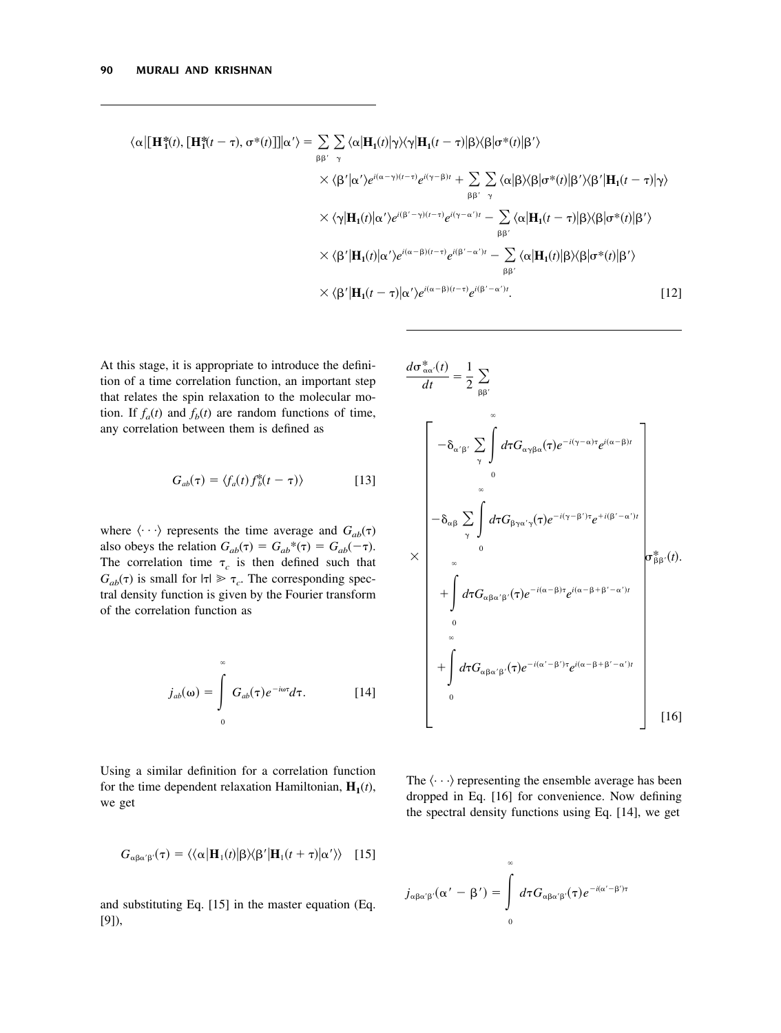$$
\begin{aligned}
\langle\alpha|[\mathbf{H}_1^*(t),[\mathbf{H}_1^*(t-\tau),\sigma^*(t)]]|\alpha'\rangle = &\sum_{\beta\beta'}\sum_{\gamma}\langle\alpha|\mathbf{H}_1(t)|\gamma\rangle\langle\gamma|\mathbf{H}_1(t-\tau)|\beta\rangle\langle\beta|\sigma^*(t)|\beta'\rangle \\
&\times\langle\beta'|\alpha'\rangle e^{i(\alpha-\gamma)(t-\tau)}e^{i(\gamma-\beta)t} + \sum_{\beta\beta'}\sum_{\gamma}\langle\alpha|\beta\rangle\langle\beta|\sigma^*(t)|\beta'\rangle\langle\beta'|\mathbf{H}_1(t-\tau)|\gamma\rangle \\
&\times\langle\gamma|\mathbf{H}_1(t)|\alpha'\rangle e^{i(\beta'-\gamma)(t-\tau)}e^{i(\gamma-\alpha')t} - \sum_{\beta\beta'}\langle\alpha|\mathbf{H}_1(t-\tau)|\beta\rangle\langle\beta|\sigma^*(t)|\beta'\rangle \\
&\times\langle\beta'|\mathbf{H}_1(t)|\alpha'\rangle e^{i(\alpha-\beta)(t-\tau)}e^{i(\beta'-\alpha')t} - \sum_{\beta\beta'}\langle\alpha|\mathbf{H}_1(t)|\beta\rangle\langle\beta|\sigma^*(t)|\beta'\rangle \\
&\times\langle\beta'|\mathbf{H}_1(t-\tau)|\alpha'\rangle e^{i(\alpha-\beta)(t-\tau)}e^{i(\beta'-\alpha')t}.
\end{aligned}
\quad [12]
$$

At this stage, it is appropriate to introduce the definition of a time correlation function, an important step that relates the spin relaxation to the molecular motion. If $f_a(t)$ and $f_b(t)$ are random functions of time, any correlation between them is defined as

$$
G_{ab}(\tau) = \langle f_a(t) f_b^*(t-\tau)\rangle \quad [13]
$$

where $\langle\cdots\rangle$ represents the time average and $G_{ab}(\tau)$ also obeys the relation $G_{ab}(\tau) = G_{ab}{}^*(\tau) = G_{ab}(-\tau)$. The correlation time $\tau_c$ is then defined such that $G_{ab}(\tau)$ is small for $|\tau| \gg \tau_c$. The corresponding spectral density function is given by the Fourier transform of the correlation function as

$$
j_{ab}(\omega) = \int_0^\infty G_{ab}(\tau) e^{-i\omega\tau} d\tau. \quad [14]
$$

Using a similar definition for a correlation function for the time dependent relaxation Hamiltonian, $\mathbf{H_1}(t)$, we get

$$
G_{\alpha\beta\alpha'\beta'}(\tau) = \langle\langle\alpha|\mathbf{H}_1(t)|\beta\rangle\langle\beta'|\mathbf{H}_1(t+\tau)|\alpha'\rangle\rangle \quad [15]
$$

and substituting Eq. [15] in the master equation (Eq. [9]),

$$
\frac{d\sigma^*_{\alpha\alpha'}(t)}{dt} = \frac{1}{2}\sum_{\beta\beta'}
\times\begin{bmatrix}
-\delta_{\alpha'\beta'}\sum_{\gamma}\int_0^\infty d\tau G_{\alpha\gamma\beta\alpha}(\tau)e^{-i(\gamma-\alpha)\tau}e^{i(\alpha-\beta)t} \\
-\delta_{\alpha\beta}\sum_{\gamma}\int_0^\infty d\tau G_{\beta\gamma\alpha'\gamma}(\tau)e^{-i(\gamma-\beta')\tau}e^{+i(\beta'-\alpha')t} \\
+\int_0^\infty d\tau G_{\alpha\beta\alpha'\beta'}(\tau)e^{-i(\alpha-\beta)\tau}e^{i(\alpha-\beta+\beta'-\alpha')t} \\
+\int_0^\infty d\tau G_{\alpha\beta\alpha'\beta'}(\tau)e^{-i(\alpha'-\beta')\tau}e^{i(\alpha-\beta+\beta'-\alpha')t}
\end{bmatrix}\sigma^*_{\beta\beta'}(t). \quad [16]
$$

The $\langle\cdots\rangle$ representing the ensemble average has been dropped in Eq. [16] for convenience. Now defining the spectral density functions using Eq. [14], we get

$$
j_{\alpha\beta\alpha'\beta'}(\alpha'-\beta') = \int_0^\infty d\tau G_{\alpha\beta\alpha'\beta'}(\tau)e^{-i(\alpha'-\beta')\tau}
$$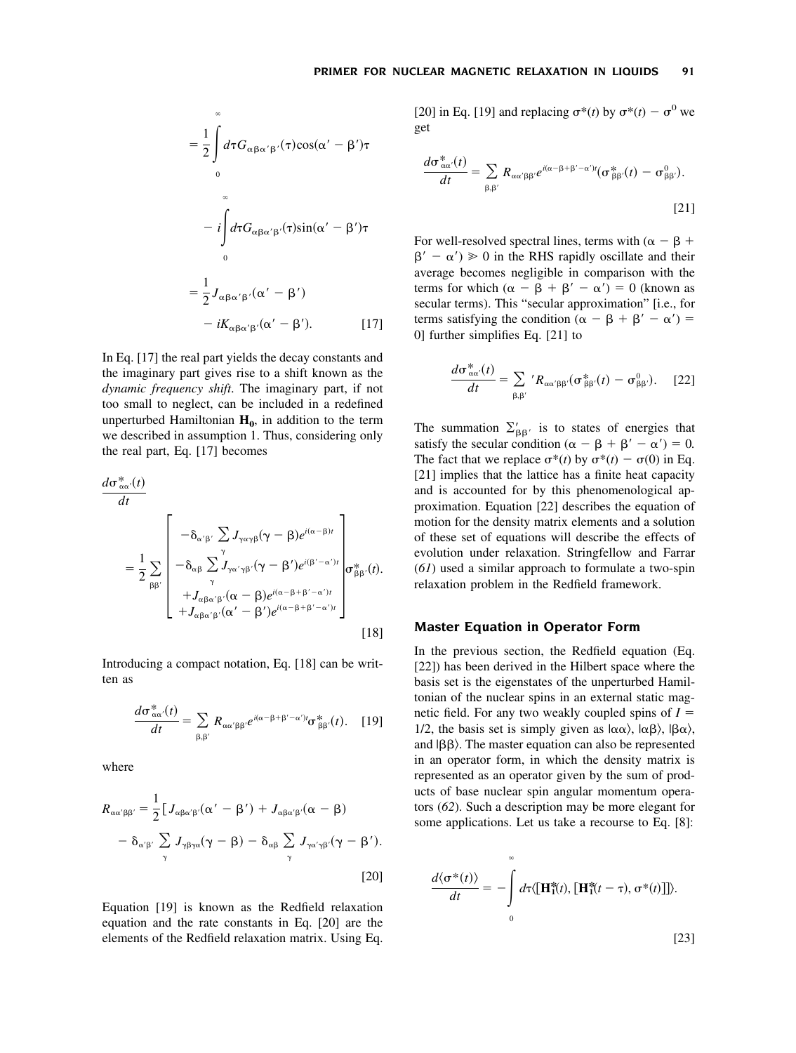$$= \frac{1}{2}\int_0^\infty d\tau G_{\alpha\beta\alpha'\beta'}(\tau)\cos(\alpha'-\beta')\tau$$

$$- i\int_0^\infty d\tau G_{\alpha\beta\alpha'\beta'}(\tau)\sin(\alpha'-\beta')\tau$$

$$= \frac{1}{2}J_{\alpha\beta\alpha'\beta'}(\alpha'-\beta') - iK_{\alpha\beta\alpha'\beta'}(\alpha'-\beta'). \quad [17]$$

In Eq. [17] the real part yields the decay constants and the imaginary part gives rise to a shift known as the *dynamic frequency shift*. The imaginary part, if not too small to neglect, can be included in a redefined unperturbed Hamiltonian $\mathbf{H_0}$, in addition to the term we described in assumption 1. Thus, considering only the real part, Eq. [17] becomes

$$\frac{d\sigma^*_{\alpha\alpha'}(t)}{dt} = \frac{1}{2}\sum_{\beta\beta'}\begin{bmatrix} -\delta_{\alpha'\beta'}\sum_{\gamma} J_{\gamma\alpha\gamma\beta}(\gamma-\beta)e^{i(\alpha-\beta)t} \\ -\delta_{\alpha\beta}\sum_{\gamma} J_{\gamma\alpha'\gamma\beta'}(\gamma-\beta')e^{i(\beta'-\alpha')t} \\ +J_{\alpha\beta\alpha'\beta'}(\alpha-\beta)e^{i(\alpha-\beta+\beta'-\alpha')t} \\ +J_{\alpha\beta\alpha'\beta'}(\alpha'-\beta')e^{i(\alpha-\beta+\beta'-\alpha')t} \end{bmatrix}\sigma^*_{\beta\beta'}(t). \quad [18]$$

Introducing a compact notation, Eq. [18] can be written as

$$\frac{d\sigma^*_{\alpha\alpha'}(t)}{dt} = \sum_{\beta,\beta'} R_{\alpha\alpha'\beta\beta'}e^{i(\alpha-\beta+\beta'-\alpha')t}\sigma^*_{\beta\beta'}(t). \quad [19]$$

where

$$R_{\alpha\alpha'\beta\beta'} = \frac{1}{2}[J_{\alpha\beta\alpha'\beta'}(\alpha'-\beta') + J_{\alpha\beta\alpha'\beta'}(\alpha-\beta) - \delta_{\alpha'\beta'}\sum_{\gamma} J_{\gamma\beta\gamma\alpha}(\gamma-\beta) - \delta_{\alpha\beta}\sum_{\gamma} J_{\gamma\alpha'\gamma\beta'}(\gamma-\beta'). \quad [20]$$

Equation [19] is known as the Redfield relaxation equation and the rate constants in Eq. [20] are the elements of the Redfield relaxation matrix. Using Eq. [20] in Eq. [19] and replacing $\sigma^*(t)$ by $\sigma^*(t) - \sigma^0$ we get

$$\frac{d\sigma^*_{\alpha\alpha'}(t)}{dt} = \sum_{\beta,\beta'} R_{\alpha\alpha'\beta\beta'}e^{i(\alpha-\beta+\beta'-\alpha')t}(\sigma^*_{\beta\beta'}(t) - \sigma^0_{\beta\beta'}). \quad [21]$$

For well-resolved spectral lines, terms with $(\alpha - \beta + \beta' - \alpha') \gg 0$ in the RHS rapidly oscillate and their average becomes negligible in comparison with the terms for which $(\alpha - \beta + \beta' - \alpha') = 0$ (known as secular terms). This "secular approximation" [i.e., for terms satisfying the condition $(\alpha - \beta + \beta' - \alpha') = 0$] further simplifies Eq. [21] to

$$\frac{d\sigma^*_{\alpha\alpha'}(t)}{dt} = \sum_{\beta,\beta'}{}' R_{\alpha\alpha'\beta\beta'}(\sigma^*_{\beta\beta'}(t) - \sigma^0_{\beta\beta'}). \quad [22]$$

The summation $\Sigma'_{\beta\beta'}$ is to states of energies that satisfy the secular condition $(\alpha - \beta + \beta' - \alpha') = 0$. The fact that we replace $\sigma^*(t)$ by $\sigma^*(t) - \sigma(0)$ in Eq. [21] implies that the lattice has a finite heat capacity and is accounted for by this phenomenological approximation. Equation [22] describes the equation of motion for the density matrix elements and a solution of these set of equations will describe the effects of evolution under relaxation. Stringfellow and Farrar (61) used a similar approach to formulate a two-spin relaxation problem in the Redfield framework.

## Master Equation in Operator Form

In the previous section, the Redfield equation (Eq. [22]) has been derived in the Hilbert space where the basis set is the eigenstates of the unperturbed Hamiltonian of the nuclear spins in an external static magnetic field. For any two weakly coupled spins of $I = 1/2$, the basis set is simply given as $|\alpha\alpha\rangle$, $|\alpha\beta\rangle$, $|\beta\alpha\rangle$, and $|\beta\beta\rangle$. The master equation can also be represented in an operator form, in which the density matrix is represented as an operator given by the sum of products of base nuclear spin angular momentum operators (62). Such a description may be more elegant for some applications. Let us take a recourse to Eq. [8]:

$$\frac{d\langle\sigma^*(t)\rangle}{dt} = -\int_0^\infty d\tau\langle[\mathbf{H}^*_\mathbf{1}(t), [\mathbf{H}^*_\mathbf{1}(t-\tau), \sigma^*(t)]]\rangle. \quad [23]$$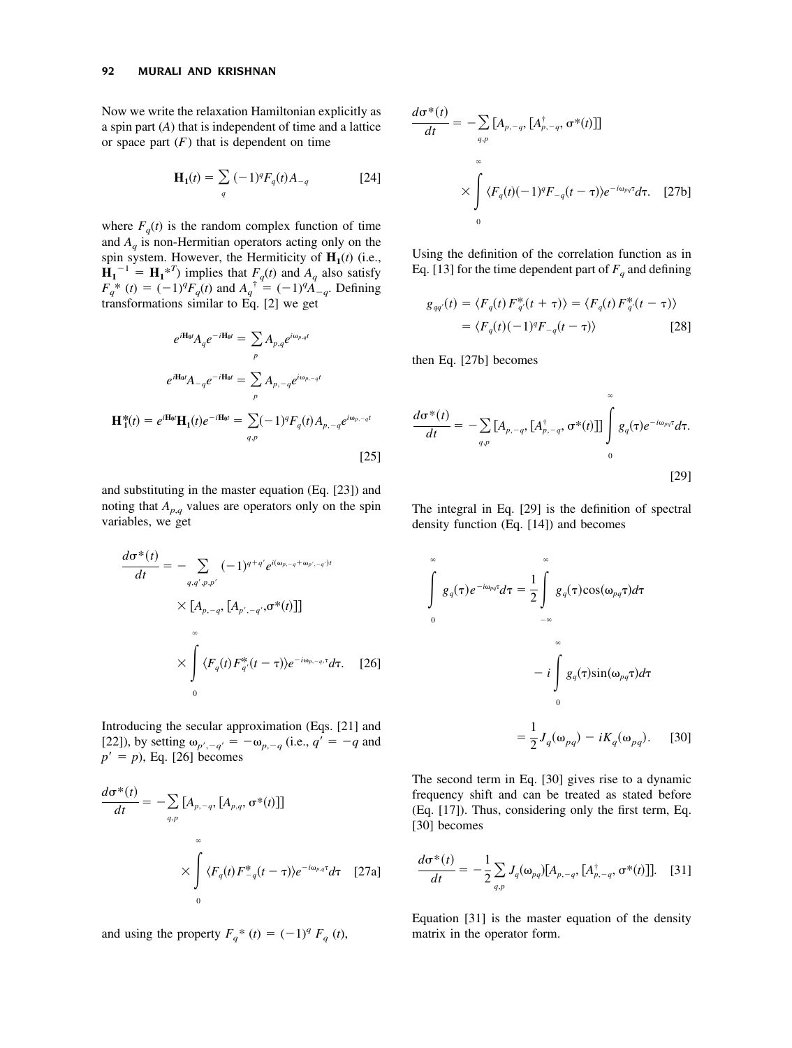Now we write the relaxation Hamiltonian explicitly as a spin part ($A$) that is independent of time and a lattice or space part ($F$) that is dependent on time

$$\mathbf{H_1}(t) = \sum_q (-1)^q F_q(t) A_{-q} \qquad [24]$$

where $F_q(t)$ is the random complex function of time and $A_q$ is non-Hermitian operators acting only on the spin system. However, the Hermiticity of $\mathbf{H_1}(t)$ (i.e., $\mathbf{H_1}^{-1} = \mathbf{H_1}^{*T}$) implies that $F_q(t)$ and $A_q$ also satisfy $F_q^*(t) = (-1)^q F_q(t)$ and $A_q^{\dagger} = (-1)^q A_{-q}$. Defining transformations similar to Eq. [2] we get

$$e^{i\mathbf{H_0}t} A_q e^{-i\mathbf{H_0}t} = \sum_p A_{p,q} e^{i\omega_{p,q}t}$$

$$e^{i\mathbf{H_0}t} A_{-q} e^{-i\mathbf{H_0}t} = \sum_p A_{p,-q} e^{i\omega_{p,-q}t}$$

$$\mathbf{H_1^*}(t) = e^{i\mathbf{H_0}t}\mathbf{H_1}(t)e^{-i\mathbf{H_0}t} = \sum_{q,p} (-1)^q F_q(t) A_{p,-q} e^{i\omega_{p,-q}t} \qquad [25]$$

and substituting in the master equation (Eq. [23]) and noting that $A_{p,q}$ values are operators only on the spin variables, we get

$$\frac{d\sigma^*(t)}{dt} = -\sum_{q,q',p,p'} (-1)^{q+q'} e^{i(\omega_{p,-q}+\omega_{p',-q'})t} \times [A_{p,-q}, [A_{p',-q'}, \sigma^*(t)]] \times \int_0^{\infty} \langle F_q(t) F_{q'}^*(t-\tau)\rangle e^{-i\omega_{p,-q,}\tau} d\tau. \qquad [26]$$

Introducing the secular approximation (Eqs. [21] and [22]), by setting $\omega_{p',-q'} = -\omega_{p,-q}$ (i.e., $q' = -q$ and $p' = p$), Eq. [26] becomes

$$\frac{d\sigma^*(t)}{dt} = -\sum_{q,p} [A_{p,-q}, [A_{p,q}, \sigma^*(t)]] \times \int_0^{\infty} \langle F_q(t) F_{-q}^*(t-\tau)\rangle e^{-i\omega_{p,q}\tau} d\tau \qquad [27a]$$

and using the property $F_q^*(t) = (-1)^q F_q(t)$,

$$\frac{d\sigma^*(t)}{dt} = -\sum_{q,p} [A_{p,-q}, [A_{p,-q}^{\dagger}, \sigma^*(t)]] \times \int_0^{\infty} \langle F_q(t)(-1)^q F_{-q}(t-\tau)\rangle e^{-i\omega_{pq}\tau} d\tau. \qquad [27b]$$

Using the definition of the correlation function as in Eq. [13] for the time dependent part of $F_q$ and defining

$$g_{qq'}(t) = \langle F_q(t) F_{q'}^*(t+\tau)\rangle = \langle F_q(t) F_{q'}^*(t-\tau)\rangle = \langle F_q(t)(-1)^q F_{-q}(t-\tau)\rangle \qquad [28]$$

then Eq. [27b] becomes

$$\frac{d\sigma^*(t)}{dt} = -\sum_{q,p} [A_{p,-q}, [A_{p,-q}^{\dagger}, \sigma^*(t)]] \int_0^{\infty} g_q(\tau) e^{-i\omega_{pq}\tau} d\tau. \qquad [29]$$

The integral in Eq. [29] is the definition of spectral density function (Eq. [14]) and becomes

$$\int_0^{\infty} g_q(\tau) e^{-i\omega_{pq}\tau} d\tau = \frac{1}{2}\int_{-\infty}^{\infty} g_q(\tau)\cos(\omega_{pq}\tau) d\tau - i\int_0^{\infty} g_q(\tau)\sin(\omega_{pq}\tau) d\tau = \frac{1}{2} J_q(\omega_{pq}) - iK_q(\omega_{pq}). \qquad [30]$$

The second term in Eq. [30] gives rise to a dynamic frequency shift and can be treated as stated before (Eq. [17]). Thus, considering only the first term, Eq. [30] becomes

$$\frac{d\sigma^*(t)}{dt} = -\frac{1}{2}\sum_{q,p} J_q(\omega_{pq}) [A_{p,-q}, [A_{p,-q}^{\dagger}, \sigma^*(t)]]. \qquad [31]$$

Equation [31] is the master equation of the density matrix in the operator form.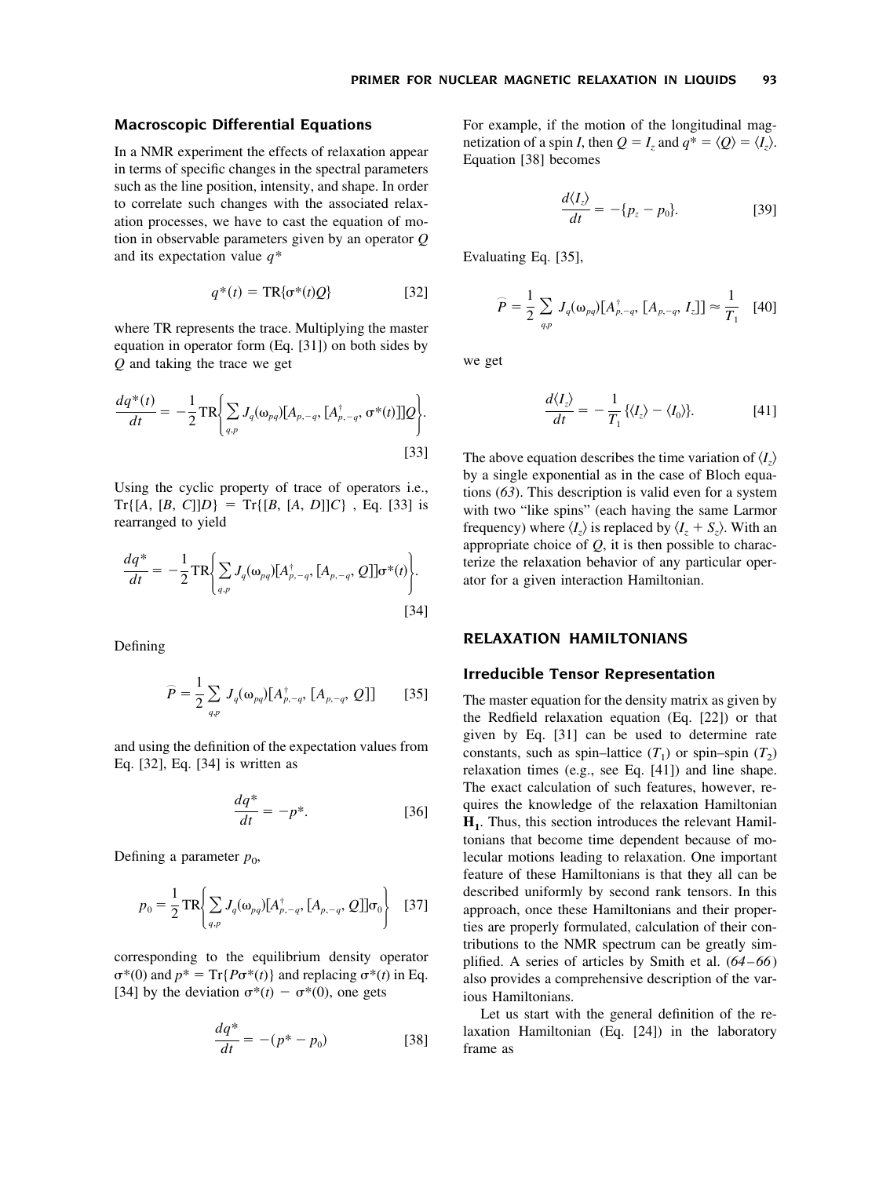### Macroscopic Differential Equations

In a NMR experiment the effects of relaxation appear in terms of specific changes in the spectral parameters such as the line position, intensity, and shape. In order to correlate such changes with the associated relaxation processes, we have to cast the equation of motion in observable parameters given by an operator $Q$ and its expectation value $q^*$

$$q^*(t) = \text{TR}\{\sigma^*(t)Q\} \qquad [32]$$

where TR represents the trace. Multiplying the master equation in operator form (Eq. [31]) on both sides by $Q$ and taking the trace we get

$$\frac{dq^*(t)}{dt} = -\frac{1}{2}\text{TR}\left\{\sum_{q,p} J_q(\omega_{pq})[A_{p,-q}, [A^{\dagger}_{p,-q}, \sigma^*(t)]]Q\right\}. \qquad [33]$$

Using the cyclic property of trace of operators i.e., $\text{Tr}\{[A, [B, C]]D\} = \text{Tr}\{[B, [A, D]]C\}$, Eq. [33] is rearranged to yield

$$\frac{dq^*}{dt} = -\frac{1}{2}\text{TR}\left\{\sum_{q,p} J_q(\omega_{pq})[A^{\dagger}_{p,-q}, [A_{p,-q}, Q]]\sigma^*(t)\right\}. \qquad [34]$$

Defining

$$\widehat{P} = \frac{1}{2}\sum_{q,p} J_q(\omega_{pq})[A^{\dagger}_{p,-q}, [A_{p,-q}, Q]] \qquad [35]$$

and using the definition of the expectation values from Eq. [32], Eq. [34] is written as

$$\frac{dq^*}{dt} = -p^*. \qquad [36]$$

Defining a parameter $p_0$,

$$p_0 = \frac{1}{2}\text{TR}\left\{\sum_{q,p} J_q(\omega_{pq})[A^{\dagger}_{p,-q}, [A_{p,-q}, Q]]\sigma_0\right\} \qquad [37]$$

corresponding to the equilibrium density operator $\sigma^*(0)$ and $p^* = \text{Tr}\{P\sigma^*(t)\}$ and replacing $\sigma^*(t)$ in Eq. [34] by the deviation $\sigma^*(t) - \sigma^*(0)$, one gets

$$\frac{dq^*}{dt} = -(p^* - p_0) \qquad [38]$$

For example, if the motion of the longitudinal magnetization of a spin $I$, then $Q = I_z$ and $q^* = \langle Q \rangle = \langle I_z \rangle$. Equation [38] becomes

$$\frac{d\langle I_z \rangle}{dt} = -\{p_z - p_0\}. \qquad [39]$$

Evaluating Eq. [35],

$$\widehat{P} = \frac{1}{2}\sum_{q,p} J_q(\omega_{pq})[A^{\dagger}_{p,-q}, [A_{p,-q}, I_z]] \approx \frac{1}{T_1} \qquad [40]$$

we get

$$\frac{d\langle I_z \rangle}{dt} = -\frac{1}{T_1}\{\langle I_z \rangle - \langle I_0 \rangle\}. \qquad [41]$$

The above equation describes the time variation of $\langle I_z \rangle$ by a single exponential as in the case of Bloch equations (*63*). This description is valid even for a system with two "like spins" (each having the same Larmor frequency) where $\langle I_z \rangle$ is replaced by $\langle I_z + S_z \rangle$. With an appropriate choice of $Q$, it is then possible to characterize the relaxation behavior of any particular operator for a given interaction Hamiltonian.

## RELAXATION HAMILTONIANS

### Irreducible Tensor Representation

The master equation for the density matrix as given by the Redfield relaxation equation (Eq. [22]) or that given by Eq. [31] can be used to determine rate constants, such as spin–lattice ($T_1$) or spin–spin ($T_2$) relaxation times (e.g., see Eq. [41]) and line shape. The exact calculation of such features, however, requires the knowledge of the relaxation Hamiltonian $\mathbf{H_1}$. Thus, this section introduces the relevant Hamiltonians that become time dependent because of molecular motions leading to relaxation. One important feature of these Hamiltonians is that they all can be described uniformly by second rank tensors. In this approach, once these Hamiltonians and their properties are properly formulated, calculation of their contributions to the NMR spectrum can be greatly simplified. A series of articles by Smith et al. (*64–66*) also provides a comprehensive description of the various Hamiltonians.

Let us start with the general definition of the relaxation Hamiltonian (Eq. [24]) in the laboratory frame as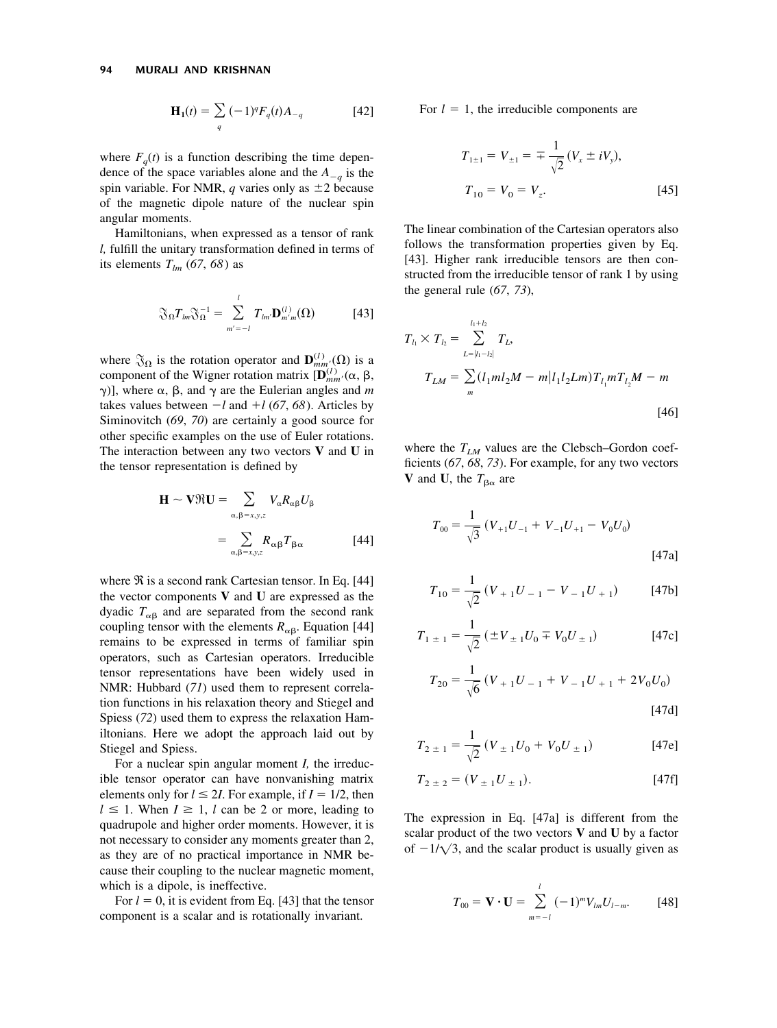$$\mathbf{H_1}(t) = \sum_{q} (-1)^q F_q(t) A_{-q} \quad [42]$$

where $F_q(t)$ is a function describing the time dependence of the space variables alone and the $A_{-q}$ is the spin variable. For NMR, $q$ varies only as $\pm 2$ because of the magnetic dipole nature of the nuclear spin angular moments.

Hamiltonians, when expressed as a tensor of rank $l$, fulfill the unitary transformation defined in terms of its elements $T_{lm}$ (*67*, *68*) as

$$\mathfrak{J}_\Omega T_{lm} \mathfrak{J}_\Omega^{-1} = \sum_{m'=-l}^{l} T_{lm'} \mathbf{D}_{m'm}^{(l)}(\Omega) \quad [43]$$

where $\mathfrak{J}_\Omega$ is the rotation operator and $\mathbf{D}_{mm'}^{(l)}(\Omega)$ is a component of the Wigner rotation matrix $[\mathbf{D}_{mm'}^{(l)}(\alpha, \beta, \gamma)]$, where $\alpha$, $\beta$, and $\gamma$ are the Eulerian angles and $m$ takes values between $-l$ and $+l$ (*67*, *68*). Articles by Siminovitch (*69*, *70*) are certainly a good source for other specific examples on the use of Euler rotations. The interaction between any two vectors **V** and **U** in the tensor representation is defined by

$$\begin{aligned} \mathbf{H} \sim \mathbf{V}\Re\mathbf{U} &= \sum_{\alpha,\beta=x,y,z} V_\alpha R_{\alpha\beta} U_\beta \\ &= \sum_{\alpha,\beta=x,y,z} R_{\alpha\beta} T_{\beta\alpha} \end{aligned} \quad [44]$$

where $\Re$ is a second rank Cartesian tensor. In Eq. [44] the vector components **V** and **U** are expressed as the dyadic $T_{\alpha\beta}$ and are separated from the second rank coupling tensor with the elements $R_{\alpha\beta}$. Equation [44] remains to be expressed in terms of familiar spin operators, such as Cartesian operators. Irreducible tensor representations have been widely used in NMR: Hubbard (*71*) used them to represent correlation functions in his relaxation theory and Stiegel and Spiess (*72*) used them to express the relaxation Hamiltonians. Here we adopt the approach laid out by Stiegel and Spiess.

For a nuclear spin angular moment $I$, the irreducible tensor operator can have nonvanishing matrix elements only for $l \le 2I$. For example, if $I = 1/2$, then $l \le 1$. When $I \ge 1$, $l$ can be 2 or more, leading to quadrupole and higher order moments. However, it is not necessary to consider any moments greater than 2, as they are of no practical importance in NMR because their coupling to the nuclear magnetic moment, which is a dipole, is ineffective.

For $l = 0$, it is evident from Eq. [43] that the tensor component is a scalar and is rotationally invariant.

For $l = 1$, the irreducible components are

$$\begin{aligned} T_{1\pm1} &= V_{\pm1} = \mp \frac{1}{\sqrt{2}} (V_x \pm iV_y), \\ T_{10} &= V_0 = V_z. \end{aligned} \quad [45]$$

The linear combination of the Cartesian operators also follows the transformation properties given by Eq. [43]. Higher rank irreducible tensors are then constructed from the irreducible tensor of rank 1 by using the general rule (*67*, *73*),

$$\begin{aligned} T_{l_1} \times T_{l_2} &= \sum_{L=|l_1-l_2|}^{l_1+l_2} T_L, \\ T_{LM} &= \sum_m (l_1 m l_2 M - m | l_1 l_2 L m) T_{l_1} m T_{l_2} M - m \end{aligned} \quad [46]$$

where the $T_{LM}$ values are the Clebsch–Gordon coefficients (*67*, *68*, *73*). For example, for any two vectors **V** and **U**, the $T_{\beta\alpha}$ are

$$T_{00} = \frac{1}{\sqrt{3}} (V_{+1}U_{-1} + V_{-1}U_{+1} - V_0 U_0) \quad [47a]$$

$$T_{10} = \frac{1}{\sqrt{2}} (V_{+1}U_{-1} - V_{-1}U_{+1}) \quad [47b]$$

$$T_{1\pm1} = \frac{1}{\sqrt{2}} (\pm V_{\pm1}U_0 \mp V_0 U_{\pm1}) \quad [47c]$$

$$T_{20} = \frac{1}{\sqrt{6}} (V_{+1}U_{-1} + V_{-1}U_{+1} + 2V_0 U_0) \quad [47d]$$

$$T_{2\pm1} = \frac{1}{\sqrt{2}} (V_{\pm1}U_0 + V_0 U_{\pm1}) \quad [47e]$$

$$T_{2\pm2} = (V_{\pm1}U_{\pm1}). \quad [47f]$$

The expression in Eq. [47a] is different from the scalar product of the two vectors **V** and **U** by a factor of $-1/\sqrt{3}$, and the scalar product is usually given as

$$T_{00} = \mathbf{V} \cdot \mathbf{U} = \sum_{m=-l}^{l} (-1)^m V_{lm} U_{l-m}. \quad [48]$$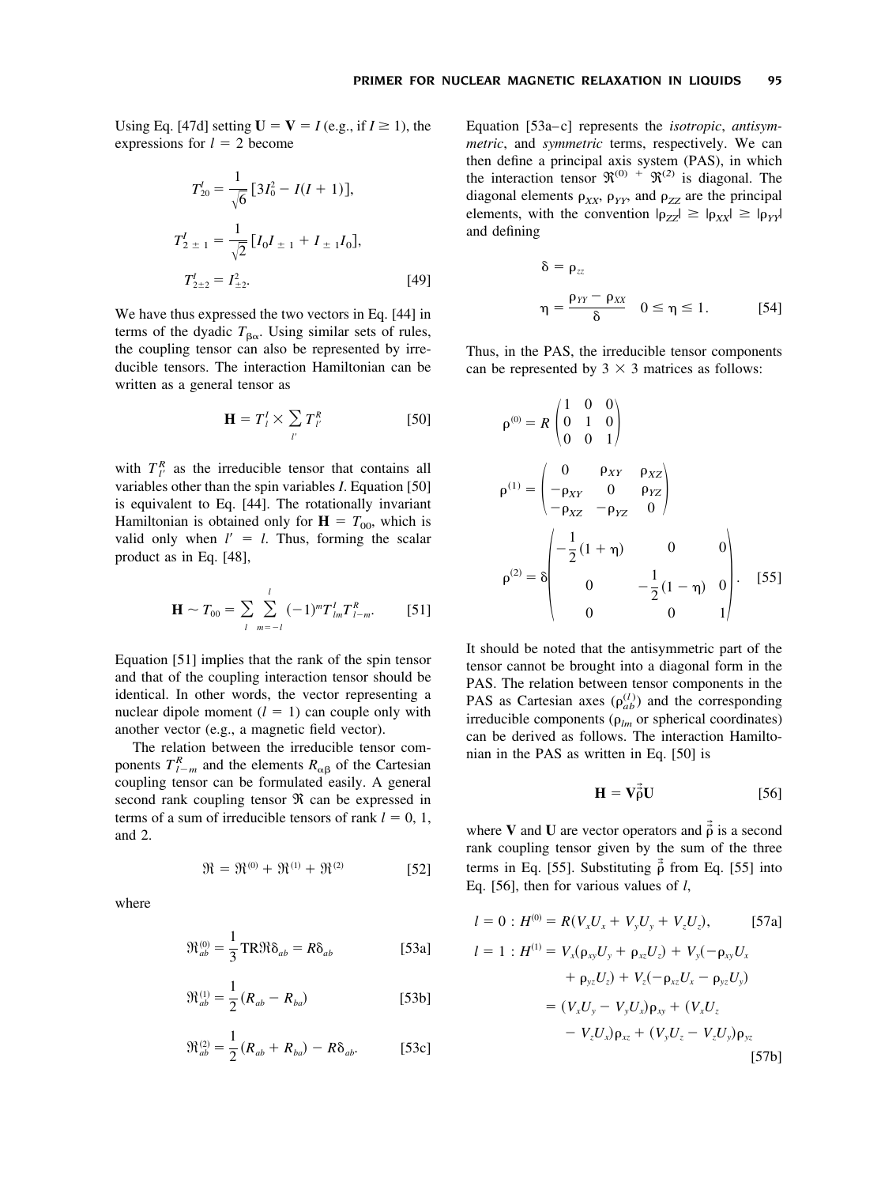Using Eq. [47d] setting $\mathbf{U} = \mathbf{V} = I$ (e.g., if $I \geq 1$), the expressions for $l = 2$ become

$$T^{I}_{20} = \frac{1}{\sqrt{6}}\left[3I_0^2 - I(I+1)\right],$$

$$T^{I}_{2\pm1} = \frac{1}{\sqrt{2}}\left[I_0 I_{\pm1} + I_{\pm1} I_0\right],$$

$$T^{I}_{2\pm2} = I^2_{\pm2}. \qquad [49]$$

We have thus expressed the two vectors in Eq. [44] in terms of the dyadic $T_{\beta\alpha}$. Using similar sets of rules, the coupling tensor can also be represented by irreducible tensors. The interaction Hamiltonian can be written as a general tensor as

$$\mathbf{H} = T^{I}_{l} \times \sum_{l'} T^{R}_{l'} \qquad [50]$$

with $T^{R}_{l'}$ as the irreducible tensor that contains all variables other than the spin variables $I$. Equation [50] is equivalent to Eq. [44]. The rotationally invariant Hamiltonian is obtained only for $\mathbf{H} = T_{00}$, which is valid only when $l' = l$. Thus, forming the scalar product as in Eq. [48],

$$\mathbf{H} \sim T_{00} = \sum_{l} \sum_{m=-l}^{l} (-1)^m T^{I}_{lm} T^{R}_{l-m}. \qquad [51]$$

Equation [51] implies that the rank of the spin tensor and that of the coupling interaction tensor should be identical. In other words, the vector representing a nuclear dipole moment ($l = 1$) can couple only with another vector (e.g., a magnetic field vector).

The relation between the irreducible tensor components $T^{R}_{l-m}$ and the elements $R_{\alpha\beta}$ of the Cartesian coupling tensor can be formulated easily. A general second rank coupling tensor $\mathfrak{R}$ can be expressed in terms of a sum of irreducible tensors of rank $l = 0$, 1, and 2.

$$\mathfrak{R} = \mathfrak{R}^{(0)} + \mathfrak{R}^{(1)} + \mathfrak{R}^{(2)} \qquad [52]$$

where

$$\mathfrak{R}^{(0)}_{ab} = \frac{1}{3}\mathrm{TR}\mathfrak{R}\delta_{ab} = R\delta_{ab} \qquad [53a]$$

$$\mathfrak{R}^{(1)}_{ab} = \frac{1}{2}(R_{ab} - R_{ba}) \qquad [53b]$$

$$\mathfrak{R}^{(2)}_{ab} = \frac{1}{2}(R_{ab} + R_{ba}) - R\delta_{ab}. \qquad [53c]$$

Equation [53a–c] represents the *isotropic*, *antisymmetric*, and *symmetric* terms, respectively. We can then define a principal axis system (PAS), in which the interaction tensor $\mathfrak{R}^{(0)} + \mathfrak{R}^{(2)}$ is diagonal. The diagonal elements $\rho_{XX}$, $\rho_{YY}$, and $\rho_{ZZ}$ are the principal elements, with the convention $|\rho_{ZZ}| \geq |\rho_{XX}| \geq |\rho_{YY}|$ and defining

$$\delta = \rho_{zz}$$

$$\eta = \frac{\rho_{YY} - \rho_{XX}}{\delta} \quad 0 \leq \eta \leq 1. \qquad [54]$$

Thus, in the PAS, the irreducible tensor components can be represented by $3 \times 3$ matrices as follows:

$$\rho^{(0)} = R\begin{pmatrix} 1 & 0 & 0 \\ 0 & 1 & 0 \\ 0 & 0 & 1 \end{pmatrix}$$

$$\rho^{(1)} = \begin{pmatrix} 0 & \rho_{XY} & \rho_{XZ} \\ -\rho_{XY} & 0 & \rho_{YZ} \\ -\rho_{XZ} & -\rho_{YZ} & 0 \end{pmatrix}$$

$$\rho^{(2)} = \delta\begin{pmatrix} -\frac{1}{2}(1+\eta) & 0 & 0 \\ 0 & -\frac{1}{2}(1-\eta) & 0 \\ 0 & 0 & 1 \end{pmatrix}. \qquad [55]$$

It should be noted that the antisymmetric part of the tensor cannot be brought into a diagonal form in the PAS. The relation between tensor components in the PAS as Cartesian axes ($\rho^{(l)}_{ab}$) and the corresponding irreducible components ($\rho_{lm}$ or spherical coordinates) can be derived as follows. The interaction Hamiltonian in the PAS as written in Eq. [50] is

$$\mathbf{H} = \mathbf{V}\vec{\vec{\rho}}\mathbf{U} \qquad [56]$$

where $\mathbf{V}$ and $\mathbf{U}$ are vector operators and $\vec{\vec{\rho}}$ is a second rank coupling tensor given by the sum of the three terms in Eq. [55]. Substituting $\vec{\vec{\rho}}$ from Eq. [55] into Eq. [56], then for various values of $l$,

$$l = 0: H^{(0)} = R(V_x U_x + V_y U_y + V_z U_z), \qquad [57a]$$

$$\begin{aligned} l = 1: H^{(1)} &= V_x(\rho_{xy}U_y + \rho_{xz}U_z) + V_y(-\rho_{xy}U_x \\ &\quad + \rho_{yz}U_z) + V_z(-\rho_{xz}U_x - \rho_{yz}U_y) \\ &= (V_xU_y - V_yU_x)\rho_{xy} + (V_xU_z \\ &\quad - V_zU_x)\rho_{xz} + (V_yU_z - V_zU_y)\rho_{yz} \end{aligned} \qquad [57b]$$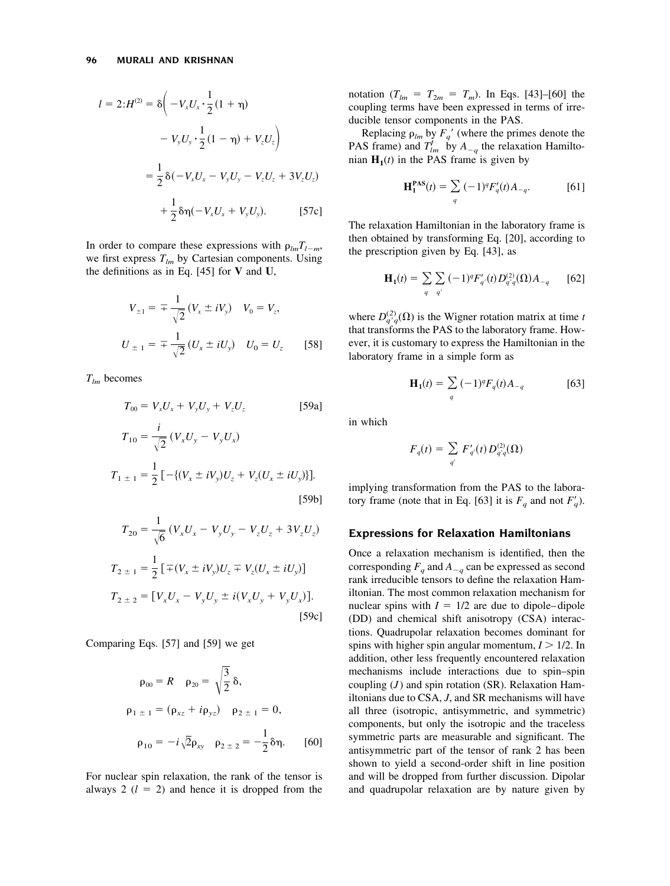$$l = 2{:}H^{(2)} = \delta\left( -V_xU_x \cdot \frac{1}{2}(1+\eta) - V_yU_y \cdot \frac{1}{2}(1-\eta) + V_zU_z \right)$$

$$= \frac{1}{2}\delta(-V_xU_x - V_yU_y - V_zU_z + 3V_zU_z) + \frac{1}{2}\delta\eta(-V_xU_x + V_yU_y). \quad [57c]$$

In order to compare these expressions with $\rho_{lm}T_{l-m}$, we first express $T_{lm}$ by Cartesian components. Using the definitions as in Eq. [45] for **V** and **U**,

$$V_{\pm 1} = \mp \frac{1}{\sqrt{2}}(V_x \pm iV_y) \quad V_0 = V_z,$$

$$U_{\pm 1} = \mp \frac{1}{\sqrt{2}}(U_x \pm iU_y) \quad U_0 = U_z \quad [58]$$

$T_{lm}$ becomes

$$T_{00} = V_xU_x + V_yU_y + V_zU_z \quad [59a]$$

$$T_{10} = \frac{i}{\sqrt{2}}(V_xU_y - V_yU_x)$$

$$T_{1\pm 1} = \frac{1}{2}[-\{(V_x \pm iV_y)U_z + V_z(U_x \pm iU_y)\}]. \quad [59b]$$

$$T_{20} = \frac{1}{\sqrt{6}}(V_xU_x - V_yU_y - V_zU_z + 3V_zU_z)$$

$$T_{2\pm 1} = \frac{1}{2}[\mp(V_x \pm iV_y)U_z \mp V_z(U_x \pm iU_y)]$$

$$T_{2\pm 2} = [V_xU_x - V_yU_y \pm i(V_xU_y + V_yU_x)]. \quad [59c]$$

Comparing Eqs. [57] and [59] we get

$$\rho_{00} = R \quad \rho_{20} = \sqrt{\frac{3}{2}}\,\delta,$$

$$\rho_{1\pm 1} = (\rho_{xz} + i\rho_{yz}) \quad \rho_{2\pm 1} = 0,$$

$$\rho_{10} = -i\sqrt{2}\rho_{xy} \quad \rho_{2\pm 2} = -\frac{1}{2}\delta\eta. \quad [60]$$

For nuclear spin relaxation, the rank of the tensor is always 2 ($l = 2$) and hence it is dropped from the notation ($T_{lm} = T_{2m} = T_m$). In Eqs. [43]–[60] the coupling terms have been expressed in terms of irreducible tensor components in the PAS.

Replacing $\rho_{lm}$ by $F_q{}'$ (where the primes denote the PAS frame) and $T^I_{lm}$ by $A_{-q}$ the relaxation Hamiltonian $\mathbf{H}_1(t)$ in the PAS frame is given by

$$\mathbf{H}_1^{\mathbf{PAS}}(t) = \sum_q (-1)^q F'_q(t) A_{-q}. \quad [61]$$

The relaxation Hamiltonian in the laboratory frame is then obtained by transforming Eq. [20], according to the prescription given by Eq. [43], as

$$\mathbf{H}_1(t) = \sum_q \sum_{q'} (-1)^q F'_{q'}(t) D^{(2)}_{q'q}(\Omega) A_{-q} \quad [62]$$

where $D^{(2)}_{q'q}(\Omega)$ is the Wigner rotation matrix at time $t$ that transforms the PAS to the laboratory frame. However, it is customary to express the Hamiltonian in the laboratory frame in a simple form as

$$\mathbf{H}_1(t) = \sum_q (-1)^q F_q(t) A_{-q} \quad [63]$$

in which

$$F_q(t) = \sum_{q'} F'_{q'}(t) D^{(2)}_{q'q}(\Omega)$$

implying transformation from the PAS to the laboratory frame (note that in Eq. [63] it is $F_q$ and not $F'_q$).

## Expressions for Relaxation Hamiltonians

Once a relaxation mechanism is identified, then the corresponding $F_q$ and $A_{-q}$ can be expressed as second rank irreducible tensors to define the relaxation Hamiltonian. The most common relaxation mechanism for nuclear spins with $I = 1/2$ are due to dipole–dipole (DD) and chemical shift anisotropy (CSA) interactions. Quadrupolar relaxation becomes dominant for spins with higher spin angular momentum, $I > 1/2$. In addition, other less frequently encountered relaxation mechanisms include interactions due to spin–spin coupling ($J$) and spin rotation (SR). Relaxation Hamiltonians due to CSA, $J$, and SR mechanisms will have all three (isotropic, antisymmetric, and symmetric) components, but only the isotropic and the traceless symmetric parts are measurable and significant. The antisymmetric part of the tensor of rank 2 has been shown to yield a second-order shift in line position and will be dropped from further discussion. Dipolar and quadrupolar relaxation are by nature given by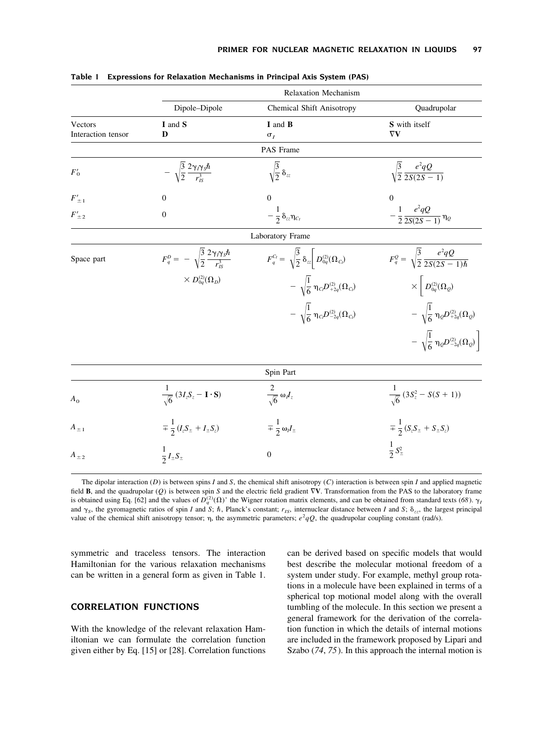**Table 1 Expressions for Relaxation Mechanisms in Principal Axis System (PAS)**

| | Relaxation Mechanism | | |
|---|---|---|---|
| | Dipole–Dipole | Chemical Shift Anisotropy | Quadrupolar |
| Vectors | **I** and **S** | **I** and **B** | **S** with itself |
| Interaction tensor | **D** | $\sigma_I$ | $\nabla\mathbf{V}$ |
| | | PAS Frame | |
| $F'_0$ | $-\sqrt{\dfrac{3}{2}}\dfrac{2\gamma_I\gamma_S\hbar}{r_{IS}^3}$ | $\sqrt{\dfrac{3}{2}}\,\delta_{zz}$ | $\sqrt{\dfrac{3}{2}}\dfrac{e^2qQ}{2S(2S-1)}$ |
| $F'_{\pm 1}$ | 0 | 0 | 0 |
| $F'_{\pm 2}$ | 0 | $-\dfrac{1}{2}\delta_{zz}\eta_{C_I}$ | $-\dfrac{1}{2}\dfrac{e^2qQ}{2S(2S-1)}\eta_Q$ |
| | | Laboratory Frame | |
| Space part | $F_q^D = -\sqrt{\dfrac{3}{2}}\dfrac{2\gamma_I\gamma_S\hbar}{r_{IS}^3} \times D_{0q}^{(2)}(\Omega_D)$ | $F_q^{C_I} = \sqrt{\dfrac{3}{2}}\,\delta_{zz}\Big[D_{0q}^{(2)}(\Omega_{C_I}) - \sqrt{\dfrac{1}{6}}\,\eta_{C_I}D_{+2q}^{(2)}(\Omega_{C_I}) - \sqrt{\dfrac{1}{6}}\,\eta_{C_I}D_{-2q}^{(2)}(\Omega_{C_I})$ | $F_q^Q = \sqrt{\dfrac{3}{2}}\dfrac{e^2qQ}{2S(2S-1)\hbar} \times \Big[D_{0q}^{(2)}(\Omega_Q) - \sqrt{\dfrac{1}{6}}\,\eta_Q D_{+2q}^{(2)}(\Omega_Q) - \sqrt{\dfrac{1}{6}}\,\eta_Q D_{-2q}^{(2)}(\Omega_Q)\Big]$ |
| | | Spin Part | |
| $A_0$ | $\dfrac{1}{\sqrt{6}}(3I_zS_z - \mathbf{I}\cdot\mathbf{S})$ | $\dfrac{2}{\sqrt{6}}\omega_I I_z$ | $\dfrac{1}{\sqrt{6}}(3S_z^2 - S(S+1))$ |
| $A_{\pm 1}$ | $\mp\dfrac{1}{2}(I_zS_\pm + I_\pm S_z)$ | $\mp\dfrac{1}{2}\omega_I I_\pm$ | $\mp\dfrac{1}{2}(S_zS_\pm + S_\pm S_z)$ |
| $A_{\pm 2}$ | $\dfrac{1}{2}I_\pm S_\pm$ | 0 | $\dfrac{1}{2}S_\pm^2$ |

The dipolar interaction ($D$) is between spins $I$ and $S$, the chemical shift anisotropy ($C$) interaction is between spin $I$ and applied magnetic field **B**, and the quadrupolar ($Q$) is between spin $S$ and the electric field gradient $\nabla\mathbf{V}$. Transformation from the PAS to the laboratory frame is obtained using Eq. [62] and the values of $D_q^{(2)}(\Omega)$' the Wigner rotation matrix elements, and can be obtained from standard texts (*68*). $\gamma_I$ and $\gamma_S$, the gyromagnetic ratios of spin $I$ and $S$; $\hbar$, Planck's constant; $r_{IS}$, internuclear distance between $I$ and $S$; $\delta_{zz}$, the largest principal value of the chemical shift anisotropy tensor; $\eta$, the asymmetric parameters; $e^2qQ$, the quadrupolar coupling constant (rad/s).

symmetric and traceless tensors. The interaction Hamiltonian for the various relaxation mechanisms can be written in a general form as given in Table 1.

## CORRELATION FUNCTIONS

With the knowledge of the relevant relaxation Hamiltonian we can formulate the correlation function given either by Eq. [15] or [28]. Correlation functions can be derived based on specific models that would best describe the molecular motional freedom of a system under study. For example, methyl group rotations in a molecule have been explained in terms of a spherical top motional model along with the overall tumbling of the molecule. In this section we present a general framework for the derivation of the correlation function in which the details of internal motions are included in the framework proposed by Lipari and Szabo (*74*, *75*). In this approach the internal motion is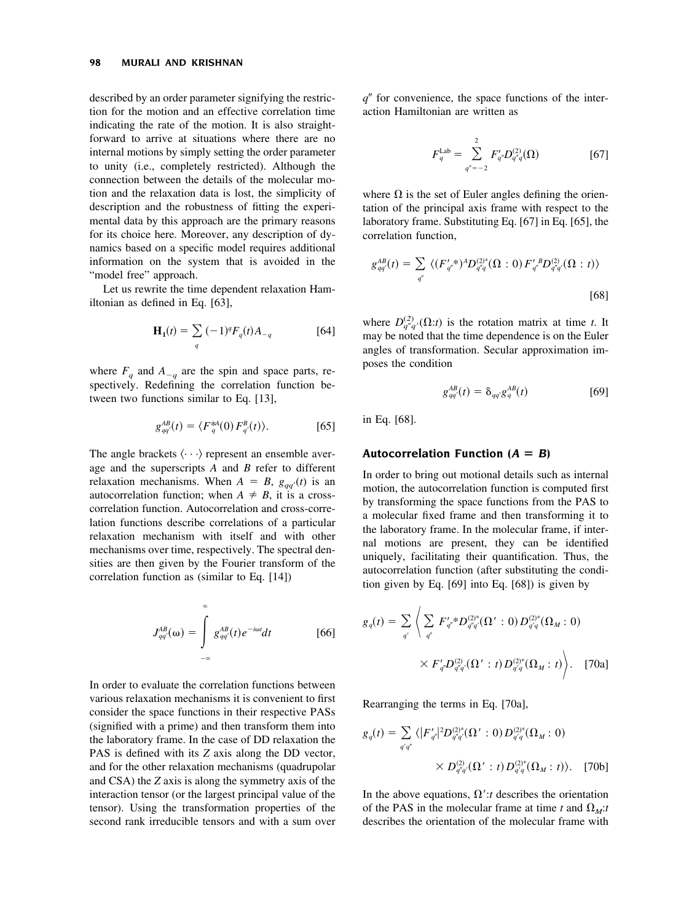described by an order parameter signifying the restriction for the motion and an effective correlation time indicating the rate of the motion. It is also straightforward to arrive at situations where there are no internal motions by simply setting the order parameter to unity (i.e., completely restricted). Although the connection between the details of the molecular motion and the relaxation data is lost, the simplicity of description and the robustness of fitting the experimental data by this approach are the primary reasons for its choice here. Moreover, any description of dynamics based on a specific model requires additional information on the system that is avoided in the "model free" approach.

Let us rewrite the time dependent relaxation Hamiltonian as defined in Eq. [63],

$$\mathbf{H}_1(t) = \sum_q (-1)^q F_q(t) A_{-q} \quad [64]$$

where $F_q$ and $A_{-q}$ are the spin and space parts, respectively. Redefining the correlation function between two functions similar to Eq. [13],

$$g_{qq'}^{AB}(t) = \langle F_q^{*A}(0)\, F_{q'}^{B}(t)\rangle. \quad [65]$$

The angle brackets $\langle \cdots \rangle$ represent an ensemble average and the superscripts $A$ and $B$ refer to different relaxation mechanisms. When $A = B$, $g_{qq'}(t)$ is an autocorrelation function; when $A \neq B$, it is a cross-correlation function. Autocorrelation and cross-correlation functions describe correlations of a particular relaxation mechanism with itself and with other mechanisms over time, respectively. The spectral densities are then given by the Fourier transform of the correlation function as (similar to Eq. [14])

$$J_{qq'}^{AB}(\omega) = \int_{-\infty}^{\infty} g_{qq'}^{AB}(t) e^{-i\omega t} dt \quad [66]$$

In order to evaluate the correlation functions between various relaxation mechanisms it is convenient to first consider the space functions in their respective PASs (signified with a prime) and then transform them into the laboratory frame. In the case of DD relaxation the PAS is defined with its $Z$ axis along the DD vector, and for the other relaxation mechanisms (quadrupolar and CSA) the $Z$ axis is along the symmetry axis of the interaction tensor (or the largest principal value of the tensor). Using the transformation properties of the second rank irreducible tensors and with a sum over $q''$ for convenience, the space functions of the interaction Hamiltonian are written as

$$F_q^{\mathrm{Lab}} = \sum_{q''=-2}^{2} F'_{q''} D_{q''q}^{(2)}(\Omega) \quad [67]$$

where $\Omega$ is the set of Euler angles defining the orientation of the principal axis frame with respect to the laboratory frame. Substituting Eq. [67] in Eq. [65], the correlation function,

$$g_{qq'}^{AB}(t) = \sum_{q''} \langle (F'_{q''}{}^{*})^{A} D_{q''q}^{(2)*}(\Omega:0)\, F'_{q''}{}^{B} D_{q''q'}^{(2)}(\Omega:t)\rangle \quad [68]$$

where $D_{q''q'}^{(2)}(\Omega{:}t)$ is the rotation matrix at time $t$. It may be noted that the time dependence is on the Euler angles of transformation. Secular approximation imposes the condition

$$g_{qq'}^{AB}(t) = \delta_{qq'} g_q^{AB}(t) \quad [69]$$

in Eq. [68].

### Autocorrelation Function ($A = B$)

In order to bring out motional details such as internal motion, the autocorrelation function is computed first by transforming the space functions from the PAS to a molecular fixed frame and then transforming it to the laboratory frame. In the molecular frame, if internal motions are present, they can be identified uniquely, facilitating their quantification. Thus, the autocorrelation function (after substituting the condition given by Eq. [69] into Eq. [68]) is given by

$$g_q(t) = \sum_{q'} \left\langle \sum_{q''} F'_{q''}{}^{*} D_{q''q'}^{(2)*}(\Omega':0)\, D_{q'q}^{(2)*}(\Omega_M:0) \times F'_{q''} D_{q''q'}^{(2)}(\Omega':t)\, D_{q'q}^{(2)*}(\Omega_M:t) \right\rangle. \quad [70a]$$

Rearranging the terms in Eq. [70a],

$$g_q(t) = \sum_{q'q''} \langle |F'_{q''}|^2 D_{q''q'}^{(2)*}(\Omega':0)\, D_{q'q}^{(2)*}(\Omega_M:0) \times D_{q''q'}^{(2)}(\Omega':t)\, D_{q'q}^{(2)*}(\Omega_M:t)\rangle. \quad [70b]$$

In the above equations, $\Omega'{:}t$ describes the orientation of the PAS in the molecular frame at time $t$ and $\Omega_M{:}t$ describes the orientation of the molecular frame with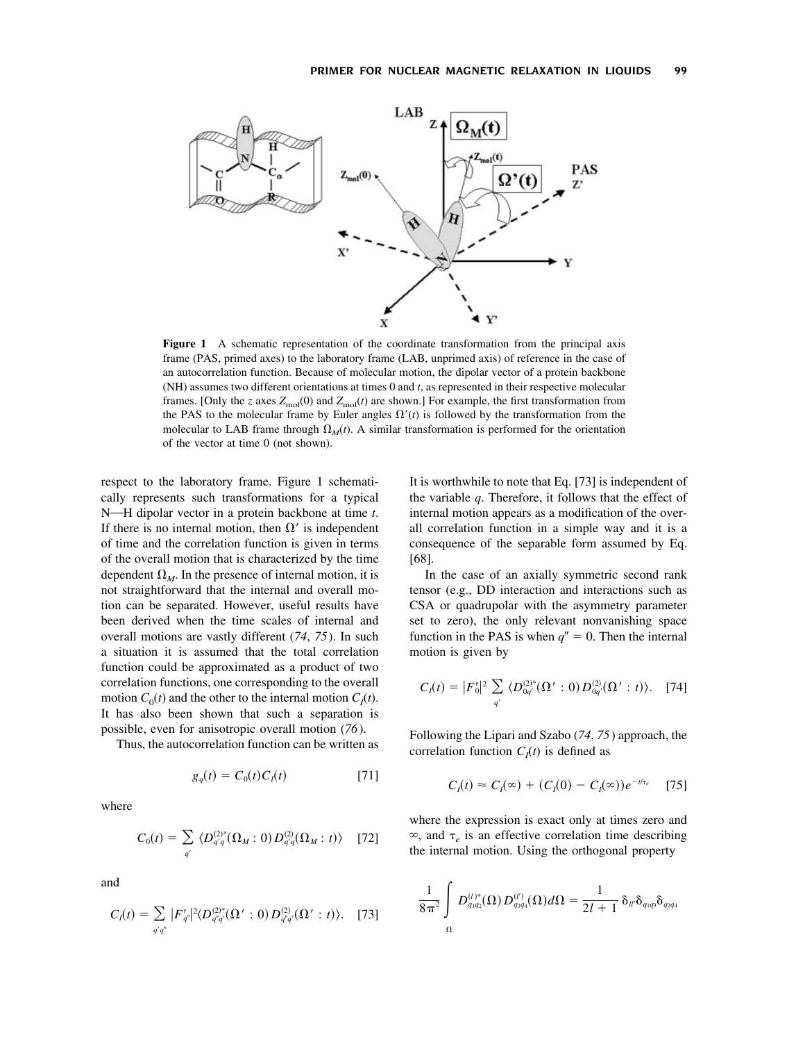**Figure 1** A schematic representation of the coordinate transformation from the principal axis frame (PAS, primed axes) to the laboratory frame (LAB, unprimed axis) of reference in the case of an autocorrelation function. Because of molecular motion, the dipolar vector of a protein backbone (NH) assumes two different orientations at times 0 and $t$, as represented in their respective molecular frames. [Only the $z$ axes $Z_{\mathrm{mol}}(0)$ and $Z_{\mathrm{mol}}(t)$ are shown.] For example, the first transformation from the PAS to the molecular frame by Euler angles $\Omega'(t)$ is followed by the transformation from the molecular to LAB frame through $\Omega_M(t)$. A similar transformation is performed for the orientation of the vector at time 0 (not shown).

respect to the laboratory frame. Figure 1 schematically represents such transformations for a typical N—H dipolar vector in a protein backbone at time $t$. If there is no internal motion, then $\Omega'$ is independent of time and the correlation function is given in terms of the overall motion that is characterized by the time dependent $\Omega_M$. In the presence of internal motion, it is not straightforward that the internal and overall motion can be separated. However, useful results have been derived when the time scales of internal and overall motions are vastly different (*74*, *75*). In such a situation it is assumed that the total correlation function could be approximated as a product of two correlation functions, one corresponding to the overall motion $C_0(t)$ and the other to the internal motion $C_I(t)$. It has also been shown that such a separation is possible, even for anisotropic overall motion (*76*).

Thus, the autocorrelation function can be written as

$$g_q(t) = C_0(t)C_I(t) \quad [71]$$

where

$$C_0(t) = \sum_{q'} \langle D^{(2)*}_{q'q}(\Omega_M : 0)\, D^{(2)}_{q'q}(\Omega_M : t)\rangle \quad [72]$$

and

$$C_I(t) = \sum_{q'q''} |F'_{q''}|^2 \langle D^{(2)*}_{q''q'}(\Omega' : 0)\, D^{(2)}_{q''q'}(\Omega' : t)\rangle. \quad [73]$$

It is worthwhile to note that Eq. [73] is independent of the variable $q$. Therefore, it follows that the effect of internal motion appears as a modification of the overall correlation function in a simple way and it is a consequence of the separable form assumed by Eq. [68].

In the case of an axially symmetric second rank tensor (e.g., DD interaction and interactions such as CSA or quadrupolar with the asymmetry parameter set to zero), the only relevant nonvanishing space function in the PAS is when $q'' = 0$. Then the internal motion is given by

$$C_I(t) = |F'_0|^2 \sum_{q'} \langle D^{(2)*}_{0q'}(\Omega' : 0)\, D^{(2)}_{0q'}(\Omega' : t)\rangle. \quad [74]$$

Following the Lipari and Szabo (*74*, *75*) approach, the correlation function $C_I(t)$ is defined as

$$C_I(t) \approx C_I(\infty) + (C_I(0) - C_I(\infty))e^{-t/\tau_e} \quad [75]$$

where the expression is exact only at times zero and $\infty$, and $\tau_e$ is an effective correlation time describing the internal motion. Using the orthogonal property

$$\frac{1}{8\pi^2}\int_{\Omega} D^{(l)*}_{q_1q_2}(\Omega)\, D^{(l')}_{q_3q_4}(\Omega)\, d\Omega = \frac{1}{2l+1}\delta_{ll'}\delta_{q_1q_3}\delta_{q_2q_4}$$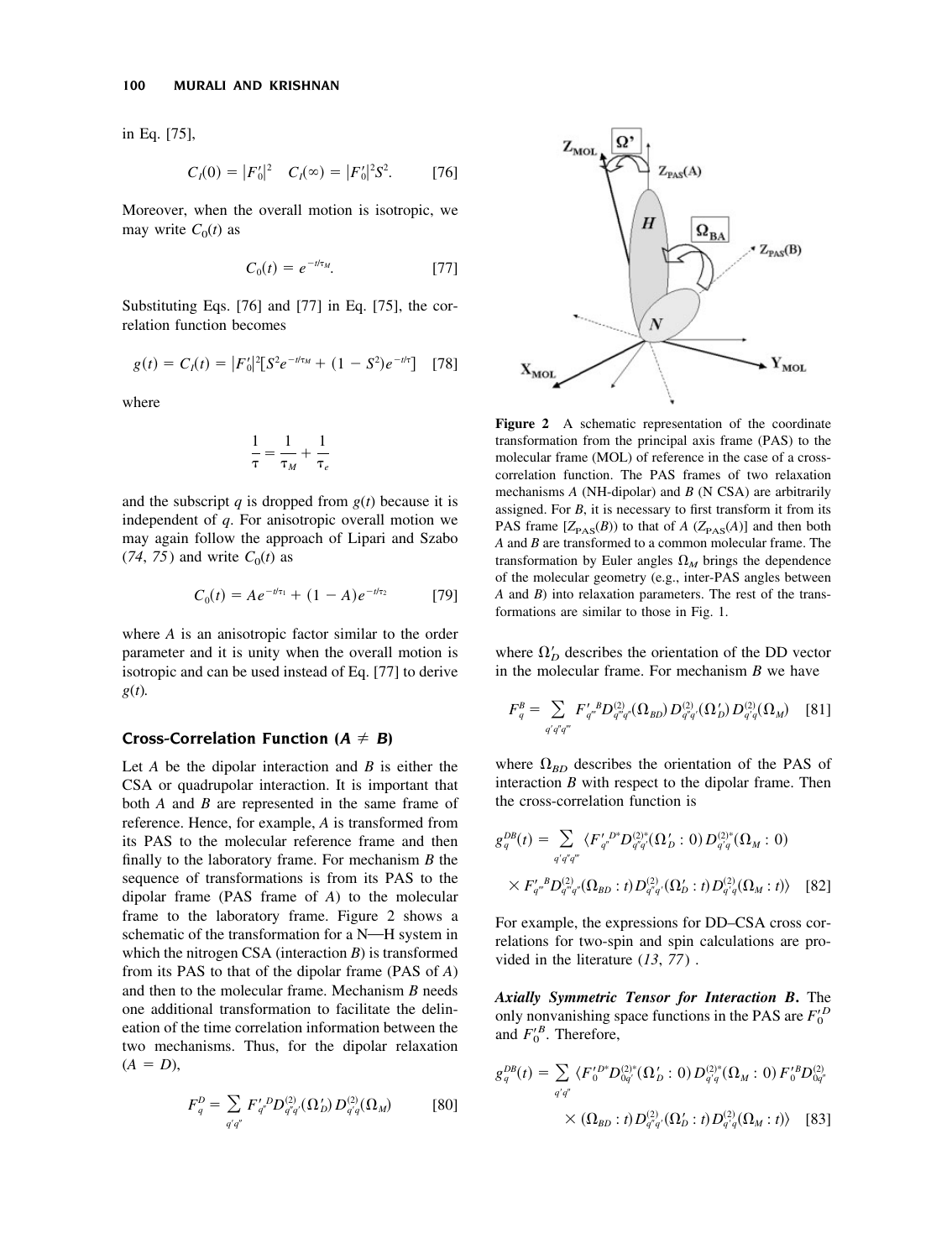in Eq. [75],

$$C_I(0) = |F_0'|^2 \quad C_I(\infty) = |F_0'|^2 S^2. \qquad [76]$$

Moreover, when the overall motion is isotropic, we may write $C_0(t)$ as

$$C_0(t) = e^{-t/\tau_M}. \qquad [77]$$

Substituting Eqs. [76] and [77] in Eq. [75], the correlation function becomes

$$g(t) = C_I(t) = |F_0'|^2[S^2 e^{-t/\tau_M} + (1 - S^2)e^{-t/\tau}] \quad [78]$$

where

$$\frac{1}{\tau} = \frac{1}{\tau_M} + \frac{1}{\tau_e}$$

and the subscript $q$ is dropped from $g(t)$ because it is independent of $q$. For anisotropic overall motion we may again follow the approach of Lipari and Szabo (74, 75) and write $C_0(t)$ as

$$C_0(t) = Ae^{-t/\tau_1} + (1 - A)e^{-t/\tau_2} \qquad [79]$$

where $A$ is an anisotropic factor similar to the order parameter and it is unity when the overall motion is isotropic and can be used instead of Eq. [77] to derive $g(t)$.

### Cross-Correlation Function ($A \neq B$)

Let $A$ be the dipolar interaction and $B$ is either the CSA or quadrupolar interaction. It is important that both $A$ and $B$ are represented in the same frame of reference. Hence, for example, $A$ is transformed from its PAS to the molecular reference frame and then finally to the laboratory frame. For mechanism $B$ the sequence of transformations is from its PAS to the dipolar frame (PAS frame of $A$) to the molecular frame to the laboratory frame. Figure 2 shows a schematic of the transformation for a N—H system in which the nitrogen CSA (interaction $B$) is transformed from its PAS to that of the dipolar frame (PAS of $A$) and then to the molecular frame. Mechanism $B$ needs one additional transformation to facilitate the delineation of the time correlation information between the two mechanisms. Thus, for the dipolar relaxation ($A = D$),

$$F_q^D = \sum_{q'q''} F'^{D}_{q''} D^{(2)}_{q''q'}(\Omega_D') D^{(2)}_{q'q}(\Omega_M) \qquad [80]$$

**Figure 2** A schematic representation of the coordinate transformation from the principal axis frame (PAS) to the molecular frame (MOL) of reference in the case of a cross-correlation function. The PAS frames of two relaxation mechanisms $A$ (NH-dipolar) and $B$ (N CSA) are arbitrarily assigned. For $B$, it is necessary to first transform it from its PAS frame [$Z_{PAS}(B)$) to that of $A$ ($Z_{PAS}(A)$)] and then both $A$ and $B$ are transformed to a common molecular frame. The transformation by Euler angles $\Omega_M$ brings the dependence of the molecular geometry (e.g., inter-PAS angles between $A$ and $B$) into relaxation parameters. The rest of the transformations are similar to those in Fig. 1.

where $\Omega_D'$ describes the orientation of the DD vector in the molecular frame. For mechanism $B$ we have

$$F_q^B = \sum_{q'q''q'''} F'^{B}_{q'''} D^{(2)}_{q'''q''}(\Omega_{BD}) D^{(2)}_{q''q'}(\Omega_D') D^{(2)}_{q'q}(\Omega_M) \quad [81]$$

where $\Omega_{BD}$ describes the orientation of the PAS of interaction $B$ with respect to the dipolar frame. Then the cross-correlation function is

$$g_q^{DB}(t) = \sum_{q'q''q'''} \langle F'^{D*}_{q''} D^{(2)*}_{q''q'}(\Omega_D' : 0) D^{(2)*}_{q'q}(\Omega_M : 0)$$
$$\times F'^{B}_{q'''} D^{(2)}_{q'''q''}(\Omega_{BD} : t) D^{(2)}_{q''q'}(\Omega_D' : t) D^{(2)}_{q'q}(\Omega_M : t)\rangle \quad [82]$$

For example, the expressions for DD–CSA cross correlations for two-spin and spin calculations are provided in the literature (13, 77) .

***Axially Symmetric Tensor for Interaction B.*** The only nonvanishing space functions in the PAS are $F'^{D}_0$ and $F'^{B}_0$. Therefore,

$$g_q^{DB}(t) = \sum_{q'q''} \langle F'^{D*}_0 D^{(2)*}_{0q'}(\Omega_D' : 0) D^{(2)*}_{q'q}(\Omega_M : 0) F'^{B}_0 D^{(2)}_{0q''}$$
$$\times (\Omega_{BD} : t) D^{(2)}_{q''q'}(\Omega_D' : t) D^{(2)}_{q'q}(\Omega_M : t)\rangle \quad [83]$$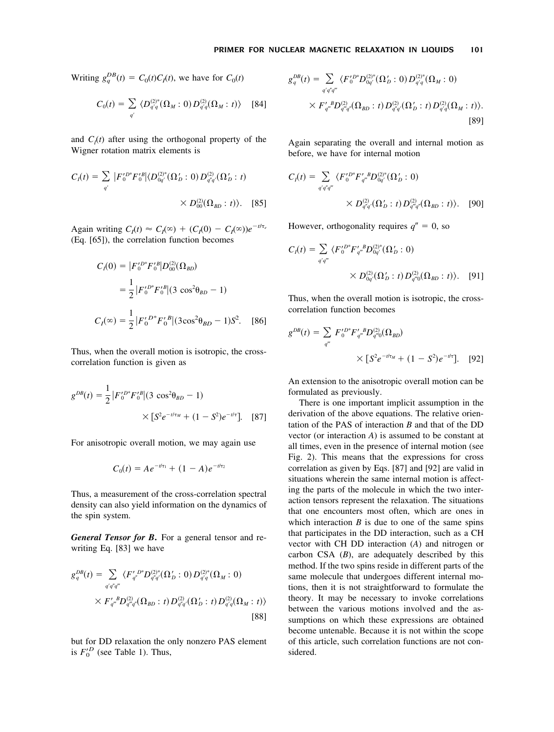Writing $g_q^{DB}(t) = C_0(t)C_I(t)$, we have for $C_0(t)$

$$C_0(t) = \sum_{q'} \langle D_{q'q}^{(2)*}(\Omega_M : 0)\, D_{q'q}^{(2)}(\Omega_M : t)\rangle \quad [84]$$

and $C_I(t)$ after using the orthogonal property of the Wigner rotation matrix elements is

$$C_I(t) = \sum_{q'} |F_0'^{D*}F_0'^{B}| \langle D_{0q'}^{(2)*}(\Omega_D' : 0)\, D_{q'q'}^{(2)}(\Omega_D' : t) \times D_{00}^{(2)}(\Omega_{BD} : t)\rangle. \quad [85]$$

Again writing $C_I(t) \approx C_I(\infty) + (C_I(0) - C_I(\infty))e^{-t/\tau_e}$ (Eq. [65]), the correlation function becomes

$$C_I(0) = |F_0'^{D*}F_0'^{B}| D_{00}^{(2)}(\Omega_{BD}) = \frac{1}{2}|F_0'^{D*}F_0'^{B}|(3\cos^2\theta_{BD} - 1)$$

$$C_I(\infty) = \frac{1}{2}|F_0'^{D*}F_0'^{B}|(3\cos^2\theta_{BD} - 1)S^2. \quad [86]$$

Thus, when the overall motion is isotropic, the cross-correlation function is given as

$$g^{DB}(t) = \frac{1}{2}|F_0'^{D*}F_0'^{B}|(3\cos^2\theta_{BD} - 1) \times [S^2 e^{-t/\tau_M} + (1 - S^2)e^{-t/\tau}]. \quad [87]$$

For anisotropic overall motion, we may again use

$$C_0(t) = Ae^{-t/\tau_1} + (1 - A)e^{-t/\tau_2}$$

Thus, a measurement of the cross-correlation spectral density can also yield information on the dynamics of the spin system.

***General Tensor for B*.** For a general tensor and rewriting Eq. [83] we have

$$g_q^{DB}(t) = \sum_{q'q''q'''} \langle F_{q''}'^{D*} D_{q''q'}^{(2)*}(\Omega_D' : 0)\, D_{q'q}^{(2)*}(\Omega_M : 0) \times F_{q'''}'^{B} D_{q'''q'}^{(2)}(\Omega_{BD} : t)\, D_{q'q'}^{(2)}(\Omega_D' : t)\, D_{q'q}^{(2)}(\Omega_M : t)\rangle \quad [88]$$

but for DD relaxation the only nonzero PAS element is $F_0'^{D}$ (see Table 1). Thus,

$$g_q^{DB}(t) = \sum_{q'q''q'''} \langle F_0'^{D*} D_{0q'}^{(2)*}(\Omega_D' : 0)\, D_{q'q}^{(2)*}(\Omega_M : 0) \times F_{q'''}'^{B} D_{q'''q''}^{(2)}(\Omega_{BD} : t)\, D_{q''q'}^{(2)}(\Omega_D' : t)\, D_{q'q}^{(2)}(\Omega_M : t)\rangle. \quad [89]$$

Again separating the overall and internal motion as before, we have for internal motion

$$C_I(t) = \sum_{q'q''q'''} \langle F_0'^{D*} F_{q'''}'^{B} D_{0q'}^{(2)*}(\Omega_D' : 0) \times D_{q''q'}^{(2)}(\Omega_D' : t)\, D_{q'''q''}^{(2)}(\Omega_{BD} : t)\rangle. \quad [90]$$

However, orthogonality requires $q'' = 0$, so

$$C_I(t) = \sum_{q'q'''} \langle F_0'^{D*} F_{q'''}'^{B} D_{0q'}^{(2)*}(\Omega_D' : 0) \times D_{0q'}^{(2)}(\Omega_D' : t)\, D_{q'''0}^{(2)}(\Omega_{BD} : t)\rangle. \quad [91]$$

Thus, when the overall motion is isotropic, the cross-correlation function becomes

$$g^{DB}(t) = \sum_{q'''} F_0'^{D*} F_{q'''}'^{B} D_{q'''0}^{(2)}(\Omega_{BD}) \times [S^2 e^{-t/\tau_M} + (1 - S^2)e^{-t/\tau}]. \quad [92]$$

An extension to the anisotropic overall motion can be formulated as previously.

There is one important implicit assumption in the derivation of the above equations. The relative orientation of the PAS of interaction $B$ and that of the DD vector (or interaction $A$) is assumed to be constant at all times, even in the presence of internal motion (see Fig. 2). This means that the expressions for cross correlation as given by Eqs. [87] and [92] are valid in situations wherein the same internal motion is affecting the parts of the molecule in which the two interaction tensors represent the relaxation. The situations that one encounters most often, which are ones in which interaction $B$ is due to one of the same spins that participates in the DD interaction, such as a CH vector with CH DD interaction ($A$) and nitrogen or carbon CSA ($B$), are adequately described by this method. If the two spins reside in different parts of the same molecule that undergoes different internal motions, then it is not straightforward to formulate the theory. It may be necessary to invoke correlations between the various motions involved and the assumptions on which these expressions are obtained become untenable. Because it is not within the scope of this article, such correlation functions are not considered.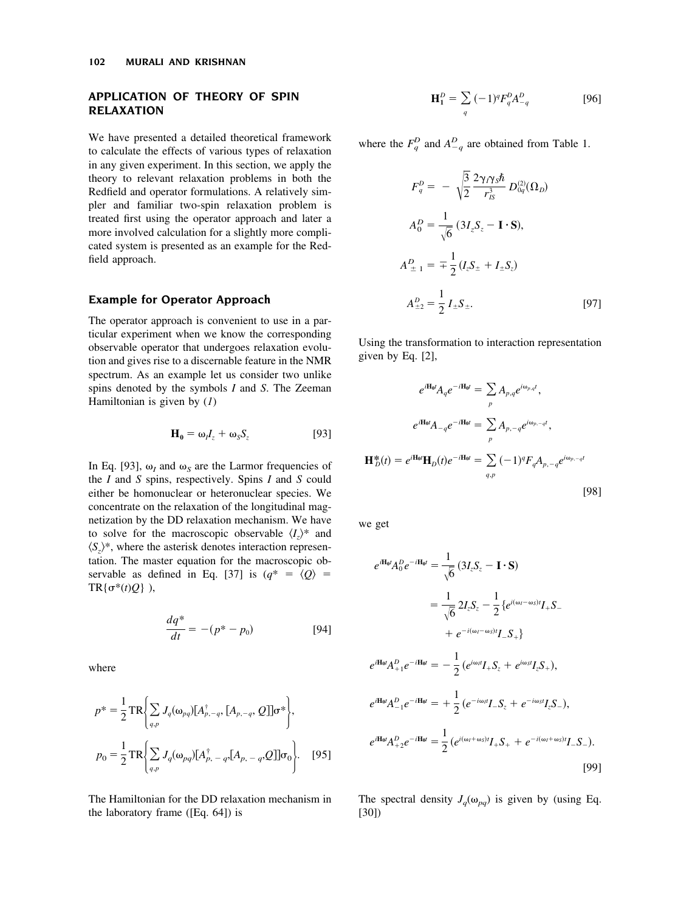## APPLICATION OF THEORY OF SPIN RELAXATION

We have presented a detailed theoretical framework to calculate the effects of various types of relaxation in any given experiment. In this section, we apply the theory to relevant relaxation problems in both the Redfield and operator formulations. A relatively simpler and familiar two-spin relaxation problem is treated first using the operator approach and later a more involved calculation for a slightly more complicated system is presented as an example for the Redfield approach.

### Example for Operator Approach

The operator approach is convenient to use in a particular experiment when we know the corresponding observable operator that undergoes relaxation evolution and gives rise to a discernable feature in the NMR spectrum. As an example let us consider two unlike spins denoted by the symbols $I$ and $S$. The Zeeman Hamiltonian is given by (*1*)

$$\mathbf{H_0} = \omega_I I_z + \omega_S S_z \tag{93}$$

In Eq. [93], $\omega_I$ and $\omega_S$ are the Larmor frequencies of the $I$ and $S$ spins, respectively. Spins $I$ and $S$ could either be homonuclear or heteronuclear species. We concentrate on the relaxation of the longitudinal magnetization by the DD relaxation mechanism. We have to solve for the macroscopic observable $\langle I_z \rangle^*$ and $\langle S_z \rangle^*$, where the asterisk denotes interaction representation. The master equation for the macroscopic observable as defined in Eq. [37] is ($q^* = \langle Q \rangle = \mathrm{TR}\{\sigma^*(t)Q\}$ ),

$$\frac{dq^*}{dt} = -(p^* - p_0) \tag{94}$$

where

$$p^* = \frac{1}{2}\mathrm{TR}\left\{\sum_{q,p} J_q(\omega_{pq})[A^{\dagger}_{p,-q}, [A_{p,-q}, Q]]\sigma^*\right\},$$

$$p_0 = \frac{1}{2}\mathrm{TR}\left\{\sum_{q,p} J_q(\omega_{pq})[A^{\dagger}_{p,-q},[A_{p,-q},Q]]\sigma_0\right\}. \tag{95}$$

The Hamiltonian for the DD relaxation mechanism in the laboratory frame ([Eq. 64]) is

$$\mathbf{H}_1^D = \sum_q (-1)^q F_q^D A_{-q}^D \tag{96}$$

where the $F_q^D$ and $A_{-q}^D$ are obtained from Table 1.

$$F_q^D = -\sqrt{\frac{3}{2}}\frac{2\gamma_I\gamma_S\hbar}{r_{IS}^3} D_{0q}^{(2)}(\Omega_D)$$

$$A_0^D = \frac{1}{\sqrt{6}}(3I_zS_z - \mathbf{I}\cdot\mathbf{S}),$$

$$A_{\pm 1}^D = \mp\frac{1}{2}(I_zS_{\pm} + I_{\pm}S_z)$$

$$A_{\pm 2}^D = \frac{1}{2}I_{\pm}S_{\pm}. \tag{97}$$

Using the transformation to interaction representation given by Eq. [2],

$$e^{i\mathbf{H_0}t}A_q e^{-i\mathbf{H_0}t} = \sum_p A_{p,q}e^{i\omega_{p,q}t},$$

$$e^{i\mathbf{H_0}t}A_{-q} e^{-i\mathbf{H_0}t} = \sum_p A_{p,-q}e^{i\omega_{p,-q}t},$$

$$\mathbf{H}_D^*(t) = e^{i\mathbf{H_0}t}\mathbf{H}_D(t)e^{-i\mathbf{H_0}t} = \sum_{q,p}(-1)^q F_q A_{p,-q}e^{i\omega_{p,-q}t} \tag{98}$$

we get

$$e^{i\mathbf{H_0}t}A_0^D e^{-i\mathbf{H_0}t} = \frac{1}{\sqrt{6}}(3I_zS_z - \mathbf{I}\cdot\mathbf{S})$$
$$= \frac{1}{\sqrt{6}}2I_zS_z - \frac{1}{2}\{e^{i(\omega_I-\omega_S)t}I_+S_- + e^{-i(\omega_I-\omega_S)t}I_-S_+\}$$

$$e^{i\mathbf{H_0}t}A_{+1}^D e^{-i\mathbf{H_0}t} = -\frac{1}{2}(e^{i\omega_I t}I_+S_z + e^{i\omega_S t}I_zS_+),$$

$$e^{i\mathbf{H_0}t}A_{-1}^D e^{-i\mathbf{H_0}t} = +\frac{1}{2}(e^{-i\omega_I t}I_-S_z + e^{-i\omega_S t}I_zS_-),$$

$$e^{i\mathbf{H_0}t}A_{+2}^D e^{-i\mathbf{H_0}t} = \frac{1}{2}(e^{i(\omega_I+\omega_S)t}I_+S_+ + e^{-i(\omega_I+\omega_S)t}I_-S_-). \tag{99}$$

The spectral density $J_q(\omega_{pq})$ is given by (using Eq. [30])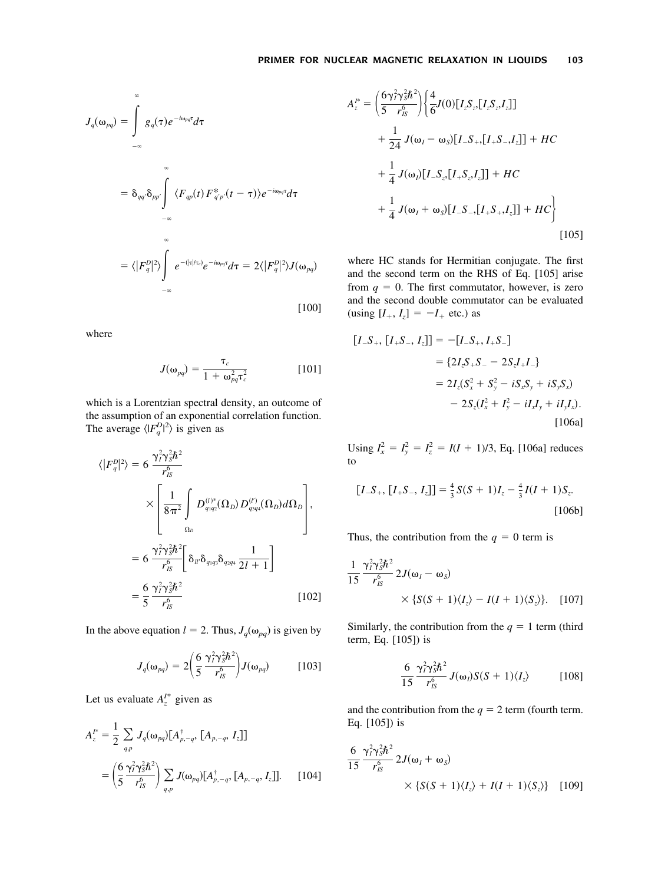$$J_q(\omega_{pq}) = \int_{-\infty}^{\infty} g_q(\tau) e^{-i\omega_{pq}\tau} d\tau$$

$$= \delta_{qq'}\delta_{pp'} \int_{-\infty}^{\infty} \langle F_{qp}(t) F^{*}_{q'p'}(t-\tau)\rangle e^{-i\omega_{pq}\tau} d\tau$$

$$= \langle |F_q^D|^2 \rangle \int_{-\infty}^{\infty} e^{-(|\tau|/\tau_c)} e^{-i\omega_{pq}\tau} d\tau = 2\langle |F_q^D|^2\rangle J(\omega_{pq}) \qquad [100]$$

where

$$J(\omega_{pq}) = \frac{\tau_c}{1 + \omega_{pq}^2 \tau_c^2} \qquad [101]$$

which is a Lorentzian spectral density, an outcome of the assumption of an exponential correlation function. The average $\langle |F_q^D|^2 \rangle$ is given as

$$\langle |F_q^D|^2 \rangle = 6\,\frac{\gamma_I^2\gamma_S^2\hbar^2}{r_{IS}^6} \times \left[\frac{1}{8\pi^2}\int_{\Omega_D} D^{(l)*}_{q_1q_2}(\Omega_D)\, D^{(l')}_{q_3q_4}(\Omega_D)\, d\Omega_D\right],$$

$$= 6\,\frac{\gamma_I^2\gamma_S^2\hbar^2}{r_{IS}^6}\left[\delta_{ll'}\delta_{q_1q_3}\delta_{q_2q_4}\frac{1}{2l+1}\right]$$

$$= \frac{6}{5}\,\frac{\gamma_I^2\gamma_S^2\hbar^2}{r_{IS}^6} \qquad [102]$$

In the above equation $l = 2$. Thus, $J_q(\omega_{pq})$ is given by

$$J_q(\omega_{pq}) = 2\left(\frac{6}{5}\,\frac{\gamma_I^2\gamma_S^2\hbar^2}{r_{IS}^6}\right) J(\omega_{pq}) \qquad [103]$$

Let us evaluate $A_z^{I*}$ given as

$$A_z^{I*} = \frac{1}{2}\sum_{q,p} J_q(\omega_{pq})[A^{\dagger}_{p,-q}, [A_{p,-q}, I_z]]$$

$$= \left(\frac{6}{5}\,\frac{\gamma_I^2\gamma_S^2\hbar^2}{r_{IS}^6}\right)\sum_{q,p} J(\omega_{pq})[A^{\dagger}_{p,-q}, [A_{p,-q}, I_z]]. \qquad [104]$$

$$A_z^{I*} = \left(\frac{6\gamma_I^2\gamma_S^2\hbar^2}{5\quad r_{IS}^6}\right)\Big\{\frac{4}{6}J(0)[I_zS_z,[I_zS_z,I_z]]$$
$$+ \frac{1}{24}J(\omega_I - \omega_S)[I_-S_+,[I_+S_-,I_z]] + HC$$
$$+ \frac{1}{4}J(\omega_I)[I_-S_z,[I_+S_z,I_z]] + HC$$
$$+ \frac{1}{4}J(\omega_I + \omega_S)[I_-S_-,[I_+S_+,I_z]] + HC\Big\} \qquad [105]$$

where HC stands for Hermitian conjugate. The first and the second term on the RHS of Eq. [105] arise from $q = 0$. The first commutator, however, is zero and the second double commutator can be evaluated (using $[I_+, I_z] = -I_+$ etc.) as

$$[I_-S_+, [I_+S_-, I_z]] = -[I_-S_+, I_+S_-]$$
$$= \{2I_zS_+S_- - 2S_zI_+I_-\}$$
$$= 2I_z(S_x^2 + S_y^2 - iS_xS_y + iS_yS_x)$$
$$- 2S_z(I_x^2 + I_y^2 - iI_xI_y + iI_yI_x). \qquad [106a]$$

Using $I_x^2 = I_y^2 = I_z^2 = I(I + 1)/3$, Eq. [106a] reduces to

$$[I_-S_+, [I_+S_-, I_z]] = \tfrac{4}{3}S(S+1)I_z - \tfrac{4}{3}I(I+1)S_z. \qquad [106b]$$

Thus, the contribution from the $q = 0$ term is

$$\frac{1}{15}\,\frac{\gamma_I^2\gamma_S^2\hbar^2}{r_{IS}^6}\,2J(\omega_I - \omega_S) \times \{S(S+1)\langle I_z\rangle - I(I+1)\langle S_z\rangle\}. \qquad [107]$$

Similarly, the contribution from the $q = 1$ term (third term, Eq. [105]) is

$$\frac{6}{15}\,\frac{\gamma_I^2\gamma_S^2\hbar^2}{r_{IS}^6}\,J(\omega_I)S(S+1)\langle I_z\rangle \qquad [108]$$

and the contribution from the $q = 2$ term (fourth term. Eq. [105]) is

$$\frac{6}{15}\,\frac{\gamma_I^2\gamma_S^2\hbar^2}{r_{IS}^6}\,2J(\omega_I + \omega_S) \times \{S(S+1)\langle I_z\rangle + I(I+1)\langle S_z\rangle\} \qquad [109]$$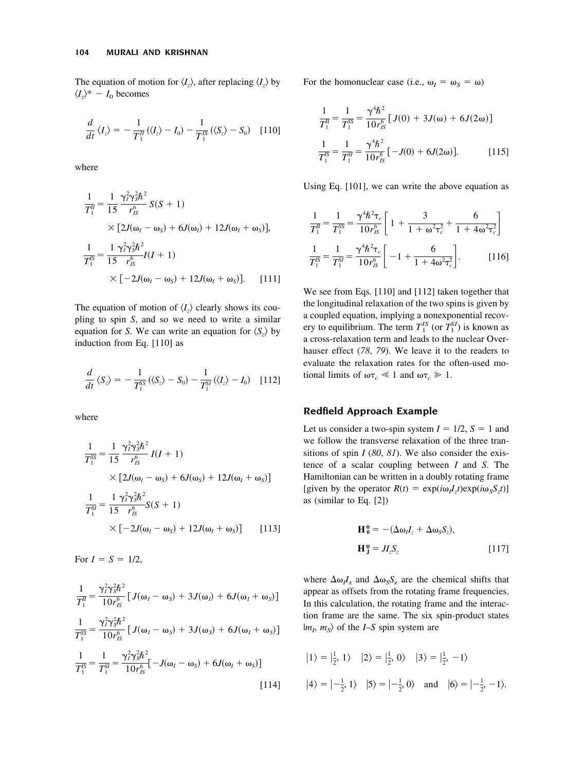The equation of motion for $\langle I_z \rangle$, after replacing $\langle I_z \rangle$ by $\langle I_z \rangle^* - I_0$ becomes

$$\frac{d}{dt}\langle I_z \rangle = -\frac{1}{T_1^{II}}(\langle I_z \rangle - I_0) - \frac{1}{T_1^{IS}}(\langle S_z \rangle - S_0) \quad [110]$$

where

$$\frac{1}{T_1^{II}} = \frac{1}{15}\frac{\gamma_I^2\gamma_S^2\hbar^2}{r_{IS}^6}S(S+1) \times [2J(\omega_I - \omega_S) + 6J(\omega_I) + 12J(\omega_I + \omega_S)],$$

$$\frac{1}{T_1^{IS}} = \frac{1}{15}\frac{\gamma_I^2\gamma_S^2\hbar^2}{r_{IS}^6}I(I+1) \times [-2J(\omega_I - \omega_S) + 12J(\omega_I + \omega_S)]. \quad [111]$$

The equation of motion of $\langle I_z \rangle$ clearly shows its coupling to spin $S$, and so we need to write a similar equation for $S$. We can write an equation for $\langle S_z \rangle$ by induction from Eq. [110] as

$$\frac{d}{dt}\langle S_z \rangle = -\frac{1}{T_1^{SS}}(\langle S_z \rangle - S_0) - \frac{1}{T_1^{SI}}(\langle I_z \rangle - I_0) \quad [112]$$

where

$$\frac{1}{T_1^{SS}} = \frac{1}{15}\frac{\gamma_I^2\gamma_S^2\hbar^2}{r_{IS}^6}I(I+1) \times [2J(\omega_I - \omega_S) + 6J(\omega_S) + 12J(\omega_I + \omega_S)]$$

$$\frac{1}{T_1^{SI}} = \frac{1}{15}\frac{\gamma_I^2\gamma_S^2\hbar^2}{r_{IS}^6}S(S+1) \times [-2J(\omega_I - \omega_S) + 12J(\omega_I + \omega_S)] \quad [113]$$

For $I = S = 1/2$,

$$\frac{1}{T_1^{II}} = \frac{\gamma_I^2\gamma_S^2\hbar^2}{10r_{IS}^6}[J(\omega_I - \omega_S) + 3J(\omega_I) + 6J(\omega_I + \omega_S)]$$

$$\frac{1}{T_1^{SS}} = \frac{\gamma_I^2\gamma_S^2\hbar^2}{10r_{IS}^6}[J(\omega_I - \omega_S) + 3J(\omega_S) + 6J(\omega_I + \omega_S)]$$

$$\frac{1}{T_1^{IS}} = \frac{1}{T_1^{SI}} = \frac{\gamma_I^2\gamma_S^2\hbar^2}{10r_{IS}^6}[-J(\omega_I - \omega_S) + 6J(\omega_I + \omega_S)] \quad [114]$$

For the homonuclear case (i.e., $\omega_I = \omega_S = \omega$)

$$\frac{1}{T_1^{II}} = \frac{1}{T_1^{SS}} = \frac{\gamma^4\hbar^2}{10r_{IS}^6}[J(0) + 3J(\omega) + 6J(2\omega)]$$

$$\frac{1}{T_1^{IS}} = \frac{1}{T_1^{SI}} = \frac{\gamma^4\hbar^2}{10r_{IS}^6}[-J(0) + 6J(2\omega)]. \quad [115]$$

Using Eq. [101], we can write the above equation as

$$\frac{1}{T_1^{II}} = \frac{1}{T_1^{SS}} = \frac{\gamma^4\hbar^2\tau_c}{10r_{IS}^6}\left[1 + \frac{3}{1+\omega^2\tau_c^2} + \frac{6}{1+4\omega^2\tau_c^2}\right]$$

$$\frac{1}{T_1^{IS}} = \frac{1}{T_1^{SI}} = \frac{\gamma^4\hbar^2\tau_c}{10r_{IS}^6}\left[-1 + \frac{6}{1+4\omega^2\tau_c^2}\right]. \quad [116]$$

We see from Eqs. [110] and [112] taken together that the longitudinal relaxation of the two spins is given by a coupled equation, implying a nonexponential recovery to equilibrium. The term $T_1^{IS}$ (or $T_1^{SI}$) is known as a cross-relaxation term and leads to the nuclear Overhauser effect (*78*, *79*). We leave it to the readers to evaluate the relaxation rates for the often-used motional limits of $\omega\tau_c \ll 1$ and $\omega\tau_c \gg 1$.

## Redfield Approach Example

Let us consider a two-spin system $I = 1/2$, $S = 1$ and we follow the transverse relaxation of the three transitions of spin $I$ (*80*, *81*). We also consider the existence of a scalar coupling between $I$ and $S$. The Hamiltonian can be written in a doubly rotating frame [given by the operator $R(t) = \exp(i\omega_I I_z t)\exp(i\omega_S S_z t)$] as (similar to Eq. [2])

$$\mathbf{H}_0^* = -(\Delta\omega_I I_z + \Delta\omega_S S_z),$$

$$\mathbf{H}_J^* = J I_z S_z \quad [117]$$

where $\Delta\omega_I I_z$ and $\Delta\omega_S S_z$ are the chemical shifts that appear as offsets from the rotating frame frequencies. In this calculation, the rotating frame and the interaction frame are the same. The six spin-product states $|m_I, m_S\rangle$ of the $I$–$S$ spin system are

$$|1\rangle = |\tfrac{1}{2}, 1\rangle \quad |2\rangle = |\tfrac{1}{2}, 0\rangle \quad |3\rangle = |\tfrac{1}{2}, -1\rangle$$

$$|4\rangle = |-\tfrac{1}{2}, 1\rangle \quad |5\rangle = |-\tfrac{1}{2}, 0\rangle \quad \text{and} \quad |6\rangle = |-\tfrac{1}{2}, -1\rangle.$$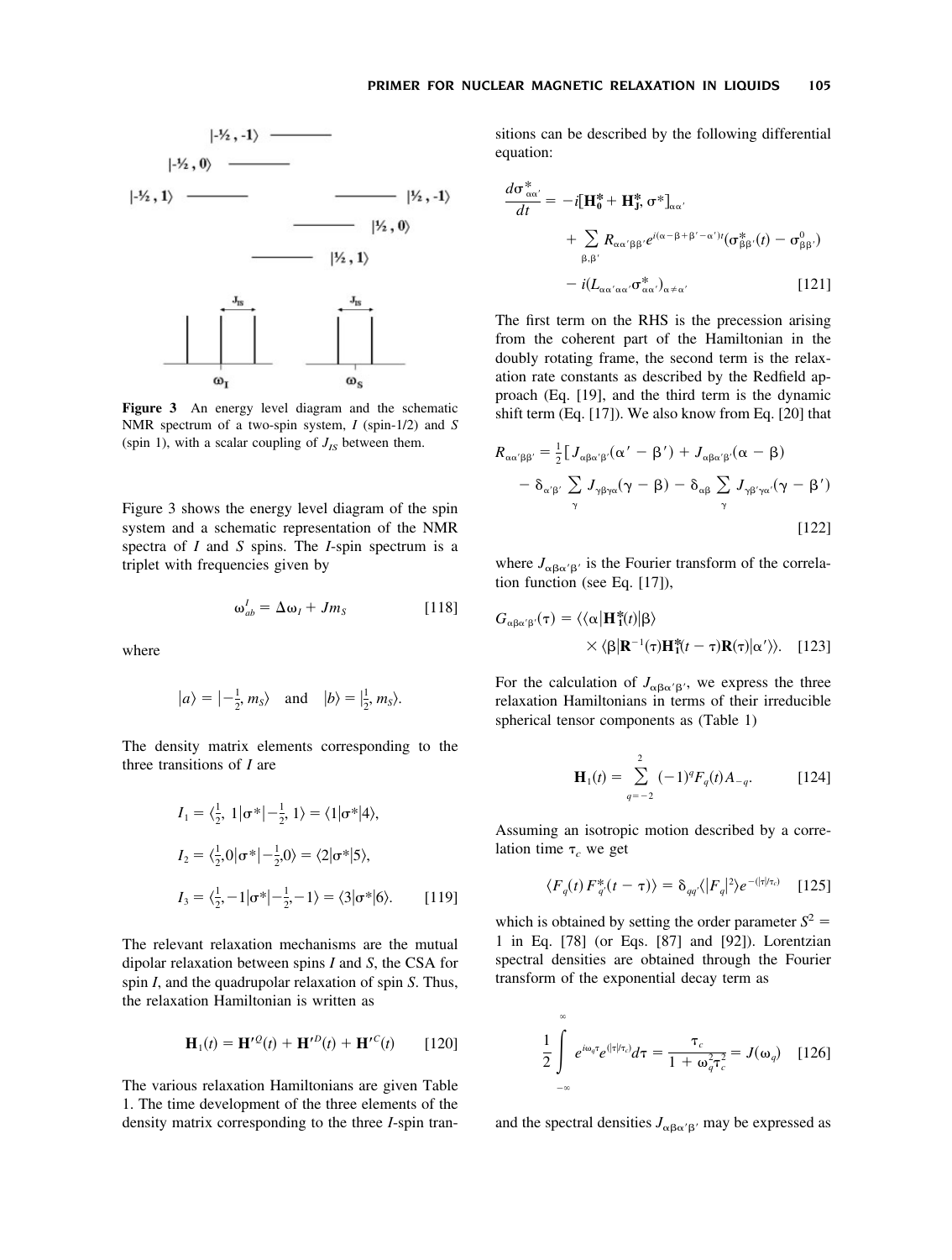Figure 3 An energy level diagram and the schematic NMR spectrum of a two-spin system, $I$ (spin-1/2) and $S$ (spin 1), with a scalar coupling of $J_{IS}$ between them.

Figure 3 shows the energy level diagram of the spin system and a schematic representation of the NMR spectra of $I$ and $S$ spins. The $I$-spin spectrum is a triplet with frequencies given by

$$\omega^I_{ab} = \Delta\omega_I + Jm_S \qquad [118]$$

where

$$|a\rangle = |-\tfrac{1}{2}, m_S\rangle \quad \text{and} \quad |b\rangle = |\tfrac{1}{2}, m_S\rangle.$$

The density matrix elements corresponding to the three transitions of $I$ are

$$I_1 = \langle \tfrac{1}{2}, 1|\sigma^*|-\tfrac{1}{2}, 1\rangle = \langle 1|\sigma^*|4\rangle,$$

$$I_2 = \langle \tfrac{1}{2}, 0|\sigma^*|-\tfrac{1}{2}, 0\rangle = \langle 2|\sigma^*|5\rangle,$$

$$I_3 = \langle \tfrac{1}{2}, -1|\sigma^*|-\tfrac{1}{2}, -1\rangle = \langle 3|\sigma^*|6\rangle. \qquad [119]$$

The relevant relaxation mechanisms are the mutual dipolar relaxation between spins $I$ and $S$, the CSA for spin $I$, and the quadrupolar relaxation of spin $S$. Thus, the relaxation Hamiltonian is written as

$$\mathbf{H}_1(t) = \mathbf{H}'^{Q}(t) + \mathbf{H}'^{D}(t) + \mathbf{H}'^{C}(t) \qquad [120]$$

The various relaxation Hamiltonians are given Table 1. The time development of the three elements of the density matrix corresponding to the three $I$-spin transitions can be described by the following differential equation:

$$\frac{d\sigma^*_{\alpha\alpha'}}{dt} = -i[\mathbf{H}^*_0 + \mathbf{H}^*_J, \sigma^*]_{\alpha\alpha'} + \sum_{\beta,\beta'} R_{\alpha\alpha'\beta\beta'} e^{i(\alpha-\beta+\beta'-\alpha')t}(\sigma^*_{\beta\beta'}(t) - \sigma^0_{\beta\beta'}) - i(L_{\alpha\alpha'\alpha\alpha'}\sigma^*_{\alpha\alpha'})_{\alpha\neq\alpha'} \qquad [121]$$

The first term on the RHS is the precession arising from the coherent part of the Hamiltonian in the doubly rotating frame, the second term is the relaxation rate constants as described by the Redfield approach (Eq. [19], and the third term is the dynamic shift term (Eq. [17]). We also know from Eq. [20] that

$$R_{\alpha\alpha'\beta\beta'} = \tfrac{1}{2}[J_{\alpha\beta\alpha'\beta'}(\alpha' - \beta') + J_{\alpha\beta\alpha'\beta'}(\alpha - \beta) - \delta_{\alpha'\beta'}\sum_{\gamma} J_{\gamma\beta\gamma\alpha}(\gamma - \beta) - \delta_{\alpha\beta}\sum_{\gamma} J_{\gamma\beta'\gamma\alpha'}(\gamma - \beta') \qquad [122]$$

where $J_{\alpha\beta\alpha'\beta'}$ is the Fourier transform of the correlation function (see Eq. [17]),

$$G_{\alpha\beta\alpha'\beta'}(\tau) = \langle\langle\alpha|\mathbf{H}^*_1(t)|\beta\rangle \times \langle\beta|\mathbf{R}^{-1}(\tau)\mathbf{H}^*_1(t-\tau)\mathbf{R}(\tau)|\alpha'\rangle\rangle. \qquad [123]$$

For the calculation of $J_{\alpha\beta\alpha'\beta'}$, we express the three relaxation Hamiltonians in terms of their irreducible spherical tensor components as (Table 1)

$$\mathbf{H}_1(t) = \sum_{q=-2}^{2} (-1)^q F_q(t) A_{-q}. \qquad [124]$$

Assuming an isotropic motion described by a correlation time $\tau_c$ we get

$$\langle F_q(t) F^*_{q'}(t-\tau)\rangle = \delta_{qq'}\langle|F_q|^2\rangle e^{-(|\tau|/\tau_c)} \qquad [125]$$

which is obtained by setting the order parameter $S^2 = 1$ in Eq. [78] (or Eqs. [87] and [92]). Lorentzian spectral densities are obtained through the Fourier transform of the exponential decay term as

$$\frac{1}{2}\int_{-\infty}^{\infty} e^{i\omega_q\tau} e^{(|\tau|/\tau_c)} d\tau = \frac{\tau_c}{1 + \omega_q^2\tau_c^2} = J(\omega_q) \qquad [126]$$

and the spectral densities $J_{\alpha\beta\alpha'\beta'}$ may be expressed as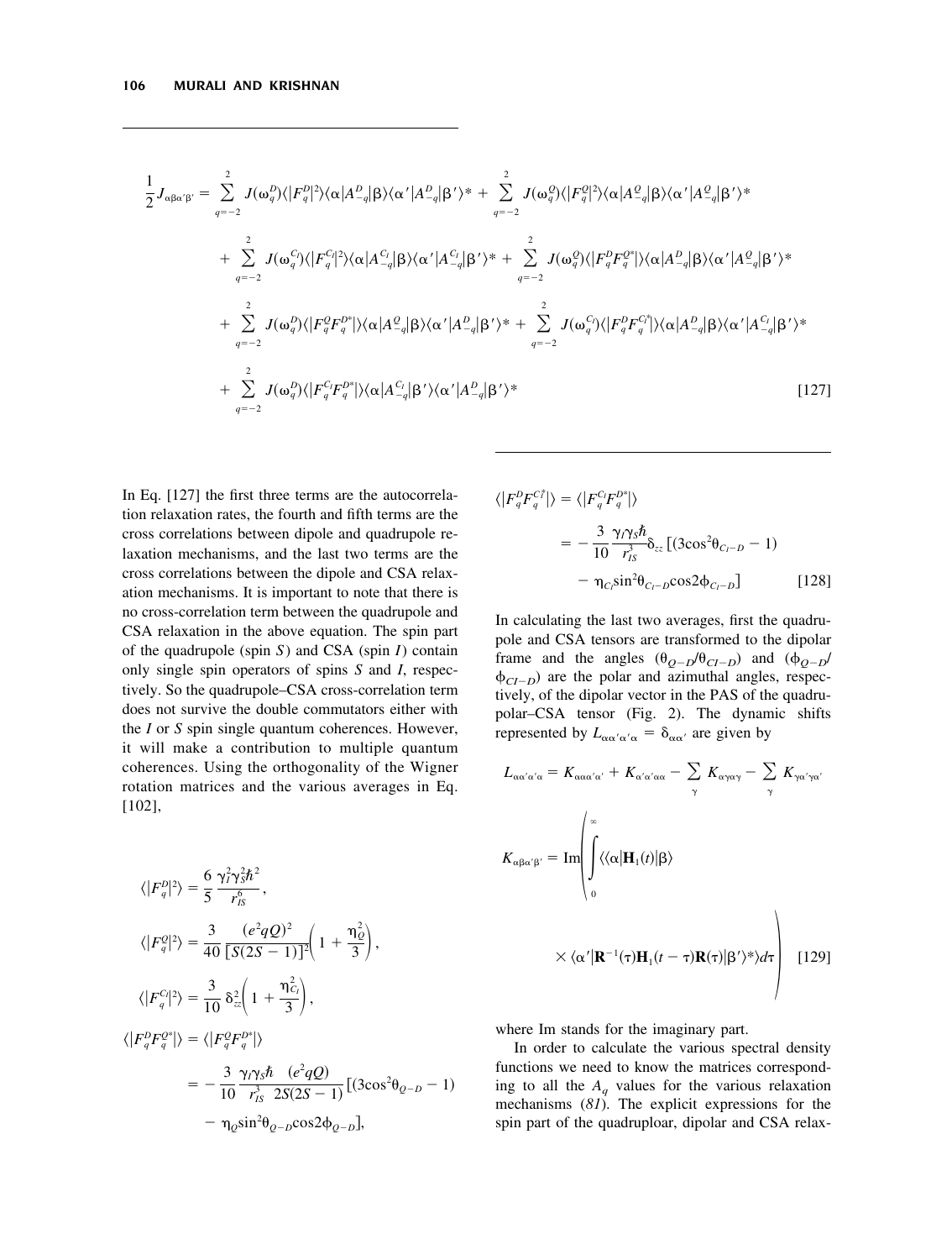$$\frac{1}{2}J_{\alpha\beta\alpha'\beta'} = \sum_{q=-2}^{2} J(\omega_q^D)\langle|F_q^D|^2\rangle\langle\alpha|A_{-q}^D|\beta\rangle\langle\alpha'|A_{-q}^D|\beta'\rangle^* + \sum_{q=-2}^{2} J(\omega_q^Q)\langle|F_q^Q|^2\rangle\langle\alpha|A_{-q}^Q|\beta\rangle\langle\alpha'|A_{-q}^Q|\beta'\rangle^*$$

$$+ \sum_{q=-2}^{2} J(\omega_q^{C_I})\langle|F_q^{C_I}|^2\rangle\langle\alpha|A_{-q}^{C_I}|\beta\rangle\langle\alpha'|A_{-q}^{C_I}|\beta'\rangle^* + \sum_{q=-2}^{2} J(\omega_q^Q)\langle|F_q^D F_q^{Q*}|\rangle\langle\alpha|A_{-q}^D|\beta\rangle\langle\alpha'|A_{-q}^Q|\beta'\rangle^*$$

$$+ \sum_{q=-2}^{2} J(\omega_q^D)\langle|F_q^Q F_q^{D*}|\rangle\langle\alpha|A_{-q}^Q|\beta\rangle\langle\alpha'|A_{-q}^D|\beta'\rangle^* + \sum_{q=-2}^{2} J(\omega_q^{C_I})\langle|F_q^D F_q^{C_I*}|\rangle\langle\alpha|A_{-q}^D|\beta\rangle\langle\alpha'|A_{-q}^{C_I}|\beta'\rangle^*$$

$$+ \sum_{q=-2}^{2} J(\omega_q^D)\langle|F_q^{C_I} F_q^{D*}|\rangle\langle\alpha|A_{-q}^{C_I}|\beta'\rangle\langle\alpha'|A_{-q}^D|\beta'\rangle^* \quad [127]$$

In Eq. [127] the first three terms are the autocorrelation relaxation rates, the fourth and fifth terms are the cross correlations between dipole and quadrupole relaxation mechanisms, and the last two terms are the cross correlations between the dipole and CSA relaxation mechanisms. It is important to note that there is no cross-correlation term between the quadrupole and CSA relaxation in the above equation. The spin part of the quadrupole (spin $S$) and CSA (spin $I$) contain only single spin operators of spins $S$ and $I$, respectively. So the quadrupole–CSA cross-correlation term does not survive the double commutators either with the $I$ or $S$ spin single quantum coherences. However, it will make a contribution to multiple quantum coherences. Using the orthogonality of the Wigner rotation matrices and the various averages in Eq. [102],

$$\langle|F_q^D|^2\rangle = \frac{6}{5}\frac{\gamma_I^2\gamma_S^2\hbar^2}{r_{IS}^6},$$

$$\langle|F_q^Q|^2\rangle = \frac{3}{40}\frac{(e^2qQ)^2}{[S(2S-1)]^2}\left(1+\frac{\eta_Q^2}{3}\right),$$

$$\langle|F_q^{C_I}|^2\rangle = \frac{3}{10}\delta_{zz}^2\left(1+\frac{\eta_{C_I}^2}{3}\right),$$

$$\langle|F_q^D F_q^{Q*}|\rangle = \langle|F_q^Q F_q^{D*}|\rangle = -\frac{3}{10}\frac{\gamma_I\gamma_S\hbar}{r_{IS}^3}\frac{(e^2qQ)}{2S(2S-1)}[(3\cos^2\theta_{Q-D}-1) - \eta_Q\sin^2\theta_{Q-D}\cos 2\phi_{Q-D}],$$

$$\langle|F_q^D F_q^{C_I^*}|\rangle = \langle|F_q^{C_I} F_q^{D*}|\rangle = -\frac{3}{10}\frac{\gamma_I\gamma_S\hbar}{r_{IS}^3}\delta_{zz}[(3\cos^2\theta_{C_I-D}-1) - \eta_{C_I}\sin^2\theta_{C_I-D}\cos 2\phi_{C_I-D}] \quad [128]$$

In calculating the last two averages, first the quadrupole and CSA tensors are transformed to the dipolar frame and the angles ($\theta_{Q-D}/\theta_{CI-D}$) and ($\phi_{Q-D}/\phi_{CI-D}$) are the polar and azimuthal angles, respectively, of the dipolar vector in the PAS of the quadrupolar–CSA tensor (Fig. 2). The dynamic shifts represented by $L_{\alpha\alpha'\alpha'\alpha} = \delta_{\alpha\alpha'}$ are given by

$$L_{\alpha\alpha'\alpha'\alpha} = K_{\alpha\alpha\alpha'\alpha'} + K_{\alpha'\alpha'\alpha\alpha} - \sum_{\gamma} K_{\alpha\gamma\alpha\gamma} - \sum_{\gamma} K_{\gamma\alpha'\gamma\alpha'}$$

$$K_{\alpha\beta\alpha'\beta'} = \mathrm{Im}\left(\int_0^{\infty} \langle\langle\alpha|\mathbf{H}_1(t)|\beta\rangle \times \langle\alpha'|\mathbf{R}^{-1}(\tau)\mathbf{H}_1(t-\tau)\mathbf{R}(\tau)|\beta'\rangle^*\rangle d\tau\right) \quad [129]$$

where Im stands for the imaginary part.

In order to calculate the various spectral density functions we need to know the matrices corresponding to all the $A_q$ values for the various relaxation mechanisms (*81*). The explicit expressions for the spin part of the quadruploar, dipolar and CSA relax-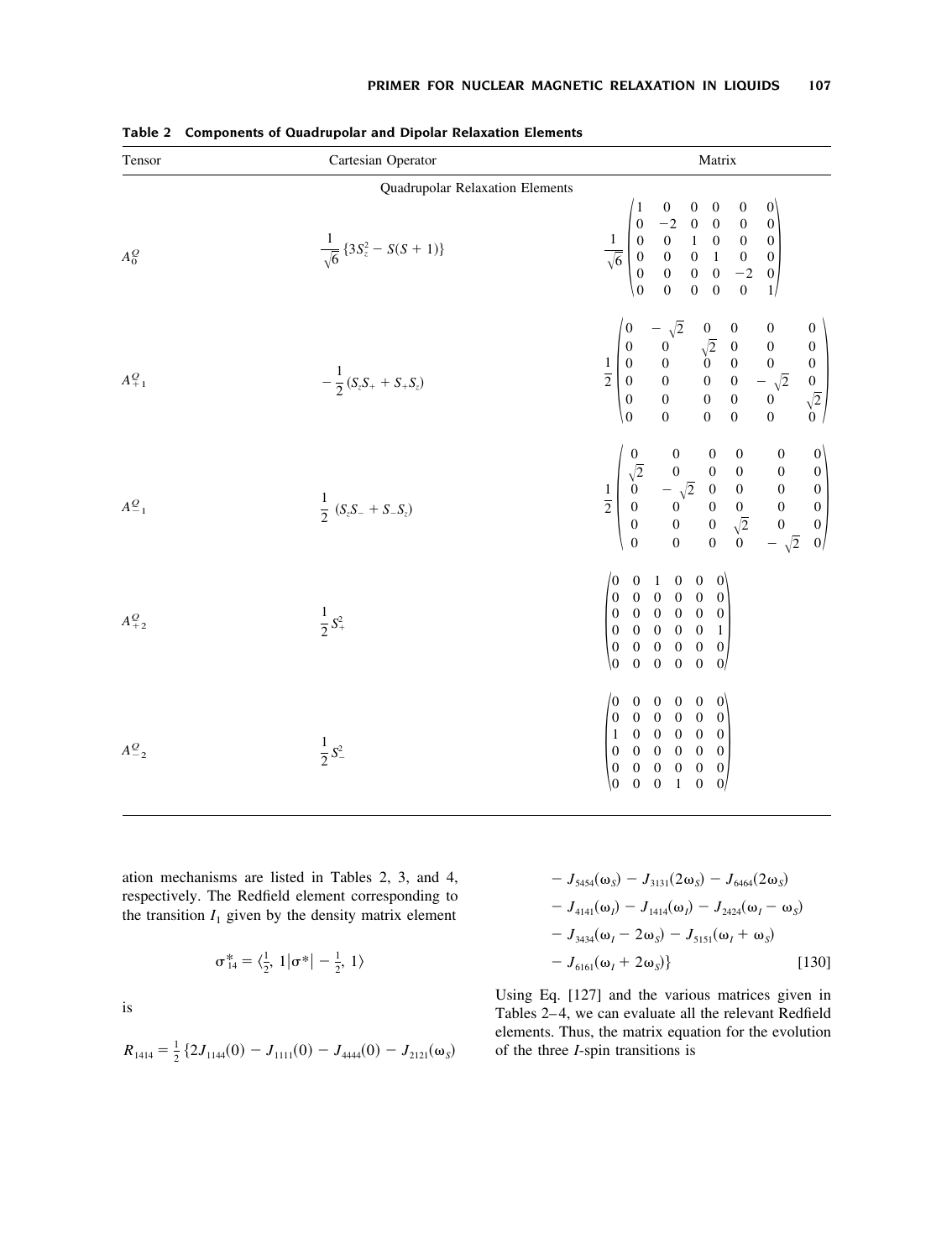**Table 2 Components of Quadrupolar and Dipolar Relaxation Elements**

| Tensor | Cartesian Operator | Matrix |
|---|---|---|
| | Quadrupolar Relaxation Elements | |
| $A_0^Q$ | $\frac{1}{\sqrt{6}}\{3S_z^2 - S(S+1)\}$ | $\frac{1}{\sqrt{6}}\begin{pmatrix} 1 & 0 & 0 & 0 & 0 & 0 \\ 0 & -2 & 0 & 0 & 0 & 0 \\ 0 & 0 & 1 & 0 & 0 & 0 \\ 0 & 0 & 0 & 1 & 0 & 0 \\ 0 & 0 & 0 & 0 & -2 & 0 \\ 0 & 0 & 0 & 0 & 0 & 1 \end{pmatrix}$ |
| $A_{+1}^Q$ | $-\frac{1}{2}(S_zS_+ + S_+S_z)$ | $\frac{1}{2}\begin{pmatrix} 0 & -\sqrt{2} & 0 & 0 & 0 & 0 \\ 0 & 0 & \sqrt{2} & 0 & 0 & 0 \\ 0 & 0 & 0 & 0 & 0 & 0 \\ 0 & 0 & 0 & 0 & -\sqrt{2} & 0 \\ 0 & 0 & 0 & 0 & 0 & \sqrt{2} \\ 0 & 0 & 0 & 0 & 0 & 0 \end{pmatrix}$ |
| $A_{-1}^Q$ | $\frac{1}{2}(S_zS_- + S_-S_z)$ | $\frac{1}{2}\begin{pmatrix} 0 & 0 & 0 & 0 & 0 & 0 \\ \sqrt{2} & 0 & 0 & 0 & 0 & 0 \\ 0 & -\sqrt{2} & 0 & 0 & 0 & 0 \\ 0 & 0 & 0 & 0 & 0 & 0 \\ 0 & 0 & 0 & \sqrt{2} & 0 & 0 \\ 0 & 0 & 0 & 0 & -\sqrt{2} & 0 \end{pmatrix}$ |
| $A_{+2}^Q$ | $\frac{1}{2}S_+^2$ | $\begin{pmatrix} 0 & 0 & 1 & 0 & 0 & 0 \\ 0 & 0 & 0 & 0 & 0 & 0 \\ 0 & 0 & 0 & 0 & 0 & 0 \\ 0 & 0 & 0 & 0 & 0 & 1 \\ 0 & 0 & 0 & 0 & 0 & 0 \\ 0 & 0 & 0 & 0 & 0 & 0 \end{pmatrix}$ |
| $A_{-2}^Q$ | $\frac{1}{2}S_-^2$ | $\begin{pmatrix} 0 & 0 & 0 & 0 & 0 & 0 \\ 0 & 0 & 0 & 0 & 0 & 0 \\ 1 & 0 & 0 & 0 & 0 & 0 \\ 0 & 0 & 0 & 0 & 0 & 0 \\ 0 & 0 & 0 & 0 & 0 & 0 \\ 0 & 0 & 0 & 1 & 0 & 0 \end{pmatrix}$ |

ation mechanisms are listed in Tables 2, 3, and 4, respectively. The Redfield element corresponding to the transition $I_1$ given by the density matrix element

$$\sigma_{14}^* = \langle \tfrac{1}{2}, 1|\sigma^*| -\tfrac{1}{2}, 1\rangle$$

is

$$\begin{aligned} R_{1414} = \tfrac{1}{2}\{&2J_{1144}(0) - J_{1111}(0) - J_{4444}(0) - J_{2121}(\omega_S) \\ &- J_{5454}(\omega_S) - J_{3131}(2\omega_S) - J_{6464}(2\omega_S) \\ &- J_{4141}(\omega_I) - J_{1414}(\omega_I) - J_{2424}(\omega_I - \omega_S) \\ &- J_{3434}(\omega_I - 2\omega_S) - J_{5151}(\omega_I + \omega_S) \\ &- J_{6161}(\omega_I + 2\omega_S)\} \end{aligned} \quad [130]$$

Using Eq. [127] and the various matrices given in Tables 2–4, we can evaluate all the relevant Redfield elements. Thus, the matrix equation for the evolution of the three $I$-spin transitions is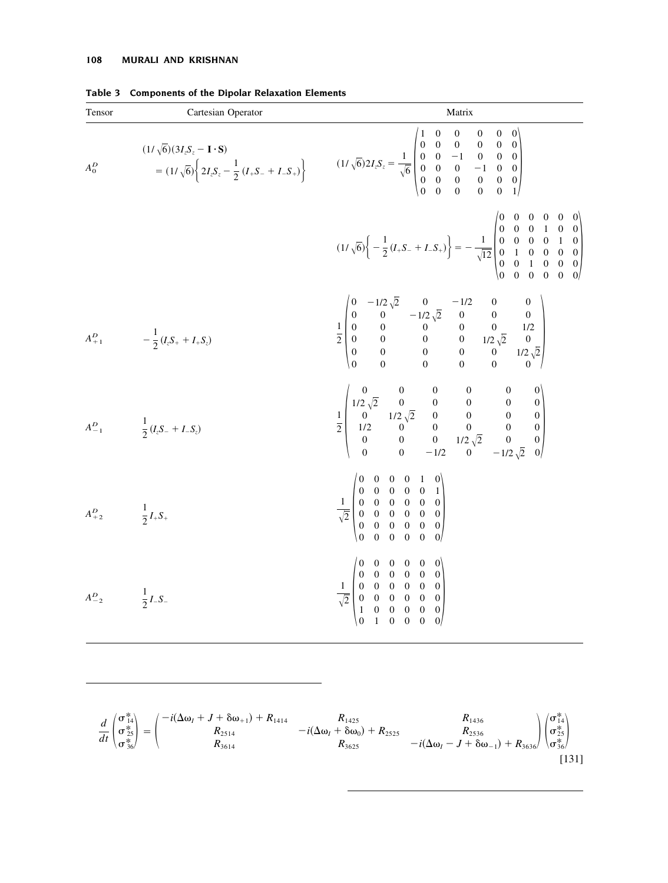**Table 3 Components of the Dipolar Relaxation Elements**

| Tensor | Cartesian Operator | Matrix |
|---|---|---|
| $A_0^D$ | $(1/\sqrt{6})(3I_zS_z - \mathbf{I}\cdot\mathbf{S}) = (1/\sqrt{6})\left\{2I_zS_z - \frac{1}{2}(I_+S_- + I_-S_+)\right\}$ | $(1/\sqrt{6})2I_zS_z = \frac{1}{\sqrt{6}}\begin{pmatrix} 1 & 0 & 0 & 0 & 0 & 0 \\ 0 & 0 & 0 & 0 & 0 & 0 \\ 0 & 0 & -1 & 0 & 0 & 0 \\ 0 & 0 & 0 & -1 & 0 & 0 \\ 0 & 0 & 0 & 0 & 0 & 0 \\ 0 & 0 & 0 & 0 & 0 & 1 \end{pmatrix}$ |
| | | $(1/\sqrt{6})\left\{-\frac{1}{2}(I_+S_- + I_-S_+)\right\} = -\frac{1}{\sqrt{12}}\begin{pmatrix} 0 & 0 & 0 & 0 & 0 & 0 \\ 0 & 0 & 0 & 1 & 0 & 0 \\ 0 & 0 & 0 & 0 & 1 & 0 \\ 0 & 1 & 0 & 0 & 0 & 0 \\ 0 & 0 & 1 & 0 & 0 & 0 \\ 0 & 0 & 0 & 0 & 0 & 0 \end{pmatrix}$ |
| $A_{+1}^D$ | $-\frac{1}{2}(I_zS_+ + I_+S_z)$ | $\frac{1}{2}\begin{pmatrix} 0 & -1/2\sqrt{2} & 0 & -1/2 & 0 & 0 \\ 0 & 0 & -1/2\sqrt{2} & 0 & 0 & 0 \\ 0 & 0 & 0 & 0 & 0 & 1/2 \\ 0 & 0 & 0 & 0 & 1/2\sqrt{2} & 0 \\ 0 & 0 & 0 & 0 & 0 & 1/2\sqrt{2} \\ 0 & 0 & 0 & 0 & 0 & 0 \end{pmatrix}$ |
| $A_{-1}^D$ | $\frac{1}{2}(I_zS_- + I_-S_z)$ | $\frac{1}{2}\begin{pmatrix} 0 & 0 & 0 & 0 & 0 & 0 \\ 1/2\sqrt{2} & 0 & 0 & 0 & 0 & 0 \\ 0 & 1/2\sqrt{2} & 0 & 0 & 0 & 0 \\ 1/2 & 0 & 0 & 0 & 0 & 0 \\ 0 & 0 & 0 & 1/2\sqrt{2} & 0 & 0 \\ 0 & 0 & -1/2 & 0 & -1/2\sqrt{2} & 0 \end{pmatrix}$ |
| $A_{+2}^D$ | $\frac{1}{2}I_+S_+$ | $\frac{1}{\sqrt{2}}\begin{pmatrix} 0 & 0 & 0 & 0 & 1 & 0 \\ 0 & 0 & 0 & 0 & 0 & 1 \\ 0 & 0 & 0 & 0 & 0 & 0 \\ 0 & 0 & 0 & 0 & 0 & 0 \\ 0 & 0 & 0 & 0 & 0 & 0 \\ 0 & 0 & 0 & 0 & 0 & 0 \end{pmatrix}$ |
| $A_{-2}^D$ | $\frac{1}{2}I_-S_-$ | $\frac{1}{\sqrt{2}}\begin{pmatrix} 0 & 0 & 0 & 0 & 0 & 0 \\ 0 & 0 & 0 & 0 & 0 & 0 \\ 0 & 0 & 0 & 0 & 0 & 0 \\ 0 & 0 & 0 & 0 & 0 & 0 \\ 1 & 0 & 0 & 0 & 0 & 0 \\ 0 & 1 & 0 & 0 & 0 & 0 \end{pmatrix}$ |

$$\frac{d}{dt}\begin{pmatrix} \sigma_{14}^* \\ \sigma_{25}^* \\ \sigma_{36}^* \end{pmatrix} = \begin{pmatrix} -i(\Delta\omega_I + J + \delta\omega_{+1}) + R_{1414} & R_{1425} & R_{1436} \\ R_{2514} & -i(\Delta\omega_I + \delta\omega_0) + R_{2525} & R_{2536} \\ R_{3614} & R_{3625} & -i(\Delta\omega_I - J + \delta\omega_{-1}) + R_{3636} \end{pmatrix}\begin{pmatrix} \sigma_{14}^* \\ \sigma_{25}^* \\ \sigma_{36}^* \end{pmatrix} \qquad [131]$$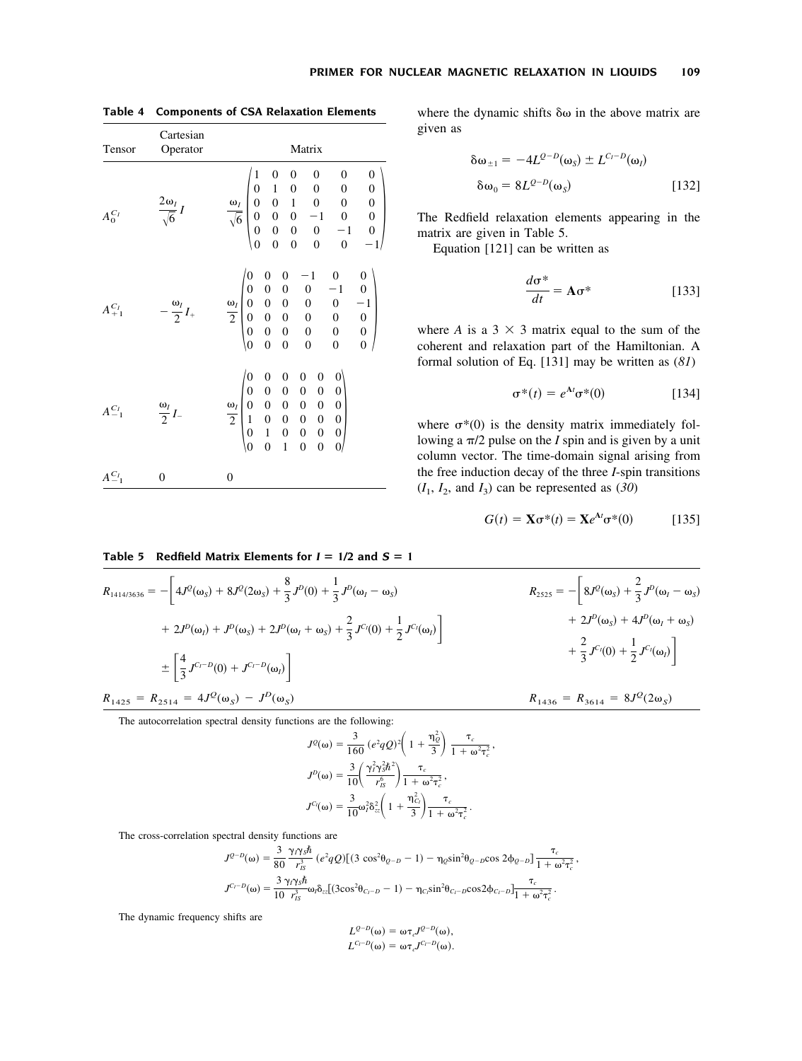**Table 4 Components of CSA Relaxation Elements**

| Tensor | Cartesian Operator | Matrix |
|---|---|---|
| $A_0^{C_I}$ | $\frac{2\omega_I}{\sqrt{6}} I$ | $\frac{\omega_I}{\sqrt{6}} \begin{pmatrix} 1 & 0 & 0 & 0 & 0 & 0 \\ 0 & 1 & 0 & 0 & 0 & 0 \\ 0 & 0 & 1 & 0 & 0 & 0 \\ 0 & 0 & 0 & -1 & 0 & 0 \\ 0 & 0 & 0 & 0 & -1 & 0 \\ 0 & 0 & 0 & 0 & 0 & -1 \end{pmatrix}$ |
| $A_{+1}^{C_I}$ | $-\frac{\omega_I}{2} I_+$ | $\frac{\omega_I}{2} \begin{pmatrix} 0 & 0 & 0 & -1 & 0 & 0 \\ 0 & 0 & 0 & 0 & -1 & 0 \\ 0 & 0 & 0 & 0 & 0 & -1 \\ 0 & 0 & 0 & 0 & 0 & 0 \\ 0 & 0 & 0 & 0 & 0 & 0 \\ 0 & 0 & 0 & 0 & 0 & 0 \end{pmatrix}$ |
| $A_{-1}^{C_I}$ | $\frac{\omega_I}{2} I_-$ | $\frac{\omega_I}{2} \begin{pmatrix} 0 & 0 & 0 & 0 & 0 & 0 \\ 0 & 0 & 0 & 0 & 0 & 0 \\ 0 & 0 & 0 & 0 & 0 & 0 \\ 1 & 0 & 0 & 0 & 0 & 0 \\ 0 & 1 & 0 & 0 & 0 & 0 \\ 0 & 0 & 1 & 0 & 0 & 0 \end{pmatrix}$ |
| $A_{-1}^{C_I}$ | 0 | 0 |

where the dynamic shifts $\delta\omega$ in the above matrix are given as

$$\delta\omega_{\pm 1} = -4L^{Q-D}(\omega_S) \pm L^{C_I-D}(\omega_I)$$
$$\delta\omega_0 = 8L^{Q-D}(\omega_S) \qquad [132]$$

The Redfield relaxation elements appearing in the matrix are given in Table 5.

Equation [121] can be written as

$$\frac{d\sigma^*}{dt} = \mathbf{A}\sigma^* \qquad [133]$$

where $A$ is a $3 \times 3$ matrix equal to the sum of the coherent and relaxation part of the Hamiltonian. A formal solution of Eq. [131] may be written as (*81*)

$$\sigma^*(t) = e^{\mathbf{A}t}\sigma^*(0) \qquad [134]$$

where $\sigma^*(0)$ is the density matrix immediately following a $\pi/2$ pulse on the $I$ spin and is given by a unit column vector. The time-domain signal arising from the free induction decay of the three $I$-spin transitions ($I_1$, $I_2$, and $I_3$) can be represented as (*30*)

$$G(t) = \mathbf{X}\sigma^*(t) = \mathbf{X}e^{\mathbf{A}t}\sigma^*(0) \qquad [135]$$

**Table 5 Redfield Matrix Elements for $I = 1/2$ and $S = 1$**

$$R_{1414/3636} = -\left[4J^Q(\omega_S) + 8J^Q(2\omega_S) + \frac{8}{3}J^D(0) + \frac{1}{3}J^D(\omega_I - \omega_S) + 2J^D(\omega_I) + J^D(\omega_S) + 2J^D(\omega_I + \omega_S) + \frac{2}{3}J^{C_I}(0) + \frac{1}{2}J^{C_I}(\omega_I)\right] \pm \left[\frac{4}{3}J^{C_I-D}(0) + J^{C_I-D}(\omega_I)\right]$$

$$R_{2525} = -\left[8J^Q(\omega_S) + \frac{2}{3}J^D(\omega_I - \omega_S) + 2J^D(\omega_S) + 4J^D(\omega_I + \omega_S) + \frac{2}{3}J^{C_I}(0) + \frac{1}{2}J^{C_I}(\omega_I)\right]$$

$$R_{1425} = R_{2514} = 4J^Q(\omega_S) - J^D(\omega_S) \qquad R_{1436} = R_{3614} = 8J^Q(2\omega_S)$$

The autocorrelation spectral density functions are the following:

$$J^Q(\omega) = \frac{3}{160}(e^2qQ)^2\left(1 + \frac{\eta_Q^2}{3}\right)\frac{\tau_c}{1 + \omega^2\tau_c^2},$$
$$J^D(\omega) = \frac{3}{10}\left(\frac{\gamma_I^2\gamma_S^2\hbar^2}{r_{IS}^6}\right)\frac{\tau_c}{1 + \omega^2\tau_c^2},$$
$$J^{C_I}(\omega) = \frac{3}{10}\omega_I^2\delta_{zz}^2\left(1 + \frac{\eta_{C_I}^2}{3}\right)\frac{\tau_c}{1 + \omega^2\tau_c^2}.$$

The cross-correlation spectral density functions are

$$J^{Q-D}(\omega) = \frac{3}{80}\frac{\gamma_I\gamma_S\hbar}{r_{IS}^3}(e^2qQ)[(3\cos^2\theta_{Q-D} - 1) - \eta_Q\sin^2\theta_{Q-D}\cos 2\phi_{Q-D}]\frac{\tau_c}{1 + \omega^2\tau_c^2},$$
$$J^{C_I-D}(\omega) = \frac{3}{10}\frac{\gamma_I\gamma_S\hbar}{r_{IS}^3}\omega_I\delta_{zz}[(3\cos^2\theta_{C_I-D} - 1) - \eta_{C_I}\sin^2\theta_{C_I-D}\cos 2\phi_{C_I-D}]\frac{\tau_c}{1 + \omega^2\tau_c^2}.$$

The dynamic frequency shifts are

$$L^{Q-D}(\omega) = \omega\tau_c J^{Q-D}(\omega),$$
$$L^{C_I-D}(\omega) = \omega\tau_c J^{C_I-D}(\omega).$$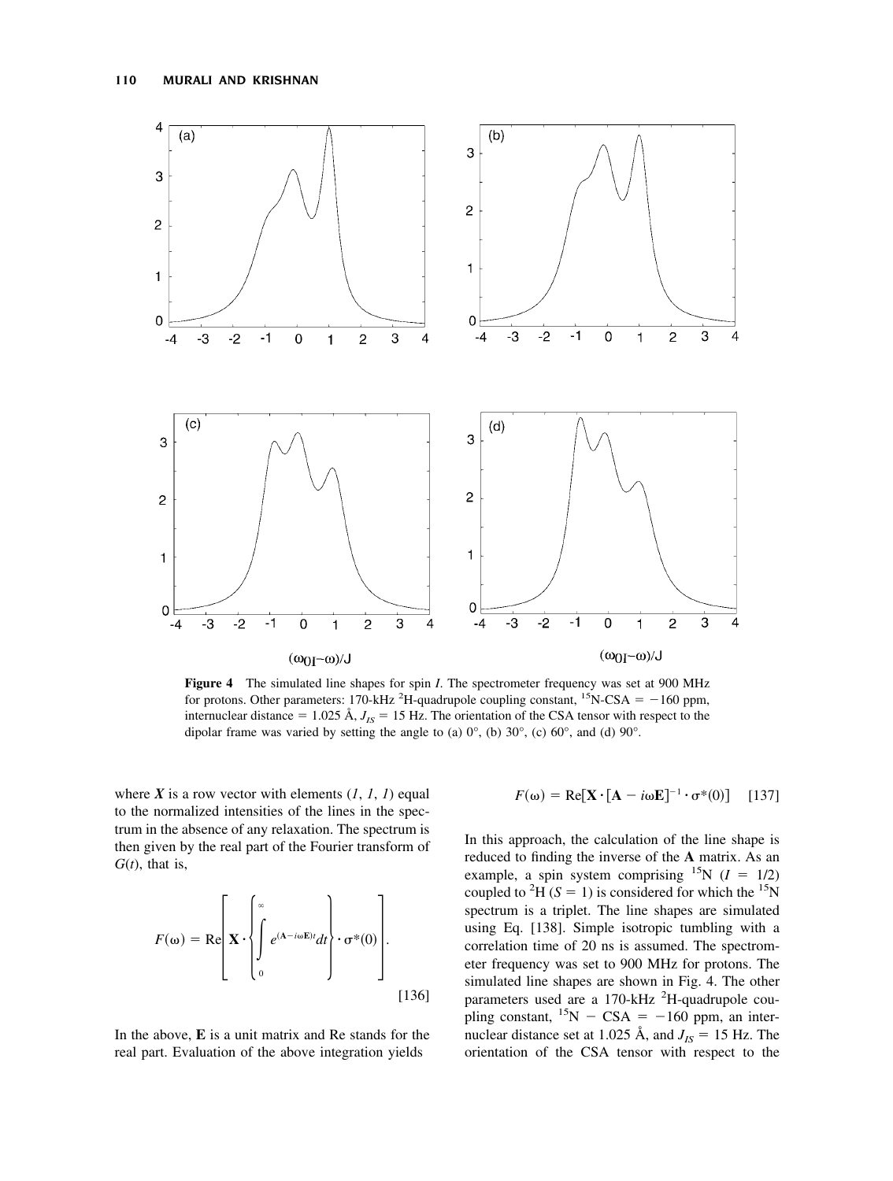**Figure 4** The simulated line shapes for spin $I$. The spectrometer frequency was set at 900 MHz for protons. Other parameters: 170-kHz $^{2}$H-quadrupole coupling constant, $^{15}$N-CSA = −160 ppm, internuclear distance = 1.025 Å, $J_{IS}$ = 15 Hz. The orientation of the CSA tensor with respect to the dipolar frame was varied by setting the angle to (a) 0°, (b) 30°, (c) 60°, and (d) 90°.

where $\boldsymbol{X}$ is a row vector with elements ($1$, $1$, $1$) equal to the normalized intensities of the lines in the spectrum in the absence of any relaxation. The spectrum is then given by the real part of the Fourier transform of $G(t)$, that is,

$$F(\omega) = \mathrm{Re}\left[\mathbf{X} \cdot \left\{ \int_{0}^{\infty} e^{(\mathbf{A} - i\omega\mathbf{E})t} dt \right\} \cdot \sigma^{*}(0) \right]. \quad [136]$$

In the above, $\mathbf{E}$ is a unit matrix and Re stands for the real part. Evaluation of the above integration yields

$$F(\omega) = \mathrm{Re}[\mathbf{X} \cdot [\mathbf{A} - i\omega\mathbf{E}]^{-1} \cdot \sigma^{*}(0)] \quad [137]$$

In this approach, the calculation of the line shape is reduced to finding the inverse of the $\mathbf{A}$ matrix. As an example, a spin system comprising $^{15}$N ($I$ = 1/2) coupled to $^{2}$H ($S$ = 1) is considered for which the $^{15}$N spectrum is a triplet. The line shapes are simulated using Eq. [138]. Simple isotropic tumbling with a correlation time of 20 ns is assumed. The spectrometer frequency was set to 900 MHz for protons. The simulated line shapes are shown in Fig. 4. The other parameters used are a 170-kHz $^{2}$H-quadrupole coupling constant, $^{15}$N − CSA = −160 ppm, an internuclear distance set at 1.025 Å, and $J_{IS}$ = 15 Hz. The orientation of the CSA tensor with respect to the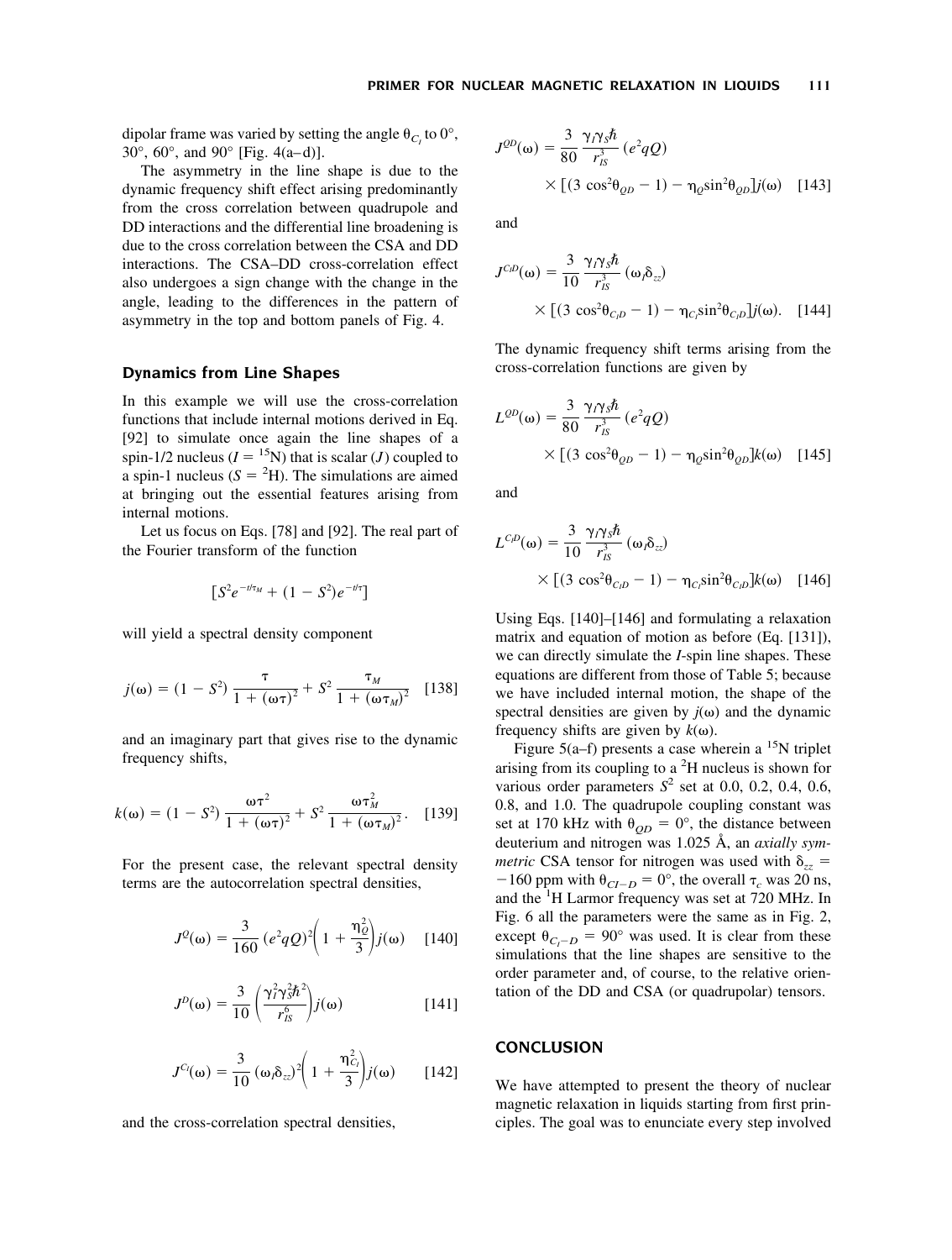dipolar frame was varied by setting the angle $\theta_{C_I}$ to 0°, 30°, 60°, and 90° [Fig. 4(a–d)].

The asymmetry in the line shape is due to the dynamic frequency shift effect arising predominantly from the cross correlation between quadrupole and DD interactions and the differential line broadening is due to the cross correlation between the CSA and DD interactions. The CSA–DD cross-correlation effect also undergoes a sign change with the change in the angle, leading to the differences in the pattern of asymmetry in the top and bottom panels of Fig. 4.

### Dynamics from Line Shapes

In this example we will use the cross-correlation functions that include internal motions derived in Eq. [92] to simulate once again the line shapes of a spin-1/2 nucleus ($I = {}^{15}$N) that is scalar ($J$) coupled to a spin-1 nucleus ($S = {}^{2}$H). The simulations are aimed at bringing out the essential features arising from internal motions.

Let us focus on Eqs. [78] and [92]. The real part of the Fourier transform of the function

$$[S^2 e^{-t/\tau_M} + (1 - S^2)e^{-t/\tau}]$$

will yield a spectral density component

$$j(\omega) = (1 - S^2)\frac{\tau}{1 + (\omega\tau)^2} + S^2\frac{\tau_M}{1 + (\omega\tau_M)^2} \quad [138]$$

and an imaginary part that gives rise to the dynamic frequency shifts,

$$k(\omega) = (1 - S^2)\frac{\omega\tau^2}{1 + (\omega\tau)^2} + S^2\frac{\omega\tau_M^2}{1 + (\omega\tau_M)^2}. \quad [139]$$

For the present case, the relevant spectral density terms are the autocorrelation spectral densities,

$$J^{Q}(\omega) = \frac{3}{160}(e^2qQ)^2\left(1 + \frac{\eta_Q^2}{3}\right)j(\omega) \quad [140]$$

$$J^{D}(\omega) = \frac{3}{10}\left(\frac{\gamma_I^2\gamma_S^2\hbar^2}{r_{IS}^6}\right)j(\omega) \quad [141]$$

$$J^{C_I}(\omega) = \frac{3}{10}(\omega_I\delta_{zz})^2\left(1 + \frac{\eta_{C_I}^2}{3}\right)j(\omega) \quad [142]$$

and the cross-correlation spectral densities,

$$J^{QD}(\omega) = \frac{3}{80}\frac{\gamma_I\gamma_S\hbar}{r_{IS}^3}(e^2qQ) \times [(3\cos^2\theta_{QD} - 1) - \eta_Q\sin^2\theta_{QD}]j(\omega) \quad [143]$$

and

$$J^{C_ID}(\omega) = \frac{3}{10}\frac{\gamma_I\gamma_S\hbar}{r_{IS}^3}(\omega_I\delta_{zz}) \times [(3\cos^2\theta_{C_ID} - 1) - \eta_{C_I}\sin^2\theta_{C_ID}]j(\omega). \quad [144]$$

The dynamic frequency shift terms arising from the cross-correlation functions are given by

$$L^{QD}(\omega) = \frac{3}{80}\frac{\gamma_I\gamma_S\hbar}{r_{IS}^3}(e^2qQ) \times [(3\cos^2\theta_{QD} - 1) - \eta_Q\sin^2\theta_{QD}]k(\omega) \quad [145]$$

and

$$L^{C_ID}(\omega) = \frac{3}{10}\frac{\gamma_I\gamma_S\hbar}{r_{IS}^3}(\omega_I\delta_{zz}) \times [(3\cos^2\theta_{C_ID} - 1) - \eta_{C_I}\sin^2\theta_{C_ID}]k(\omega) \quad [146]$$

Using Eqs. [140]–[146] and formulating a relaxation matrix and equation of motion as before (Eq. [131]), we can directly simulate the $I$-spin line shapes. These equations are different from those of Table 5; because we have included internal motion, the shape of the spectral densities are given by $j(\omega)$ and the dynamic frequency shifts are given by $k(\omega)$.

Figure 5(a–f) presents a case wherein a $^{15}$N triplet arising from its coupling to a $^{2}$H nucleus is shown for various order parameters $S^2$ set at 0.0, 0.2, 0.4, 0.6, 0.8, and 1.0. The quadrupole coupling constant was set at 170 kHz with $\theta_{QD} = 0°$, the distance between deuterium and nitrogen was 1.025 Å, an *axially symmetric* CSA tensor for nitrogen was used with $\delta_{zz} = -160$ ppm with $\theta_{CI-D} = 0°$, the overall $\tau_c$ was 20 ns, and the $^{1}$H Larmor frequency was set at 720 MHz. In Fig. 6 all the parameters were the same as in Fig. 2, except $\theta_{C_I-D} = 90°$ was used. It is clear from these simulations that the line shapes are sensitive to the order parameter and, of course, to the relative orientation of the DD and CSA (or quadrupolar) tensors.

## CONCLUSION

We have attempted to present the theory of nuclear magnetic relaxation in liquids starting from first principles. The goal was to enunciate every step involved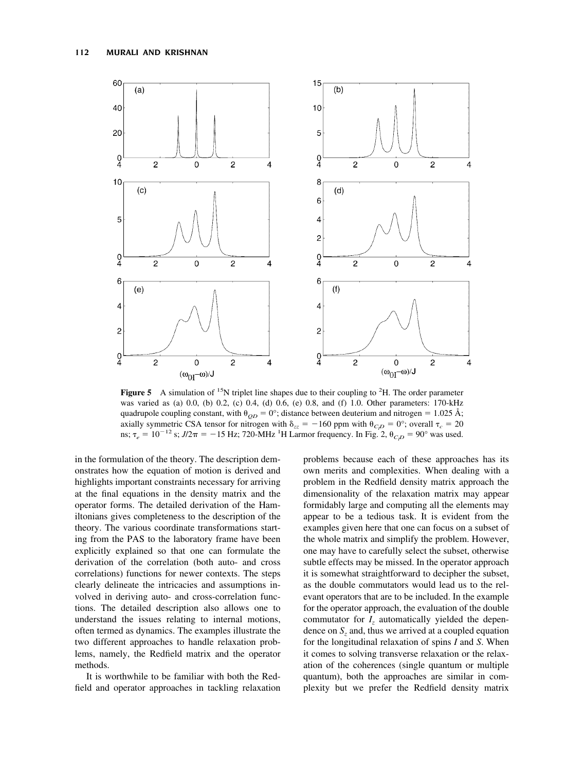(a)

60
40
20
0
4 2 0 2 4

(b)

15
10
5
0
4 2 0 2 4

(c)

10
5
0
4 2 0 2 4

(d)

8
6
4
2
0
4 2 0 2 4

(e)

6
4
2
0
4 2 0 2 4
$(\omega_{0I}-\omega)/J$

(f)

6
4
2
0
4 2 0 2 4
$(\omega_{0I}-\omega)/J$

**Figure 5** A simulation of $^{15}N$ triplet line shapes due to their coupling to $^{2}H$. The order parameter was varied as (a) 0.0, (b) 0.2, (c) 0.4, (d) 0.6, (e) 0.8, and (f) 1.0. Other parameters: 170-kHz quadrupole coupling constant, with $\theta_{QD} = 0°$; distance between deuterium and nitrogen = 1.025 Å; axially symmetric CSA tensor for nitrogen with $\delta_{zz} = -160$ ppm with $\theta_{C_iD} = 0°$; overall $\tau_c$ = 20 ns; $\tau_e = 10^{-12}$ s; $J/2\pi = -15$ Hz; 720-MHz $^{1}H$ Larmor frequency. In Fig. 2, $\theta_{C_iD} = 90°$ was used.

in the formulation of the theory. The description demonstrates how the equation of motion is derived and highlights important constraints necessary for arriving at the final equations in the density matrix and the operator forms. The detailed derivation of the Hamiltonians gives completeness to the description of the theory. The various coordinate transformations starting from the PAS to the laboratory frame have been explicitly explained so that one can formulate the derivation of the correlation (both auto- and cross correlations) functions for newer contexts. The steps clearly delineate the intricacies and assumptions involved in deriving auto- and cross-correlation functions. The detailed description also allows one to understand the issues relating to internal motions, often termed as dynamics. The examples illustrate the two different approaches to handle relaxation problems, namely, the Redfield matrix and the operator methods.

It is worthwhile to be familiar with both the Redfield and operator approaches in tackling relaxation problems because each of these approaches has its own merits and complexities. When dealing with a problem in the Redfield density matrix approach the dimensionality of the relaxation matrix may appear formidably large and computing all the elements may appear to be a tedious task. It is evident from the examples given here that one can focus on a subset of the whole matrix and simplify the problem. However, one may have to carefully select the subset, otherwise subtle effects may be missed. In the operator approach it is somewhat straightforward to decipher the subset, as the double commutators would lead us to the relevant operators that are to be included. In the example for the operator approach, the evaluation of the double commutator for $I_z$ automatically yielded the dependence on $S_z$ and, thus we arrived at a coupled equation for the longitudinal relaxation of spins $I$ and $S$. When it comes to solving transverse relaxation or the relaxation of the coherences (single quantum or multiple quantum), both the approaches are similar in complexity but we prefer the Redfield density matrix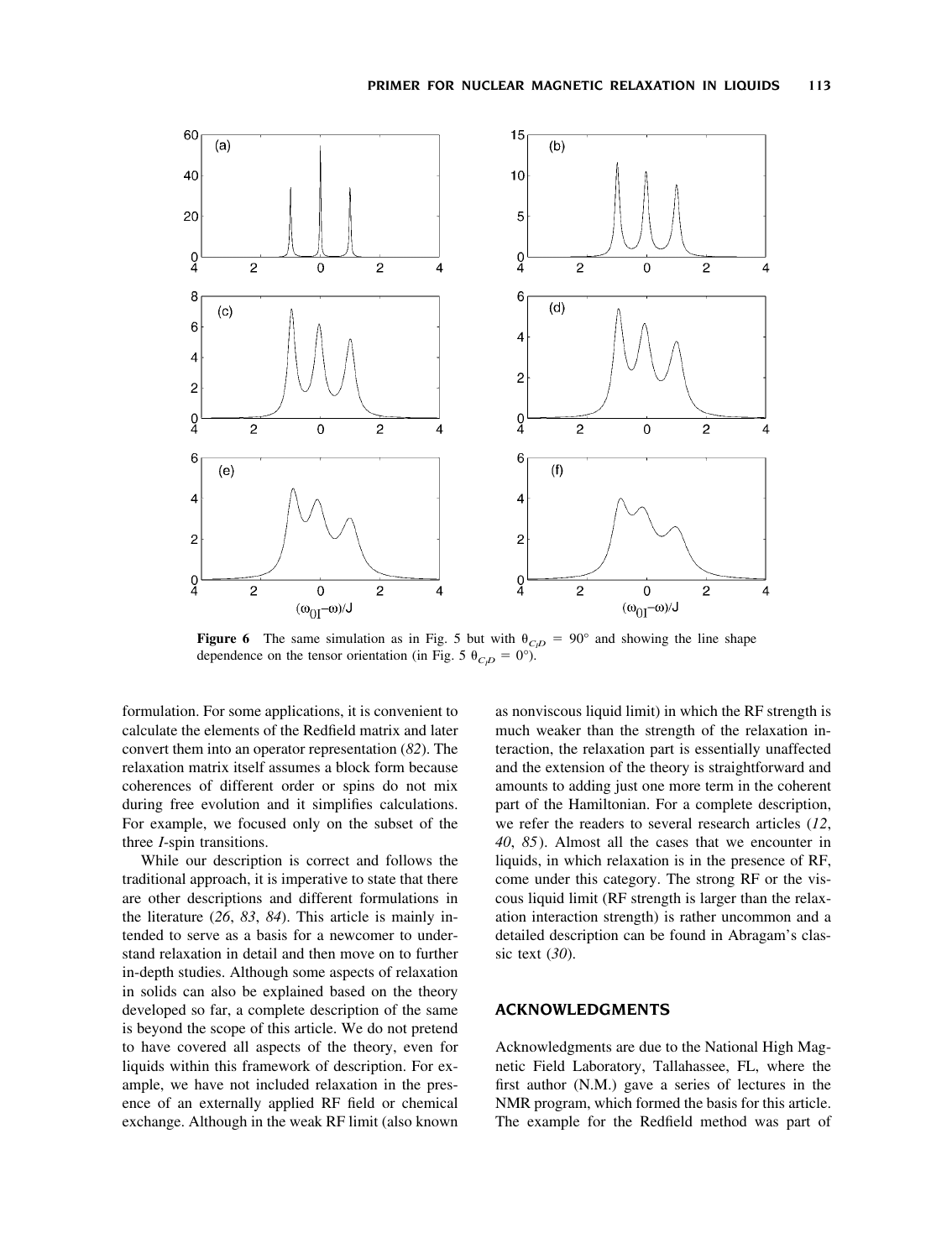**Figure 6** The same simulation as in Fig. 5 but with $\theta_{C,D} = 90°$ and showing the line shape dependence on the tensor orientation (in Fig. 5 $\theta_{C,D} = 0°$).

formulation. For some applications, it is convenient to calculate the elements of the Redfield matrix and later convert them into an operator representation (*82*). The relaxation matrix itself assumes a block form because coherences of different order or spins do not mix during free evolution and it simplifies calculations. For example, we focused only on the subset of the three *I*-spin transitions.

While our description is correct and follows the traditional approach, it is imperative to state that there are other descriptions and different formulations in the literature (*26*, *83*, *84*). This article is mainly intended to serve as a basis for a newcomer to understand relaxation in detail and then move on to further in-depth studies. Although some aspects of relaxation in solids can also be explained based on the theory developed so far, a complete description of the same is beyond the scope of this article. We do not pretend to have covered all aspects of the theory, even for liquids within this framework of description. For example, we have not included relaxation in the presence of an externally applied RF field or chemical exchange. Although in the weak RF limit (also known as nonviscous liquid limit) in which the RF strength is much weaker than the strength of the relaxation interaction, the relaxation part is essentially unaffected and the extension of the theory is straightforward and amounts to adding just one more term in the coherent part of the Hamiltonian. For a complete description, we refer the readers to several research articles (*12*, *40*, *85*). Almost all the cases that we encounter in liquids, in which relaxation is in the presence of RF, come under this category. The strong RF or the viscous liquid limit (RF strength is larger than the relaxation interaction strength) is rather uncommon and a detailed description can be found in Abragam's classic text (*30*).

## ACKNOWLEDGMENTS

Acknowledgments are due to the National High Magnetic Field Laboratory, Tallahassee, FL, where the first author (N.M.) gave a series of lectures in the NMR program, which formed the basis for this article. The example for the Redfield method was part of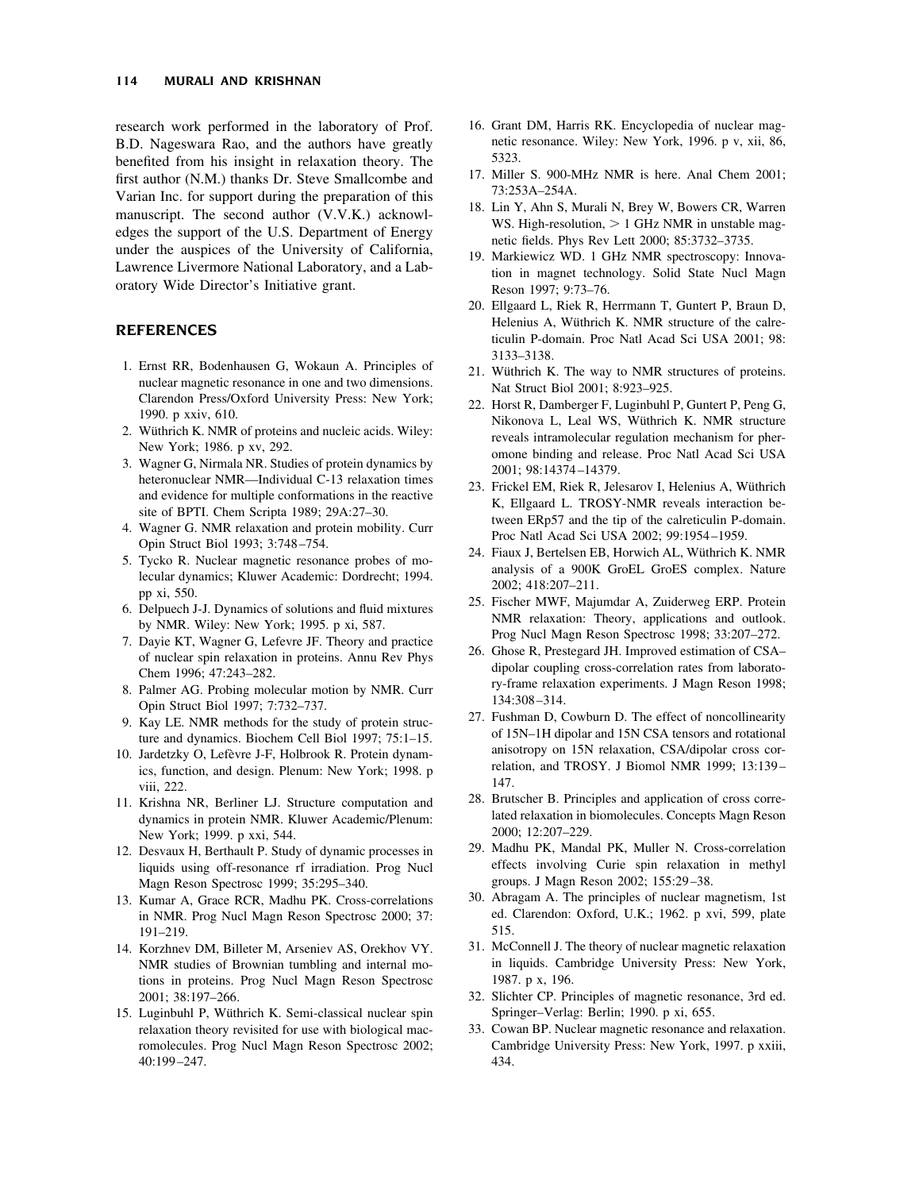research work performed in the laboratory of Prof. B.D. Nageswara Rao, and the authors have greatly benefited from his insight in relaxation theory. The first author (N.M.) thanks Dr. Steve Smallcombe and Varian Inc. for support during the preparation of this manuscript. The second author (V.V.K.) acknowledges the support of the U.S. Department of Energy under the auspices of the University of California, Lawrence Livermore National Laboratory, and a Laboratory Wide Director's Initiative grant.

## REFERENCES

1. Ernst RR, Bodenhausen G, Wokaun A. Principles of nuclear magnetic resonance in one and two dimensions. Clarendon Press/Oxford University Press: New York; 1990. p xxiv, 610.
2. Wüthrich K. NMR of proteins and nucleic acids. Wiley: New York; 1986. p xv, 292.
3. Wagner G, Nirmala NR. Studies of protein dynamics by heteronuclear NMR—Individual C-13 relaxation times and evidence for multiple conformations in the reactive site of BPTI. Chem Scripta 1989; 29A:27–30.
4. Wagner G. NMR relaxation and protein mobility. Curr Opin Struct Biol 1993; 3:748–754.
5. Tycko R. Nuclear magnetic resonance probes of molecular dynamics; Kluwer Academic: Dordrecht; 1994. pp xi, 550.
6. Delpuech J-J. Dynamics of solutions and fluid mixtures by NMR. Wiley: New York; 1995. p xi, 587.
7. Dayie KT, Wagner G, Lefevre JF. Theory and practice of nuclear spin relaxation in proteins. Annu Rev Phys Chem 1996; 47:243–282.
8. Palmer AG. Probing molecular motion by NMR. Curr Opin Struct Biol 1997; 7:732–737.
9. Kay LE. NMR methods for the study of protein structure and dynamics. Biochem Cell Biol 1997; 75:1–15.
10. Jardetzky O, Lefèvre J-F, Holbrook R. Protein dynamics, function, and design. Plenum: New York; 1998. p viii, 222.
11. Krishna NR, Berliner LJ. Structure computation and dynamics in protein NMR. Kluwer Academic/Plenum: New York; 1999. p xxi, 544.
12. Desvaux H, Berthault P. Study of dynamic processes in liquids using off-resonance rf irradiation. Prog Nucl Magn Reson Spectrosc 1999; 35:295–340.
13. Kumar A, Grace RCR, Madhu PK. Cross-correlations in NMR. Prog Nucl Magn Reson Spectrosc 2000; 37: 191–219.
14. Korzhnev DM, Billeter M, Arseniev AS, Orekhov VY. NMR studies of Brownian tumbling and internal motions in proteins. Prog Nucl Magn Reson Spectrosc 2001; 38:197–266.
15. Luginbuhl P, Wüthrich K. Semi-classical nuclear spin relaxation theory revisited for use with biological macromolecules. Prog Nucl Magn Reson Spectrosc 2002; 40:199–247.
16. Grant DM, Harris RK. Encyclopedia of nuclear magnetic resonance. Wiley: New York, 1996. p v, xii, 86, 5323.
17. Miller S. 900-MHz NMR is here. Anal Chem 2001; 73:253A–254A.
18. Lin Y, Ahn S, Murali N, Brey W, Bowers CR, Warren WS. High-resolution, > 1 GHz NMR in unstable magnetic fields. Phys Rev Lett 2000; 85:3732–3735.
19. Markiewicz WD. 1 GHz NMR spectroscopy: Innovation in magnet technology. Solid State Nucl Magn Reson 1997; 9:73–76.
20. Ellgaard L, Riek R, Herrmann T, Guntert P, Braun D, Helenius A, Wüthrich K. NMR structure of the calreticulin P-domain. Proc Natl Acad Sci USA 2001; 98: 3133–3138.
21. Wüthrich K. The way to NMR structures of proteins. Nat Struct Biol 2001; 8:923–925.
22. Horst R, Damberger F, Luginbuhl P, Guntert P, Peng G, Nikonova L, Leal WS, Wüthrich K. NMR structure reveals intramolecular regulation mechanism for pheromone binding and release. Proc Natl Acad Sci USA 2001; 98:14374–14379.
23. Frickel EM, Riek R, Jelesarov I, Helenius A, Wüthrich K, Ellgaard L. TROSY-NMR reveals interaction between ERp57 and the tip of the calreticulin P-domain. Proc Natl Acad Sci USA 2002; 99:1954–1959.
24. Fiaux J, Bertelsen EB, Horwich AL, Wüthrich K. NMR analysis of a 900K GroEL GroES complex. Nature 2002; 418:207–211.
25. Fischer MWF, Majumdar A, Zuiderweg ERP. Protein NMR relaxation: Theory, applications and outlook. Prog Nucl Magn Reson Spectrosc 1998; 33:207–272.
26. Ghose R, Prestegard JH. Improved estimation of CSA–dipolar coupling cross-correlation rates from laboratory-frame relaxation experiments. J Magn Reson 1998; 134:308–314.
27. Fushman D, Cowburn D. The effect of noncollinearity of 15N–1H dipolar and 15N CSA tensors and rotational anisotropy on 15N relaxation, CSA/dipolar cross correlation, and TROSY. J Biomol NMR 1999; 13:139–147.
28. Brutscher B. Principles and application of cross correlated relaxation in biomolecules. Concepts Magn Reson 2000; 12:207–229.
29. Madhu PK, Mandal PK, Muller N. Cross-correlation effects involving Curie spin relaxation in methyl groups. J Magn Reson 2002; 155:29–38.
30. Abragam A. The principles of nuclear magnetism, 1st ed. Clarendon: Oxford, U.K.; 1962. p xvi, 599, plate 515.
31. McConnell J. The theory of nuclear magnetic relaxation in liquids. Cambridge University Press: New York, 1987. p x, 196.
32. Slichter CP. Principles of magnetic resonance, 3rd ed. Springer–Verlag: Berlin; 1990. p xi, 655.
33. Cowan BP. Nuclear magnetic resonance and relaxation. Cambridge University Press: New York, 1997. p xxiii, 434.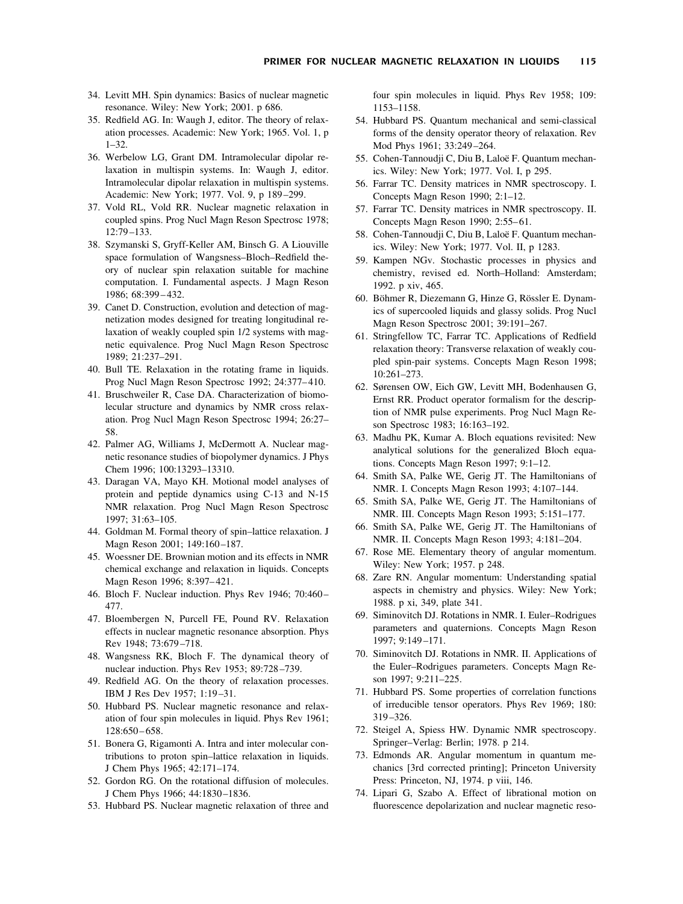34. Levitt MH. Spin dynamics: Basics of nuclear magnetic resonance. Wiley: New York; 2001. p 686.
35. Redfield AG. In: Waugh J, editor. The theory of relaxation processes. Academic: New York; 1965. Vol. 1, p 1–32.
36. Werbelow LG, Grant DM. Intramolecular dipolar relaxation in multispin systems. In: Waugh J, editor. Intramolecular dipolar relaxation in multispin systems. Academic: New York; 1977. Vol. 9, p 189–299.
37. Vold RL, Vold RR. Nuclear magnetic relaxation in coupled spins. Prog Nucl Magn Reson Spectrosc 1978; 12:79–133.
38. Szymanski S, Gryff-Keller AM, Binsch G. A Liouville space formulation of Wangsness–Bloch–Redfield theory of nuclear spin relaxation suitable for machine computation. I. Fundamental aspects. J Magn Reson 1986; 68:399–432.
39. Canet D. Construction, evolution and detection of magnetization modes designed for treating longitudinal relaxation of weakly coupled spin 1/2 systems with magnetic equivalence. Prog Nucl Magn Reson Spectrosc 1989; 21:237–291.
40. Bull TE. Relaxation in the rotating frame in liquids. Prog Nucl Magn Reson Spectrosc 1992; 24:377–410.
41. Bruschweiler R, Case DA. Characterization of biomolecular structure and dynamics by NMR cross relaxation. Prog Nucl Magn Reson Spectrosc 1994; 26:27–58.
42. Palmer AG, Williams J, McDermott A. Nuclear magnetic resonance studies of biopolymer dynamics. J Phys Chem 1996; 100:13293–13310.
43. Daragan VA, Mayo KH. Motional model analyses of protein and peptide dynamics using C-13 and N-15 NMR relaxation. Prog Nucl Magn Reson Spectrosc 1997; 31:63–105.
44. Goldman M. Formal theory of spin–lattice relaxation. J Magn Reson 2001; 149:160–187.
45. Woessner DE. Brownian motion and its effects in NMR chemical exchange and relaxation in liquids. Concepts Magn Reson 1996; 8:397–421.
46. Bloch F. Nuclear induction. Phys Rev 1946; 70:460–477.
47. Bloembergen N, Purcell FE, Pound RV. Relaxation effects in nuclear magnetic resonance absorption. Phys Rev 1948; 73:679–718.
48. Wangsness RK, Bloch F. The dynamical theory of nuclear induction. Phys Rev 1953; 89:728–739.
49. Redfield AG. On the theory of relaxation processes. IBM J Res Dev 1957; 1:19–31.
50. Hubbard PS. Nuclear magnetic resonance and relaxation of four spin molecules in liquid. Phys Rev 1961; 128:650–658.
51. Bonera G, Rigamonti A. Intra and inter molecular contributions to proton spin–lattice relaxation in liquids. J Chem Phys 1965; 42:171–174.
52. Gordon RG. On the rotational diffusion of molecules. J Chem Phys 1966; 44:1830–1836.
53. Hubbard PS. Nuclear magnetic relaxation of three and four spin molecules in liquid. Phys Rev 1958; 109: 1153–1158.
54. Hubbard PS. Quantum mechanical and semi-classical forms of the density operator theory of relaxation. Rev Mod Phys 1961; 33:249–264.
55. Cohen-Tannoudji C, Diu B, Laloë F. Quantum mechanics. Wiley: New York; 1977. Vol. I, p 295.
56. Farrar TC. Density matrices in NMR spectroscopy. I. Concepts Magn Reson 1990; 2:1–12.
57. Farrar TC. Density matrices in NMR spectroscopy. II. Concepts Magn Reson 1990; 2:55–61.
58. Cohen-Tannoudji C, Diu B, Laloë F. Quantum mechanics. Wiley: New York; 1977. Vol. II, p 1283.
59. Kampen NGv. Stochastic processes in physics and chemistry, revised ed. North–Holland: Amsterdam; 1992. p xiv, 465.
60. Böhmer R, Diezemann G, Hinze G, Rössler E. Dynamics of supercooled liquids and glassy solids. Prog Nucl Magn Reson Spectrosc 2001; 39:191–267.
61. Stringfellow TC, Farrar TC. Applications of Redfield relaxation theory: Transverse relaxation of weakly coupled spin-pair systems. Concepts Magn Reson 1998; 10:261–273.
62. Sørensen OW, Eich GW, Levitt MH, Bodenhausen G, Ernst RR. Product operator formalism for the description of NMR pulse experiments. Prog Nucl Magn Reson Spectrosc 1983; 16:163–192.
63. Madhu PK, Kumar A. Bloch equations revisited: New analytical solutions for the generalized Bloch equations. Concepts Magn Reson 1997; 9:1–12.
64. Smith SA, Palke WE, Gerig JT. The Hamiltonians of NMR. I. Concepts Magn Reson 1993; 4:107–144.
65. Smith SA, Palke WE, Gerig JT. The Hamiltonians of NMR. III. Concepts Magn Reson 1993; 5:151–177.
66. Smith SA, Palke WE, Gerig JT. The Hamiltonians of NMR. II. Concepts Magn Reson 1993; 4:181–204.
67. Rose ME. Elementary theory of angular momentum. Wiley: New York; 1957. p 248.
68. Zare RN. Angular momentum: Understanding spatial aspects in chemistry and physics. Wiley: New York; 1988. p xi, 349, plate 341.
69. Siminovitch DJ. Rotations in NMR. I. Euler–Rodrigues parameters and quaternions. Concepts Magn Reson 1997; 9:149–171.
70. Siminovitch DJ. Rotations in NMR. II. Applications of the Euler–Rodrigues parameters. Concepts Magn Reson 1997; 9:211–225.
71. Hubbard PS. Some properties of correlation functions of irreducible tensor operators. Phys Rev 1969; 180: 319–326.
72. Steigel A, Spiess HW. Dynamic NMR spectroscopy. Springer–Verlag: Berlin; 1978. p 214.
73. Edmonds AR. Angular momentum in quantum mechanics [3rd corrected printing]; Princeton University Press: Princeton, NJ, 1974. p viii, 146.
74. Lipari G, Szabo A. Effect of librational motion on fluorescence depolarization and nuclear magnetic reso-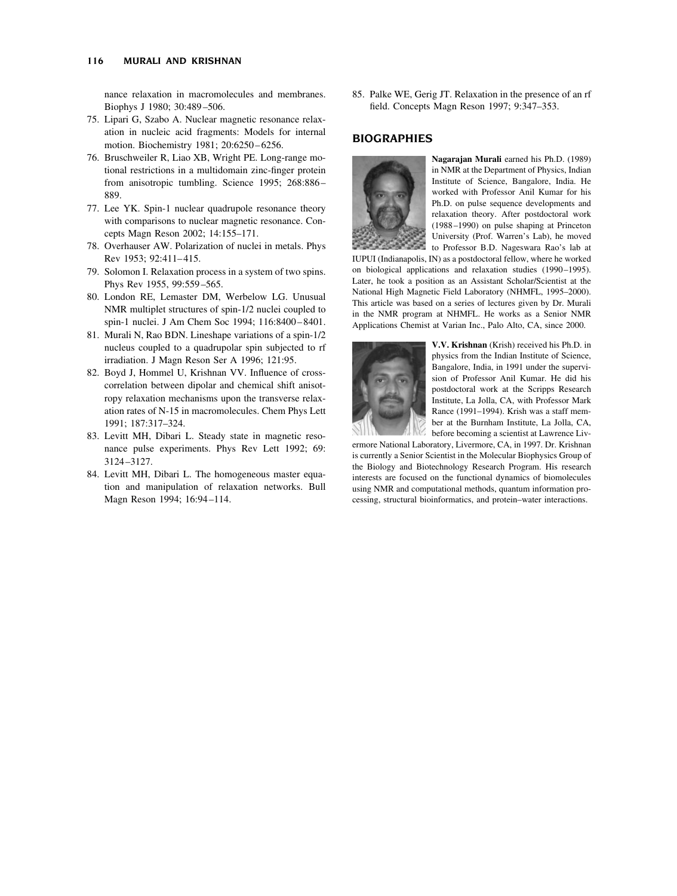nance relaxation in macromolecules and membranes. Biophys J 1980; 30:489–506.

75. Lipari G, Szabo A. Nuclear magnetic resonance relaxation in nucleic acid fragments: Models for internal motion. Biochemistry 1981; 20:6250–6256.
76. Bruschweiler R, Liao XB, Wright PE. Long-range motional restrictions in a multidomain zinc-finger protein from anisotropic tumbling. Science 1995; 268:886–889.
77. Lee YK. Spin-1 nuclear quadrupole resonance theory with comparisons to nuclear magnetic resonance. Concepts Magn Reson 2002; 14:155–171.
78. Overhauser AW. Polarization of nuclei in metals. Phys Rev 1953; 92:411–415.
79. Solomon I. Relaxation process in a system of two spins. Phys Rev 1955, 99:559–565.
80. London RE, Lemaster DM, Werbelow LG. Unusual NMR multiplet structures of spin-1/2 nuclei coupled to spin-1 nuclei. J Am Chem Soc 1994; 116:8400–8401.
81. Murali N, Rao BDN. Lineshape variations of a spin-1/2 nucleus coupled to a quadrupolar spin subjected to rf irradiation. J Magn Reson Ser A 1996; 121:95.
82. Boyd J, Hommel U, Krishnan VV. Influence of cross-correlation between dipolar and chemical shift anisotropy relaxation mechanisms upon the transverse relaxation rates of N-15 in macromolecules. Chem Phys Lett 1991; 187:317–324.
83. Levitt MH, Dibari L. Steady state in magnetic resonance pulse experiments. Phys Rev Lett 1992; 69: 3124–3127.
84. Levitt MH, Dibari L. The homogeneous master equation and manipulation of relaxation networks. Bull Magn Reson 1994; 16:94–114.
85. Palke WE, Gerig JT. Relaxation in the presence of an rf field. Concepts Magn Reson 1997; 9:347–353.

## BIOGRAPHIES

**Nagarajan Murali** earned his Ph.D. (1989) in NMR at the Department of Physics, Indian Institute of Science, Bangalore, India. He worked with Professor Anil Kumar for his Ph.D. on pulse sequence developments and relaxation theory. After postdoctoral work (1988–1990) on pulse shaping at Princeton University (Prof. Warren's Lab), he moved to Professor B.D. Nageswara Rao's lab at IUPUI (Indianapolis, IN) as a postdoctoral fellow, where he worked on biological applications and relaxation studies (1990–1995). Later, he took a position as an Assistant Scholar/Scientist at the National High Magnetic Field Laboratory (NHMFL, 1995–2000). This article was based on a series of lectures given by Dr. Murali in the NMR program at NHMFL. He works as a Senior NMR Applications Chemist at Varian Inc., Palo Alto, CA, since 2000.

**V.V. Krishnan** (Krish) received his Ph.D. in physics from the Indian Institute of Science, Bangalore, India, in 1991 under the supervision of Professor Anil Kumar. He did his postdoctoral work at the Scripps Research Institute, La Jolla, CA, with Professor Mark Rance (1991–1994). Krish was a staff member at the Burnham Institute, La Jolla, CA, before becoming a scientist at Lawrence Livermore National Laboratory, Livermore, CA, in 1997. Dr. Krishnan is currently a Senior Scientist in the Molecular Biophysics Group of the Biology and Biotechnology Research Program. His research interests are focused on the functional dynamics of biomolecules using NMR and computational methods, quantum information processing, structural bioinformatics, and protein–water interactions.